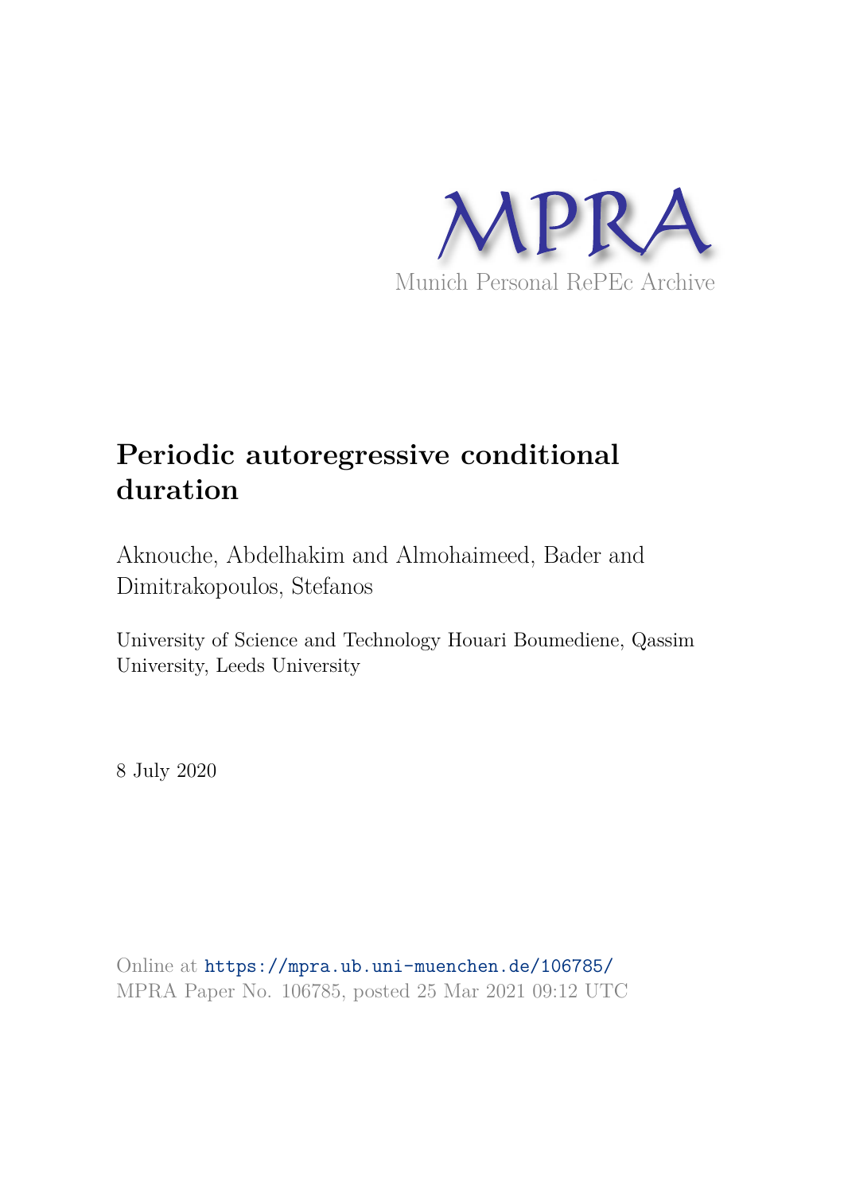MPRA

Munich Personal RePEc Archive

# Periodic autoregressive conditional duration

Aknouche, Abdelhakim and Almohaimeed, Bader and Dimitrakopoulos, Stefanos

University of Science and Technology Houari Boumediene, Qassim University, Leeds University

8 July 2020

Online at https://mpra.ub.uni-muenchen.de/106785/
MPRA Paper No. 106785, posted 25 Mar 2021 09:12 UTC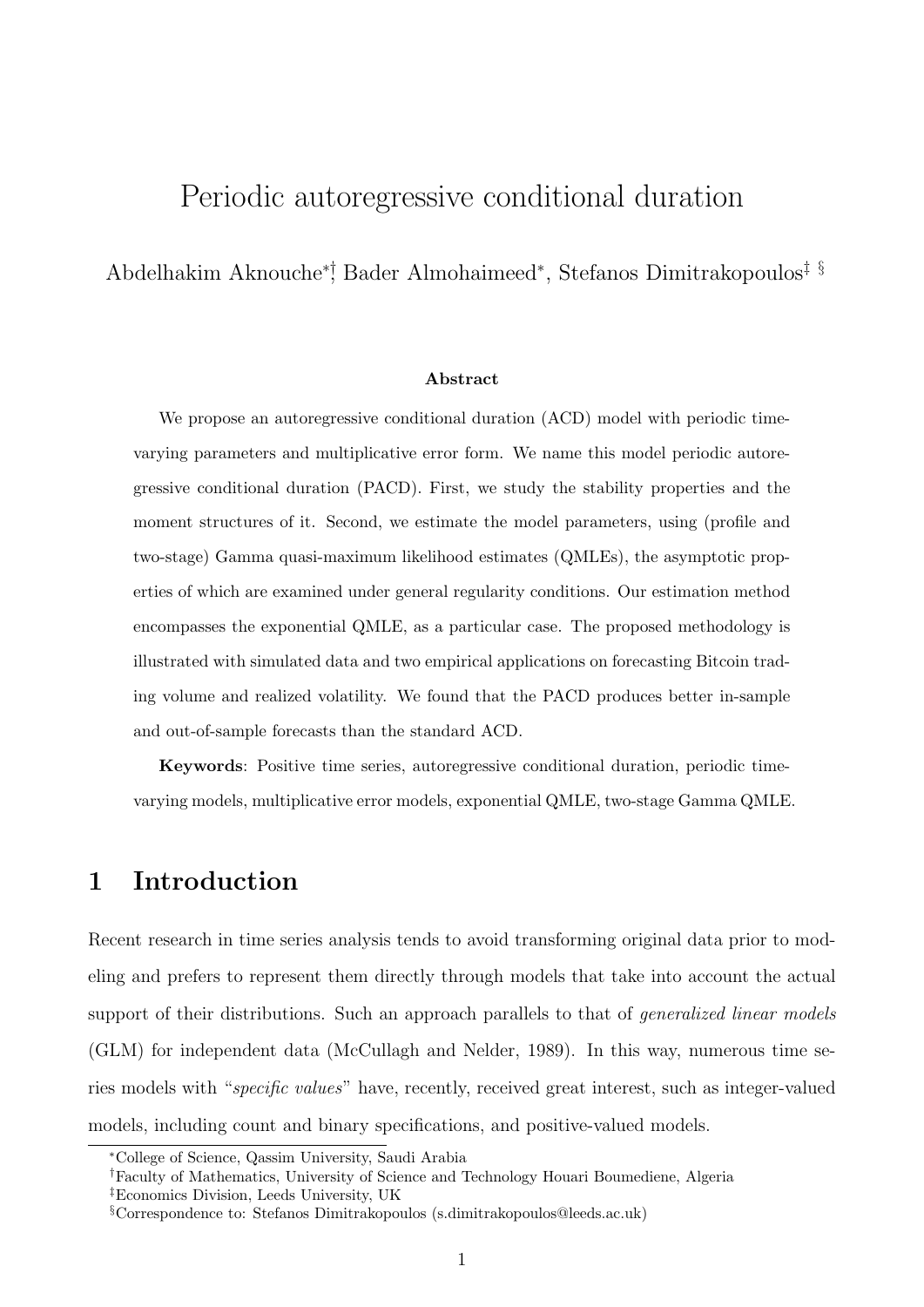# Periodic autoregressive conditional duration

Abdelhakim Aknouche[*][†], Bader Almohaimeed[*], Stefanos Dimitrakopoulos[‡][§]

**Abstract**

We propose an autoregressive conditional duration (ACD) model with periodic time-varying parameters and multiplicative error form. We name this model periodic autoregressive conditional duration (PACD). First, we study the stability properties and the moment structures of it. Second, we estimate the model parameters, using (profile and two-stage) Gamma quasi-maximum likelihood estimates (QMLEs), the asymptotic properties of which are examined under general regularity conditions. Our estimation method encompasses the exponential QMLE, as a particular case. The proposed methodology is illustrated with simulated data and two empirical applications on forecasting Bitcoin trading volume and realized volatility. We found that the PACD produces better in-sample and out-of-sample forecasts than the standard ACD.

**Keywords**: Positive time series, autoregressive conditional duration, periodic time-varying models, multiplicative error models, exponential QMLE, two-stage Gamma QMLE.

## 1 Introduction

Recent research in time series analysis tends to avoid transforming original data prior to modeling and prefers to represent them directly through models that take into account the actual support of their distributions. Such an approach parallels to that of *generalized linear models* (GLM) for independent data (McCullagh and Nelder, 1989). In this way, numerous time series models with "*specific values*" have, recently, received great interest, such as integer-valued models, including count and binary specifications, and positive-valued models.

[*]College of Science, Qassim University, Saudi Arabia

[†]Faculty of Mathematics, University of Science and Technology Houari Boumediene, Algeria

[‡]Economics Division, Leeds University, UK

[§]Correspondence to: Stefanos Dimitrakopoulos (s.dimitrakopoulos@leeds.ac.uk)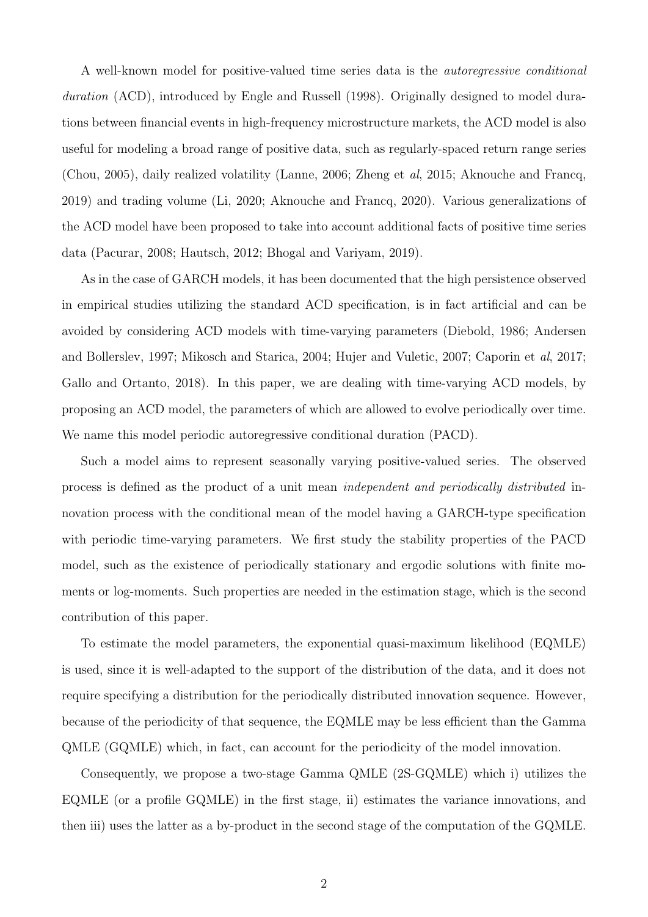A well-known model for positive-valued time series data is the *autoregressive conditional duration* (ACD), introduced by Engle and Russell (1998). Originally designed to model durations between financial events in high-frequency microstructure markets, the ACD model is also useful for modeling a broad range of positive data, such as regularly-spaced return range series (Chou, 2005), daily realized volatility (Lanne, 2006; Zheng et *al*, 2015; Aknouche and Francq, 2019) and trading volume (Li, 2020; Aknouche and Francq, 2020). Various generalizations of the ACD model have been proposed to take into account additional facts of positive time series data (Pacurar, 2008; Hautsch, 2012; Bhogal and Variyam, 2019).

As in the case of GARCH models, it has been documented that the high persistence observed in empirical studies utilizing the standard ACD specification, is in fact artificial and can be avoided by considering ACD models with time-varying parameters (Diebold, 1986; Andersen and Bollerslev, 1997; Mikosch and Starica, 2004; Hujer and Vuletic, 2007; Caporin et *al*, 2017; Gallo and Ortanto, 2018). In this paper, we are dealing with time-varying ACD models, by proposing an ACD model, the parameters of which are allowed to evolve periodically over time. We name this model periodic autoregressive conditional duration (PACD).

Such a model aims to represent seasonally varying positive-valued series. The observed process is defined as the product of a unit mean *independent and periodically distributed* innovation process with the conditional mean of the model having a GARCH-type specification with periodic time-varying parameters. We first study the stability properties of the PACD model, such as the existence of periodically stationary and ergodic solutions with finite moments or log-moments. Such properties are needed in the estimation stage, which is the second contribution of this paper.

To estimate the model parameters, the exponential quasi-maximum likelihood (EQMLE) is used, since it is well-adapted to the support of the distribution of the data, and it does not require specifying a distribution for the periodically distributed innovation sequence. However, because of the periodicity of that sequence, the EQMLE may be less efficient than the Gamma QMLE (GQMLE) which, in fact, can account for the periodicity of the model innovation.

Consequently, we propose a two-stage Gamma QMLE (2S-GQMLE) which i) utilizes the EQMLE (or a profile GQMLE) in the first stage, ii) estimates the variance innovations, and then iii) uses the latter as a by-product in the second stage of the computation of the GQMLE.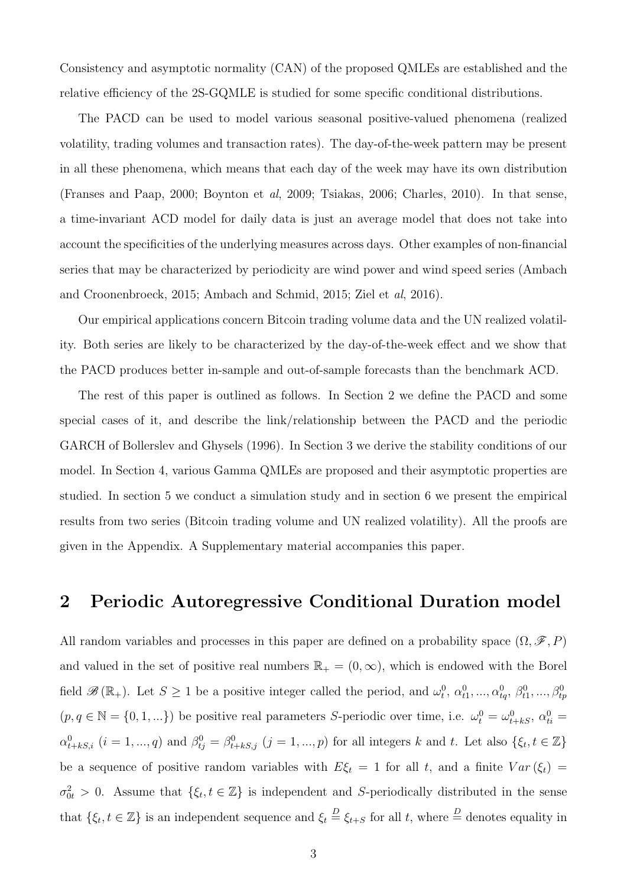Consistency and asymptotic normality (CAN) of the proposed QMLEs are established and the relative efficiency of the 2S-GQMLE is studied for some specific conditional distributions.

The PACD can be used to model various seasonal positive-valued phenomena (realized volatility, trading volumes and transaction rates). The day-of-the-week pattern may be present in all these phenomena, which means that each day of the week may have its own distribution (Franses and Paap, 2000; Boynton et *al*, 2009; Tsiakas, 2006; Charles, 2010). In that sense, a time-invariant ACD model for daily data is just an average model that does not take into account the specificities of the underlying measures across days. Other examples of non-financial series that may be characterized by periodicity are wind power and wind speed series (Ambach and Croonenbroeck, 2015; Ambach and Schmid, 2015; Ziel et *al*, 2016).

Our empirical applications concern Bitcoin trading volume data and the UN realized volatility. Both series are likely to be characterized by the day-of-the-week effect and we show that the PACD produces better in-sample and out-of-sample forecasts than the benchmark ACD.

The rest of this paper is outlined as follows. In Section 2 we define the PACD and some special cases of it, and describe the link/relationship between the PACD and the periodic GARCH of Bollerslev and Ghysels (1996). In Section 3 we derive the stability conditions of our model. In Section 4, various Gamma QMLEs are proposed and their asymptotic properties are studied. In section 5 we conduct a simulation study and in section 6 we present the empirical results from two series (Bitcoin trading volume and UN realized volatility). All the proofs are given in the Appendix. A Supplementary material accompanies this paper.

## 2 Periodic Autoregressive Conditional Duration model

All random variables and processes in this paper are defined on a probability space $(\Omega, \mathscr{F}, P)$ and valued in the set of positive real numbers $\mathbb{R}_+ = (0, \infty)$, which is endowed with the Borel field $\mathscr{B}(\mathbb{R}_+)$. Let $S \geq 1$ be a positive integer called the period, and $\omega_t^0$, $\alpha_{t1}^0, ..., \alpha_{tq}^0$, $\beta_{t1}^0, ..., \beta_{tp}^0$ $(p, q \in \mathbb{N} = \{0, 1, ...\})$ be positive real parameters $S$-periodic over time, i.e. $\omega_t^0 = \omega_{t+kS}^0$, $\alpha_{ti}^0 = \alpha_{t+kS,i}^0$ $(i = 1, ..., q)$ and $\beta_{tj}^0 = \beta_{t+kS,j}^0$ $(j = 1, ..., p)$ for all integers $k$ and $t$. Let also $\{\xi_t, t \in \mathbb{Z}\}$ be a sequence of positive random variables with $E\xi_t = 1$ for all $t$, and a finite $Var(\xi_t) = \sigma_{0t}^2 > 0$. Assume that $\{\xi_t, t \in \mathbb{Z}\}$ is independent and $S$-periodically distributed in the sense that $\{\xi_t, t \in \mathbb{Z}\}$ is an independent sequence and $\xi_t \overset{D}{=} \xi_{t+S}$ for all $t$, where $\overset{D}{=}$ denotes equality in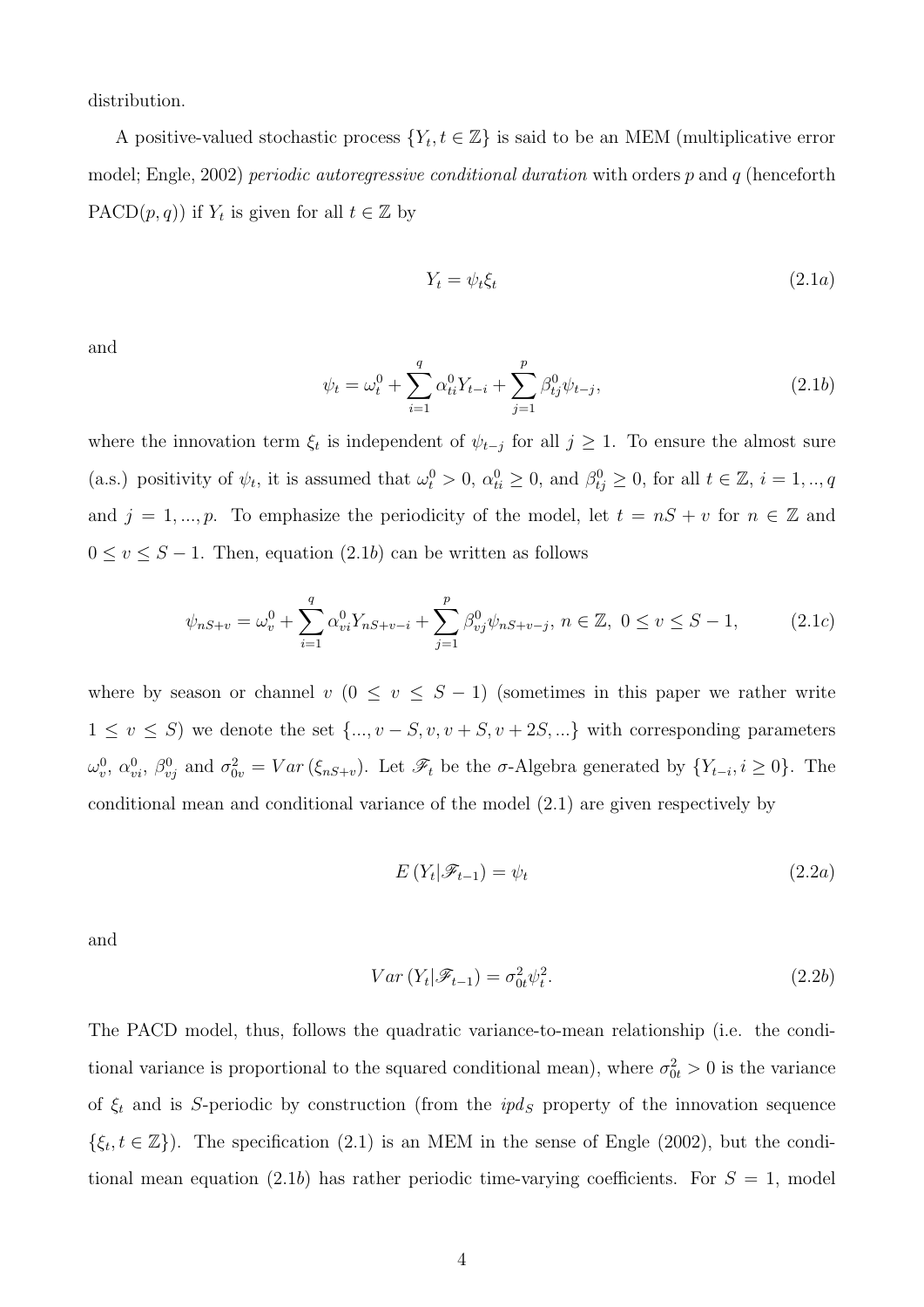distribution.

A positive-valued stochastic process $\{Y_t, t \in \mathbb{Z}\}$ is said to be an MEM (multiplicative error model; Engle, 2002) *periodic autoregressive conditional duration* with orders $p$ and $q$ (henceforth PACD$(p,q)$) if $Y_t$ is given for all $t \in \mathbb{Z}$ by

$$Y_t = \psi_t \xi_t \tag{2.1a}$$

and

$$\psi_t = \omega_t^0 + \sum_{i=1}^{q} \alpha_{ti}^0 Y_{t-i} + \sum_{j=1}^{p} \beta_{tj}^0 \psi_{t-j}, \tag{2.1b}$$

where the innovation term $\xi_t$ is independent of $\psi_{t-j}$ for all $j \geq 1$. To ensure the almost sure (a.s.) positivity of $\psi_t$, it is assumed that $\omega_t^0 > 0$, $\alpha_{ti}^0 \geq 0$, and $\beta_{tj}^0 \geq 0$, for all $t \in \mathbb{Z}$, $i = 1, .., q$ and $j = 1, ..., p$. To emphasize the periodicity of the model, let $t = nS + v$ for $n \in \mathbb{Z}$ and $0 \leq v \leq S - 1$. Then, equation $(2.1b)$ can be written as follows

$$\psi_{nS+v} = \omega_v^0 + \sum_{i=1}^{q} \alpha_{vi}^0 Y_{nS+v-i} + \sum_{j=1}^{p} \beta_{vj}^0 \psi_{nS+v-j},\ n \in \mathbb{Z},\ 0 \leq v \leq S-1, \tag{2.1c}$$

where by season or channel $v$ ($0 \leq v \leq S-1$) (sometimes in this paper we rather write $1 \leq v \leq S$) we denote the set $\{..., v-S, v, v+S, v+2S, ...\}$ with corresponding parameters $\omega_v^0$, $\alpha_{vi}^0$, $\beta_{vj}^0$ and $\sigma_{0v}^2 = Var(\xi_{nS+v})$. Let $\mathscr{F}_t$ be the $\sigma$-Algebra generated by $\{Y_{t-i}, i \geq 0\}$. The conditional mean and conditional variance of the model (2.1) are given respectively by

$$E(Y_t | \mathscr{F}_{t-1}) = \psi_t \tag{2.2a}$$

and

$$Var(Y_t | \mathscr{F}_{t-1}) = \sigma_{0t}^2 \psi_t^2. \tag{2.2b}$$

The PACD model, thus, follows the quadratic variance-to-mean relationship (i.e. the conditional variance is proportional to the squared conditional mean), where $\sigma_{0t}^2 > 0$ is the variance of $\xi_t$ and is $S$-periodic by construction (from the $ipd_S$ property of the innovation sequence $\{\xi_t, t \in \mathbb{Z}\}$). The specification (2.1) is an MEM in the sense of Engle (2002), but the conditional mean equation $(2.1b)$ has rather periodic time-varying coefficients. For $S = 1$, model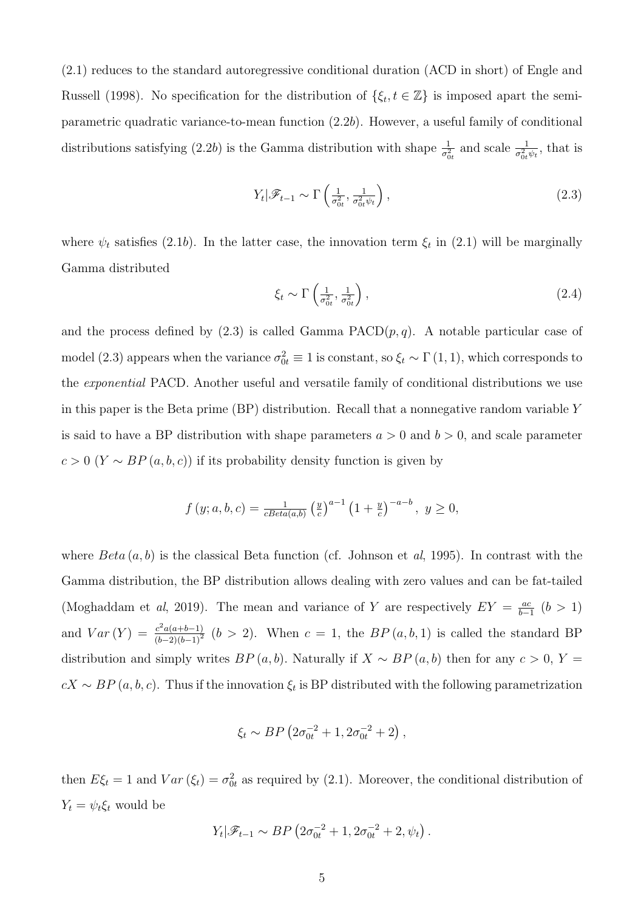(2.1) reduces to the standard autoregressive conditional duration (ACD in short) of Engle and Russell (1998). No specification for the distribution of $\{\xi_t, t \in \mathbb{Z}\}$ is imposed apart the semi-parametric quadratic variance-to-mean function (2.2$b$). However, a useful family of conditional distributions satisfying (2.2$b$) is the Gamma distribution with shape $\frac{1}{\sigma_{0t}^2}$ and scale $\frac{1}{\sigma_{0t}^2 \psi_t}$, that is

$$Y_t|\mathscr{F}_{t-1} \sim \Gamma\left(\tfrac{1}{\sigma_{0t}^2}, \tfrac{1}{\sigma_{0t}^2 \psi_t}\right), \tag{2.3}$$

where $\psi_t$ satisfies (2.1$b$). In the latter case, the innovation term $\xi_t$ in (2.1) will be marginally Gamma distributed

$$\xi_t \sim \Gamma\left(\tfrac{1}{\sigma_{0t}^2}, \tfrac{1}{\sigma_{0t}^2}\right), \tag{2.4}$$

and the process defined by (2.3) is called Gamma PACD$(p,q)$. A notable particular case of model (2.3) appears when the variance $\sigma_{0t}^2 \equiv 1$ is constant, so $\xi_t \sim \Gamma(1,1)$, which corresponds to the *exponential* PACD. Another useful and versatile family of conditional distributions we use in this paper is the Beta prime (BP) distribution. Recall that a nonnegative random variable $Y$ is said to have a BP distribution with shape parameters $a > 0$ and $b > 0$, and scale parameter $c > 0$ ($Y \sim BP(a,b,c)$) if its probability density function is given by

$$f(y; a, b, c) = \tfrac{1}{cBeta(a,b)} \left(\tfrac{y}{c}\right)^{a-1} \left(1 + \tfrac{y}{c}\right)^{-a-b}, \ y \geq 0,$$

where $Beta(a,b)$ is the classical Beta function (cf. Johnson et *al*, 1995). In contrast with the Gamma distribution, the BP distribution allows dealing with zero values and can be fat-tailed (Moghaddam et *al*, 2019). The mean and variance of $Y$ are respectively $EY = \frac{ac}{b-1}$ ($b > 1$) and $Var(Y) = \frac{c^2 a(a+b-1)}{(b-2)(b-1)^2}$ ($b > 2$). When $c = 1$, the $BP(a,b,1)$ is called the standard BP distribution and simply writes $BP(a,b)$. Naturally if $X \sim BP(a,b)$ then for any $c > 0$, $Y = cX \sim BP(a,b,c)$. Thus if the innovation $\xi_t$ is BP distributed with the following parametrization

$$\xi_t \sim BP\left(2\sigma_{0t}^{-2} + 1, 2\sigma_{0t}^{-2} + 2\right),$$

then $E\xi_t = 1$ and $Var(\xi_t) = \sigma_{0t}^2$ as required by (2.1). Moreover, the conditional distribution of $Y_t = \psi_t \xi_t$ would be

$$Y_t|\mathscr{F}_{t-1} \sim BP\left(2\sigma_{0t}^{-2} + 1, 2\sigma_{0t}^{-2} + 2, \psi_t\right).$$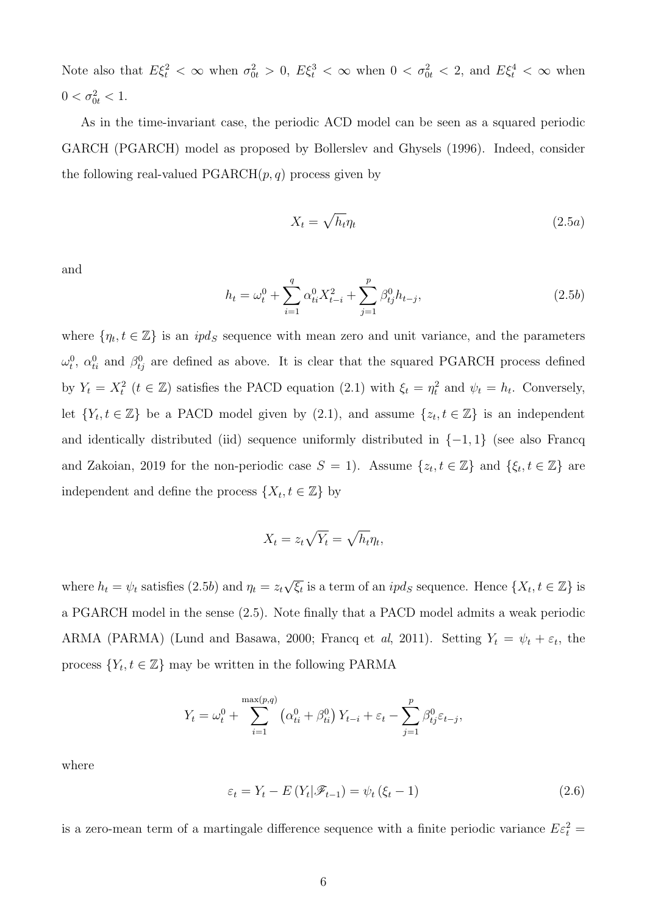Note also that $E\xi_t^2 < \infty$ when $\sigma_{0t}^2 > 0$, $E\xi_t^3 < \infty$ when $0 < \sigma_{0t}^2 < 2$, and $E\xi_t^4 < \infty$ when $0 < \sigma_{0t}^2 < 1$.

As in the time-invariant case, the periodic ACD model can be seen as a squared periodic GARCH (PGARCH) model as proposed by Bollerslev and Ghysels (1996). Indeed, consider the following real-valued PGARCH$(p, q)$ process given by

$$X_t = \sqrt{h_t}\eta_t \tag{2.5a}$$

and

$$h_t = \omega_t^0 + \sum_{i=1}^{q} \alpha_{ti}^0 X_{t-i}^2 + \sum_{j=1}^{p} \beta_{tj}^0 h_{t-j}, \tag{2.5b}$$

where $\{\eta_t, t \in \mathbb{Z}\}$ is an $ipd_S$ sequence with mean zero and unit variance, and the parameters $\omega_t^0$, $\alpha_{ti}^0$ and $\beta_{tj}^0$ are defined as above. It is clear that the squared PGARCH process defined by $Y_t = X_t^2$ $(t \in \mathbb{Z})$ satisfies the PACD equation (2.1) with $\xi_t = \eta_t^2$ and $\psi_t = h_t$. Conversely, let $\{Y_t, t \in \mathbb{Z}\}$ be a PACD model given by (2.1), and assume $\{z_t, t \in \mathbb{Z}\}$ is an independent and identically distributed (iid) sequence uniformly distributed in $\{-1, 1\}$ (see also Francq and Zakoian, 2019 for the non-periodic case $S = 1$). Assume $\{z_t, t \in \mathbb{Z}\}$ and $\{\xi_t, t \in \mathbb{Z}\}$ are independent and define the process $\{X_t, t \in \mathbb{Z}\}$ by

$$X_t = z_t\sqrt{Y_t} = \sqrt{h_t}\eta_t,$$

where $h_t = \psi_t$ satisfies (2.5$b$) and $\eta_t = z_t\sqrt{\xi_t}$ is a term of an $ipd_S$ sequence. Hence $\{X_t, t \in \mathbb{Z}\}$ is a PGARCH model in the sense (2.5). Note finally that a PACD model admits a weak periodic ARMA (PARMA) (Lund and Basawa, 2000; Francq et *al*, 2011). Setting $Y_t = \psi_t + \varepsilon_t$, the process $\{Y_t, t \in \mathbb{Z}\}$ may be written in the following PARMA

$$Y_t = \omega_t^0 + \sum_{i=1}^{\max(p,q)} \left(\alpha_{ti}^0 + \beta_{ti}^0\right) Y_{t-i} + \varepsilon_t - \sum_{j=1}^{p} \beta_{tj}^0 \varepsilon_{t-j},$$

where

$$\varepsilon_t = Y_t - E\left(Y_t | \mathscr{F}_{t-1}\right) = \psi_t\left(\xi_t - 1\right) \tag{2.6}$$

is a zero-mean term of a martingale difference sequence with a finite periodic variance $E\varepsilon_t^2 =$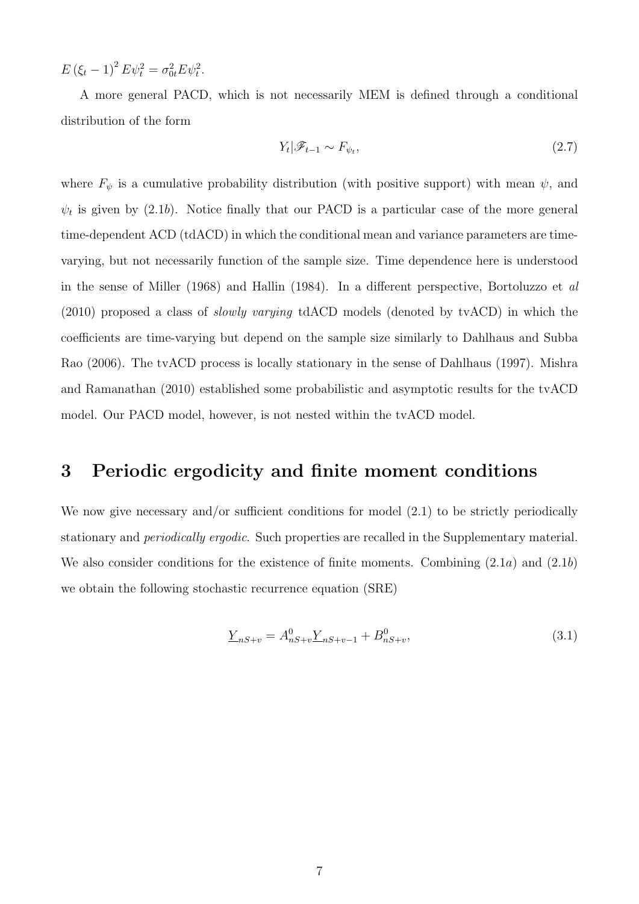$E(\xi_t - 1)^2 E\psi_t^2 = \sigma_{0t}^2 E\psi_t^2$.

A more general PACD, which is not necessarily MEM is defined through a conditional distribution of the form

$$Y_t | \mathscr{F}_{t-1} \sim F_{\psi_t}, \tag{2.7}$$

where $F_\psi$ is a cumulative probability distribution (with positive support) with mean $\psi$, and $\psi_t$ is given by (2.1$b$). Notice finally that our PACD is a particular case of the more general time-dependent ACD (tdACD) in which the conditional mean and variance parameters are time-varying, but not necessarily function of the sample size. Time dependence here is understood in the sense of Miller (1968) and Hallin (1984). In a different perspective, Bortoluzzo et *al* (2010) proposed a class of *slowly varying* tdACD models (denoted by tvACD) in which the coefficients are time-varying but depend on the sample size similarly to Dahlhaus and Subba Rao (2006). The tvACD process is locally stationary in the sense of Dahlhaus (1997). Mishra and Ramanathan (2010) established some probabilistic and asymptotic results for the tvACD model. Our PACD model, however, is not nested within the tvACD model.

# 3 Periodic ergodicity and finite moment conditions

We now give necessary and/or sufficient conditions for model (2.1) to be strictly periodically stationary and *periodically ergodic*. Such properties are recalled in the Supplementary material. We also consider conditions for the existence of finite moments. Combining (2.1$a$) and (2.1$b$) we obtain the following stochastic recurrence equation (SRE)

$$\underline{Y}_{nS+v} = A_{nS+v}^0 \underline{Y}_{nS+v-1} + B_{nS+v}^0, \tag{3.1}$$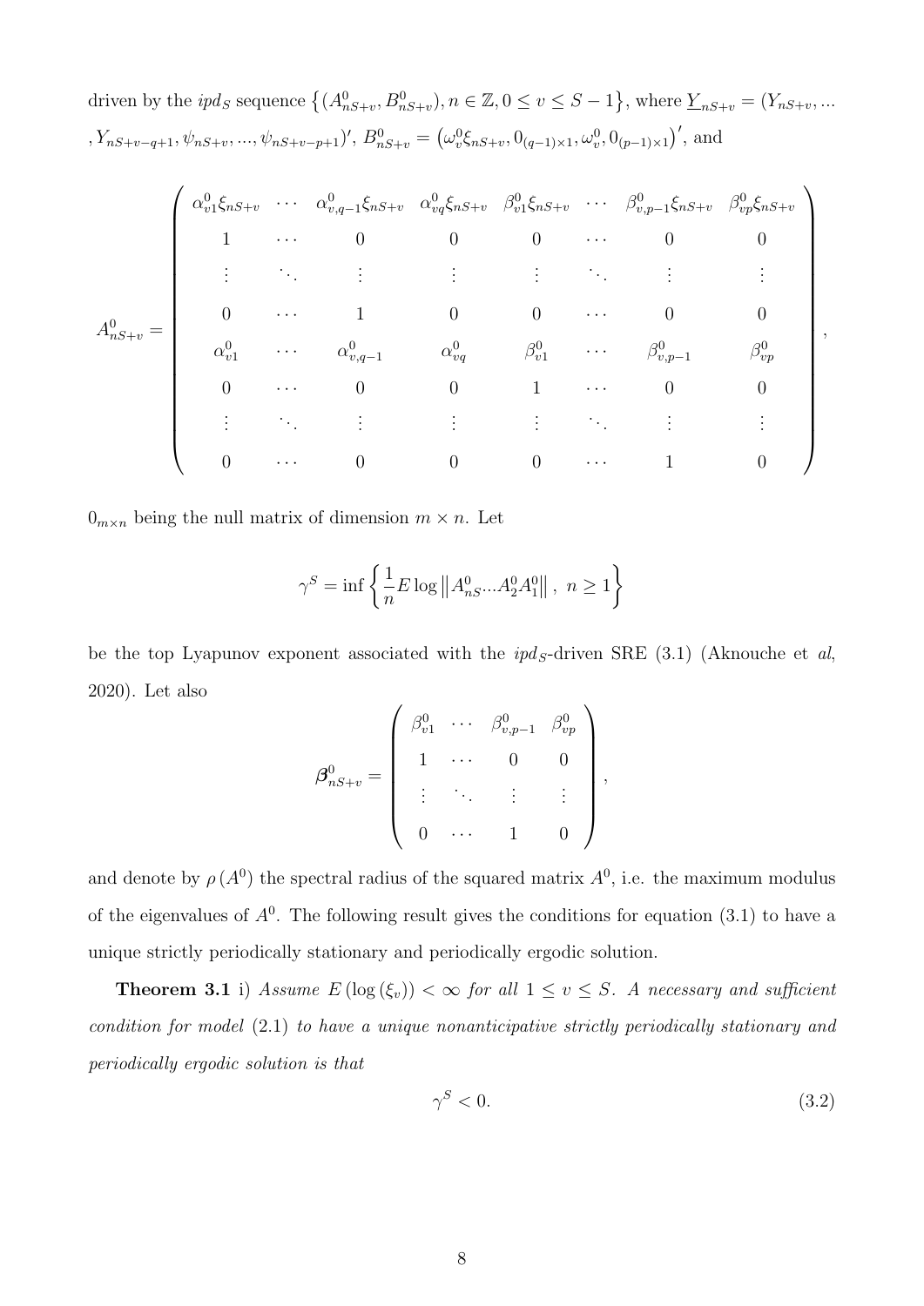driven by the $ipd_S$ sequence $\left\{(A^0_{nS+v}, B^0_{nS+v}), n \in \mathbb{Z}, 0 \leq v \leq S-1\right\}$, where $\underline{Y}_{nS+v} = (Y_{nS+v}, ..., Y_{nS+v-q+1}, \psi_{nS+v}, ..., \psi_{nS+v-p+1})'$, $B^0_{nS+v} = \left(\omega^0_v \xi_{nS+v}, 0_{(q-1)\times 1}, \omega^0_v, 0_{(p-1)\times 1}\right)'$, and

$$A^0_{nS+v} = \begin{pmatrix} \alpha^0_{v1}\xi_{nS+v} & \cdots & \alpha^0_{v,q-1}\xi_{nS+v} & \alpha^0_{vq}\xi_{nS+v} & \beta^0_{v1}\xi_{nS+v} & \cdots & \beta^0_{v,p-1}\xi_{nS+v} & \beta^0_{vp}\xi_{nS+v} \\ 1 & \cdots & 0 & 0 & 0 & \cdots & 0 & 0 \\ \vdots & \ddots & \vdots & \vdots & \vdots & \ddots & \vdots & \vdots \\ 0 & \cdots & 1 & 0 & 0 & \cdots & 0 & 0 \\ \alpha^0_{v1} & \cdots & \alpha^0_{v,q-1} & \alpha^0_{vq} & \beta^0_{v1} & \cdots & \beta^0_{v,p-1} & \beta^0_{vp} \\ 0 & \cdots & 0 & 0 & 1 & \cdots & 0 & 0 \\ \vdots & \ddots & \vdots & \vdots & \vdots & \ddots & \vdots & \vdots \\ 0 & \cdots & 0 & 0 & 0 & \cdots & 1 & 0 \end{pmatrix},$$

$0_{m\times n}$ being the null matrix of dimension $m \times n$. Let

$$\gamma^S = \inf\left\{\frac{1}{n} E \log \left\| A^0_{nS} ... A^0_2 A^0_1 \right\|, \ n \geq 1\right\}$$

be the top Lyapunov exponent associated with the $ipd_S$-driven SRE (3.1) (Aknouche et *al*, 2020). Let also

$$\boldsymbol{\beta}^0_{nS+v} = \begin{pmatrix} \beta^0_{v1} & \cdots & \beta^0_{v,p-1} & \beta^0_{vp} \\ 1 & \cdots & 0 & 0 \\ \vdots & \ddots & \vdots & \vdots \\ 0 & \cdots & 1 & 0 \end{pmatrix},$$

and denote by $\rho\left(A^0\right)$ the spectral radius of the squared matrix $A^0$, i.e. the maximum modulus of the eigenvalues of $A^0$. The following result gives the conditions for equation (3.1) to have a unique strictly periodically stationary and periodically ergodic solution.

**Theorem 3.1** i) *Assume* $E\left(\log\left(\xi_v\right)\right) < \infty$ *for all* $1 \leq v \leq S$. *A necessary and sufficient condition for model* (2.1) *to have a unique nonanticipative strictly periodically stationary and periodically ergodic solution is that*

$$\gamma^S < 0. \tag{3.2}$$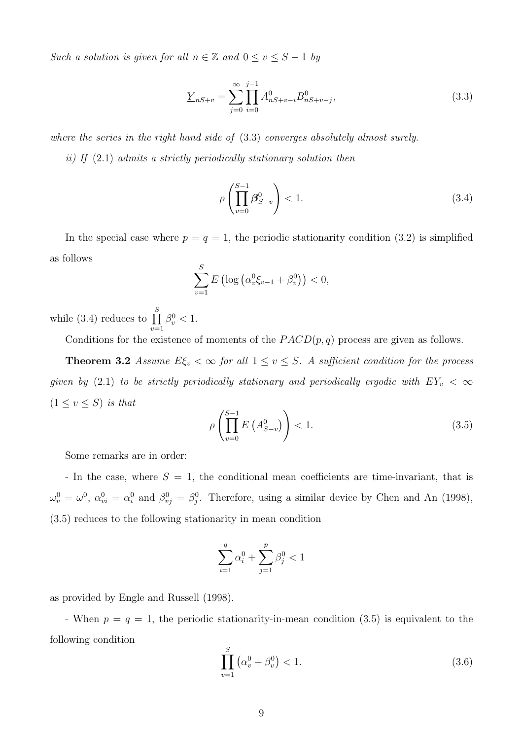*Such a solution is given for all $n \in \mathbb{Z}$ and $0 \leq v \leq S-1$ by*

$$\underline{Y}_{nS+v} = \sum_{j=0}^{\infty} \prod_{i=0}^{j-1} A^0_{nS+v-i} B^0_{nS+v-j}, \tag{3.3}$$

*where the series in the right hand side of* (3.3) *converges absolutely almost surely.*

*ii) If* (2.1) *admits a strictly periodically stationary solution then*

$$\rho\left(\prod_{v=0}^{S-1} \boldsymbol{\beta}^0_{S-v}\right) < 1. \tag{3.4}$$

In the special case where $p = q = 1$, the periodic stationarity condition (3.2) is simplified as follows

$$\sum_{v=1}^{S} E\left(\log\left(\alpha^0_v \xi_{v-1} + \beta^0_v\right)\right) < 0,$$

while (3.4) reduces to $\prod_{v=1}^{S} \beta^0_v < 1$.

Conditions for the existence of moments of the $PACD(p,q)$ process are given as follows.

**Theorem 3.2** *Assume $E\xi_v < \infty$ for all $1 \leq v \leq S$. A sufficient condition for the process given by* (2.1) *to be strictly periodically stationary and periodically ergodic with $EY_v < \infty$ $(1 \leq v \leq S)$ is that*

$$\rho\left(\prod_{v=0}^{S-1} E\left(A^0_{S-v}\right)\right) < 1. \tag{3.5}$$

Some remarks are in order:

- In the case, where $S = 1$, the conditional mean coefficients are time-invariant, that is $\omega^0_v = \omega^0$, $\alpha^0_{vi} = \alpha^0_i$ and $\beta^0_{vj} = \beta^0_j$. Therefore, using a similar device by Chen and An (1998), (3.5) reduces to the following stationarity in mean condition

$$\sum_{i=1}^{q} \alpha^0_i + \sum_{j=1}^{p} \beta^0_j < 1$$

as provided by Engle and Russell (1998).

- When $p = q = 1$, the periodic stationarity-in-mean condition (3.5) is equivalent to the following condition

$$\prod_{v=1}^{S} \left(\alpha^0_v + \beta^0_v\right) < 1. \tag{3.6}$$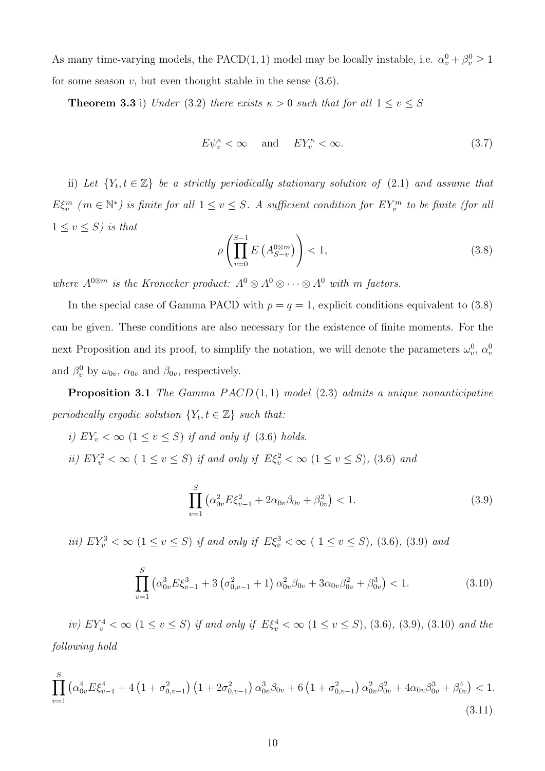As many time-varying models, the PACD$(1,1)$ model may be locally instable, i.e. $\alpha_v^0 + \beta_v^0 \geq 1$ for some season $v$, but even thought stable in the sense (3.6).

**Theorem 3.3** i) *Under* (3.2) *there exists* $\kappa > 0$ *such that for all* $1 \leq v \leq S$

$$E\psi_v^\kappa < \infty \quad \text{and} \quad EY_v^\kappa < \infty. \tag{3.7}$$

ii) *Let* $\{Y_t, t \in \mathbb{Z}\}$ *be a strictly periodically stationary solution of* (2.1) *and assume that* $E\xi_v^m$ ($m \in \mathbb{N}^*$) *is finite for all* $1 \leq v \leq S$. *A sufficient condition for* $EY_v^m$ *to be finite (for all* $1 \leq v \leq S$*) is that*

$$\rho\left(\prod_{v=0}^{S-1} E\left(A_{S-v}^{0\otimes m}\right)\right) < 1, \tag{3.8}$$

*where* $A^{0\otimes m}$ *is the Kronecker product:* $A^0 \otimes A^0 \otimes \cdots \otimes A^0$ *with* $m$ *factors.*

In the special case of Gamma PACD with $p = q = 1$, explicit conditions equivalent to (3.8) can be given. These conditions are also necessary for the existence of finite moments. For the next Proposition and its proof, to simplify the notation, we will denote the parameters $\omega_v^0$, $\alpha_v^0$ and $\beta_v^0$ by $\omega_{0v}$, $\alpha_{0v}$ and $\beta_{0v}$, respectively.

**Proposition 3.1** *The Gamma* $PACD\,(1,1)$ *model* (2.3) *admits a unique nonanticipative periodically ergodic solution* $\{Y_t, t \in \mathbb{Z}\}$ *such that:*

*i)* $EY_v < \infty$ $(1 \leq v \leq S)$ *if and only if* (3.6) *holds.*

*ii)* $EY_v^2 < \infty$ $(1 \leq v \leq S)$ *if and only if* $E\xi_v^2 < \infty$ $(1 \leq v \leq S)$, (3.6) *and*

$$\prod_{v=1}^{S}\left(\alpha_{0v}^2 E\xi_{v-1}^2 + 2\alpha_{0v}\beta_{0v} + \beta_{0v}^2\right) < 1. \tag{3.9}$$

*iii)* $EY_v^3 < \infty$ $(1 \leq v \leq S)$ *if and only if* $E\xi_v^3 < \infty$ $(1 \leq v \leq S)$, (3.6), (3.9) *and*

$$\prod_{v=1}^{S}\left(\alpha_{0v}^3 E\xi_{v-1}^3 + 3\left(\sigma_{0,v-1}^2 + 1\right)\alpha_{0v}^2\beta_{0v} + 3\alpha_{0v}\beta_{0v}^2 + \beta_{0v}^3\right) < 1. \tag{3.10}$$

*iv)* $EY_v^4 < \infty$ $(1 \leq v \leq S)$ *if and only if* $E\xi_v^4 < \infty$ $(1 \leq v \leq S)$, (3.6), (3.9), (3.10) *and the following hold*

$$\prod_{v=1}^{S}\left(\alpha_{0v}^4 E\xi_{v-1}^4 + 4\left(1+\sigma_{0,v-1}^2\right)\left(1+2\sigma_{0,v-1}^2\right)\alpha_{0v}^3\beta_{0v} + 6\left(1+\sigma_{0,v-1}^2\right)\alpha_{0v}^2\beta_{0v}^2 + 4\alpha_{0v}\beta_{0v}^3 + \beta_{0v}^4\right) < 1. \tag{3.11}$$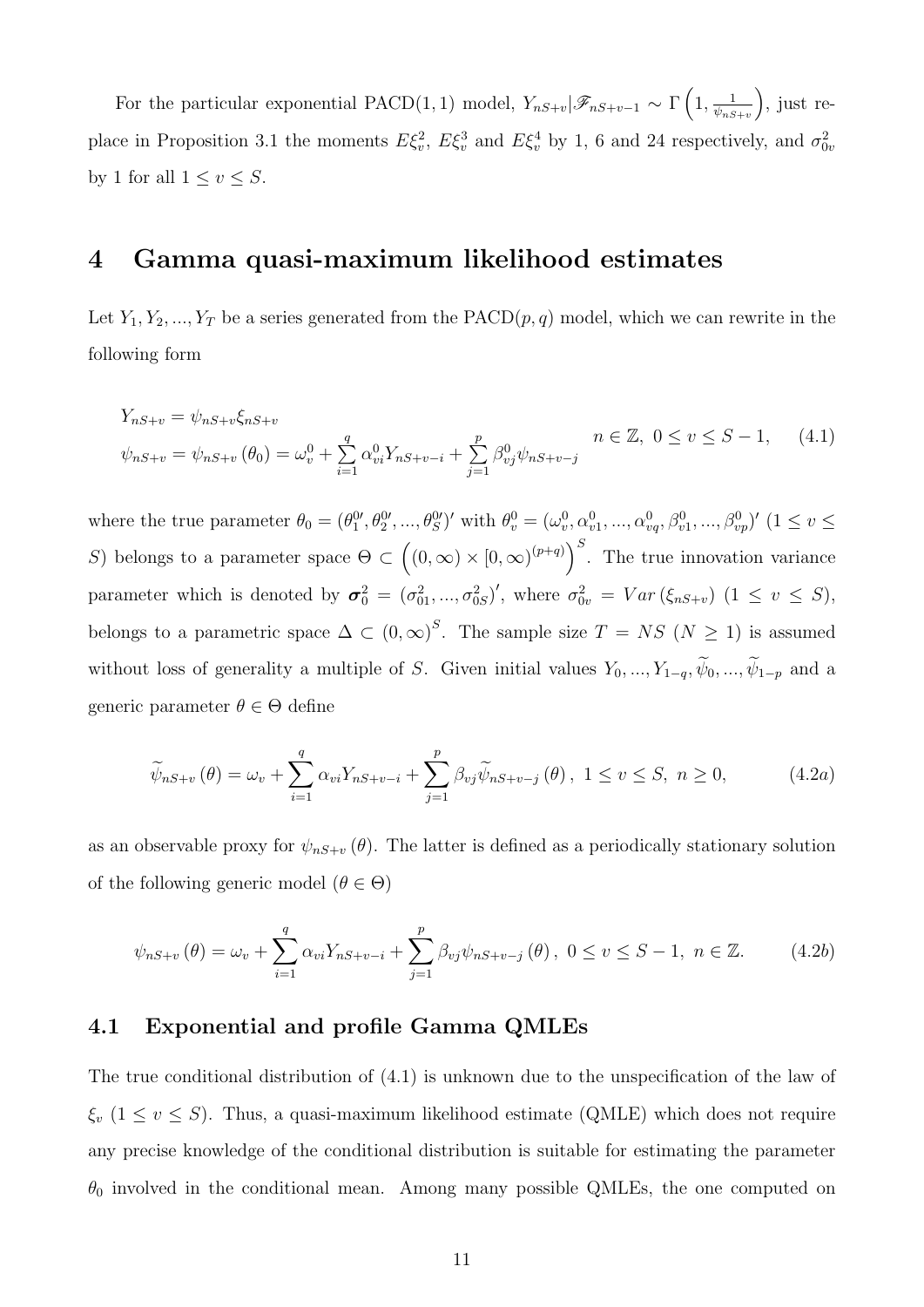For the particular exponential PACD$(1,1)$ model, $Y_{nS+v}|\mathscr{F}_{nS+v-1} \sim \Gamma\left(1, \frac{1}{\psi_{nS+v}}\right)$, just replace in Proposition 3.1 the moments $E\xi_v^2$, $E\xi_v^3$ and $E\xi_v^4$ by 1, 6 and 24 respectively, and $\sigma_{0v}^2$ by 1 for all $1 \leq v \leq S$.

# 4 Gamma quasi-maximum likelihood estimates

Let $Y_1, Y_2, ..., Y_T$ be a series generated from the PACD$(p,q)$ model, which we can rewrite in the following form

$$\begin{aligned} Y_{nS+v} &= \psi_{nS+v}\xi_{nS+v} \\ \psi_{nS+v} &= \psi_{nS+v}(\theta_0) = \omega_v^0 + \sum_{i=1}^{q} \alpha_{vi}^0 Y_{nS+v-i} + \sum_{j=1}^{p} \beta_{vj}^0 \psi_{nS+v-j} \end{aligned} \quad n \in \mathbb{Z},\ 0 \leq v \leq S-1, \qquad (4.1)$$

where the true parameter $\theta_0 = (\theta_1^{0\prime}, \theta_2^{0\prime}, ..., \theta_S^{0\prime})'$ with $\theta_v^0 = (\omega_v^0, \alpha_{v1}^0, ..., \alpha_{vq}^0, \beta_{v1}^0, ..., \beta_{vp}^0)'$ $(1 \leq v \leq S)$ belongs to a parameter space $\Theta \subset \left((0,\infty) \times [0,\infty)^{(p+q)}\right)^S$. The true innovation variance parameter which is denoted by $\boldsymbol{\sigma}_0^2 = (\sigma_{01}^2, ..., \sigma_{0S}^2)'$, where $\sigma_{0v}^2 = Var(\xi_{nS+v})$ $(1 \leq v \leq S)$, belongs to a parametric space $\Delta \subset (0,\infty)^S$. The sample size $T = NS$ $(N \geq 1)$ is assumed without loss of generality a multiple of $S$. Given initial values $Y_0, ..., Y_{1-q}, \widetilde{\psi}_0, ..., \widetilde{\psi}_{1-p}$ and a generic parameter $\theta \in \Theta$ define

$$\widetilde{\psi}_{nS+v}(\theta) = \omega_v + \sum_{i=1}^{q} \alpha_{vi} Y_{nS+v-i} + \sum_{j=1}^{p} \beta_{vj} \widetilde{\psi}_{nS+v-j}(\theta),\ 1 \leq v \leq S,\ n \geq 0, \qquad (4.2a)$$

as an observable proxy for $\psi_{nS+v}(\theta)$. The latter is defined as a periodically stationary solution of the following generic model $(\theta \in \Theta)$

$$\psi_{nS+v}(\theta) = \omega_v + \sum_{i=1}^{q} \alpha_{vi} Y_{nS+v-i} + \sum_{j=1}^{p} \beta_{vj} \psi_{nS+v-j}(\theta),\ 0 \leq v \leq S-1,\ n \in \mathbb{Z}. \qquad (4.2b)$$

## 4.1 Exponential and profile Gamma QMLEs

The true conditional distribution of (4.1) is unknown due to the unspecification of the law of $\xi_v$ $(1 \leq v \leq S)$. Thus, a quasi-maximum likelihood estimate (QMLE) which does not require any precise knowledge of the conditional distribution is suitable for estimating the parameter $\theta_0$ involved in the conditional mean. Among many possible QMLEs, the one computed on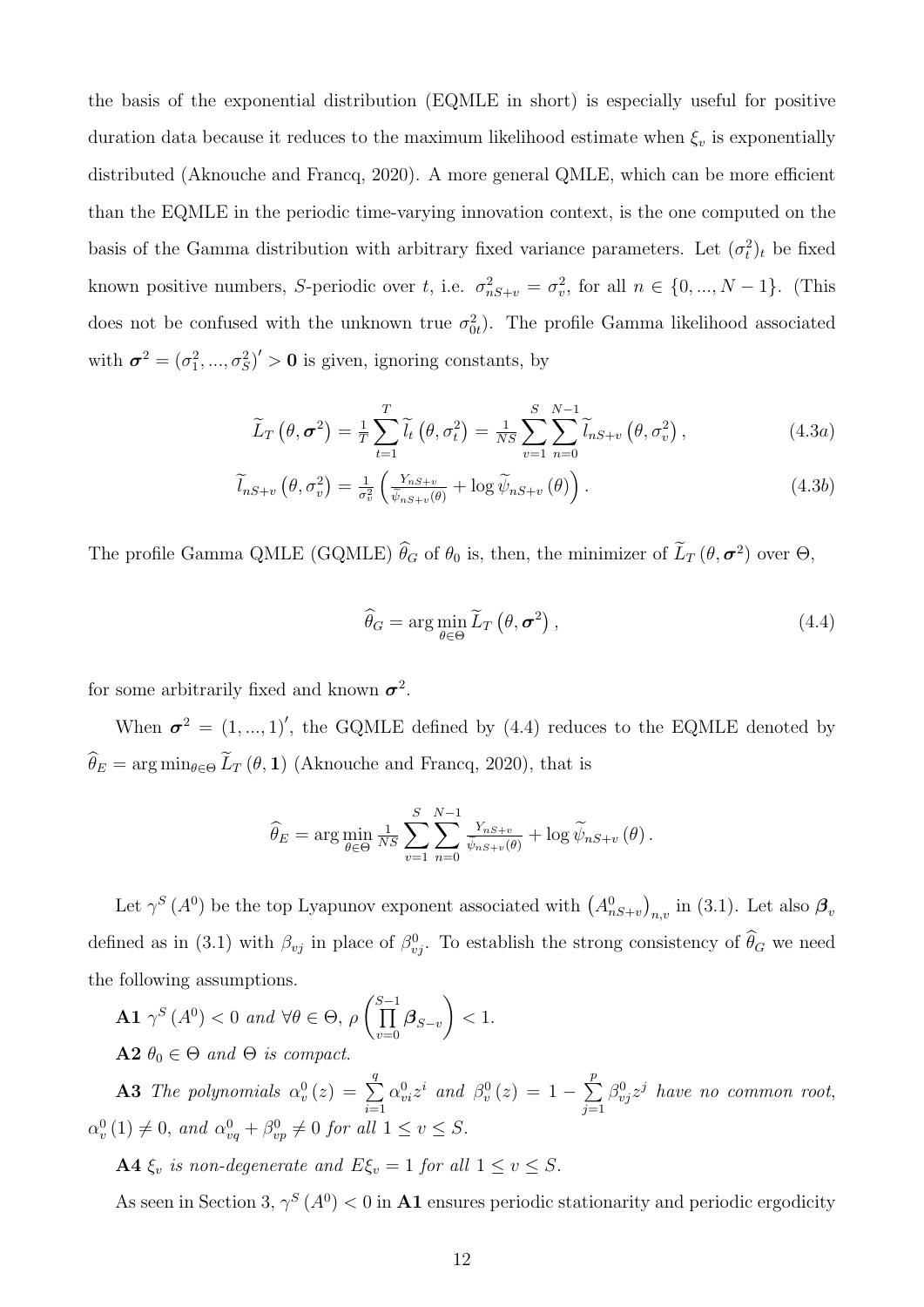the basis of the exponential distribution (EQMLE in short) is especially useful for positive duration data because it reduces to the maximum likelihood estimate when $\xi_v$ is exponentially distributed (Aknouche and Francq, 2020). A more general QMLE, which can be more efficient than the EQMLE in the periodic time-varying innovation context, is the one computed on the basis of the Gamma distribution with arbitrary fixed variance parameters. Let $(\sigma_t^2)_t$ be fixed known positive numbers, $S$-periodic over $t$, i.e. $\sigma_{nS+v}^2 = \sigma_v^2$, for all $n \in \{0, ..., N-1\}$. (This does not be confused with the unknown true $\sigma_{0t}^2$). The profile Gamma likelihood associated with $\boldsymbol{\sigma}^2 = (\sigma_1^2, ..., \sigma_S^2)' > \mathbf{0}$ is given, ignoring constants, by

$$\widetilde{L}_T(\theta, \boldsymbol{\sigma}^2) = \tfrac{1}{T}\sum_{t=1}^{T} \widetilde{l}_t(\theta, \sigma_t^2) = \tfrac{1}{NS}\sum_{v=1}^{S}\sum_{n=0}^{N-1} \widetilde{l}_{nS+v}(\theta, \sigma_v^2), \tag{4.3a}$$

$$\widetilde{l}_{nS+v}(\theta, \sigma_v^2) = \tfrac{1}{\sigma_v^2}\left(\tfrac{Y_{nS+v}}{\widetilde{\psi}_{nS+v}(\theta)} + \log \widetilde{\psi}_{nS+v}(\theta)\right). \tag{4.3b}$$

The profile Gamma QMLE (GQMLE) $\widehat{\theta}_G$ of $\theta_0$ is, then, the minimizer of $\widetilde{L}_T(\theta, \boldsymbol{\sigma}^2)$ over $\Theta$,

$$\widehat{\theta}_G = \arg\min_{\theta \in \Theta} \widetilde{L}_T(\theta, \boldsymbol{\sigma}^2), \tag{4.4}$$

for some arbitrarily fixed and known $\boldsymbol{\sigma}^2$.

When $\boldsymbol{\sigma}^2 = (1, ..., 1)'$, the GQMLE defined by (4.4) reduces to the EQMLE denoted by $\widehat{\theta}_E = \arg\min_{\theta\in\Theta} \widetilde{L}_T(\theta, \mathbf{1})$ (Aknouche and Francq, 2020), that is

$$\widehat{\theta}_E = \arg\min_{\theta \in \Theta} \tfrac{1}{NS}\sum_{v=1}^{S}\sum_{n=0}^{N-1} \tfrac{Y_{nS+v}}{\widetilde{\psi}_{nS+v}(\theta)} + \log \widetilde{\psi}_{nS+v}(\theta).$$

Let $\gamma^S(A^0)$ be the top Lyapunov exponent associated with $\left(A_{nS+v}^0\right)_{n,v}$ in (3.1). Let also $\boldsymbol{\beta}_v$ defined as in (3.1) with $\beta_{vj}$ in place of $\beta_{vj}^0$. To establish the strong consistency of $\widehat{\theta}_G$ we need the following assumptions.

**A1** *$\gamma^S(A^0) < 0$ and $\forall \theta \in \Theta$, $\rho\left(\prod_{v=0}^{S-1} \boldsymbol{\beta}_{S-v}\right) < 1$.*

**A2** *$\theta_0 \in \Theta$ and $\Theta$ is compact.*

**A3** *The polynomials $\alpha_v^0(z) = \sum_{i=1}^{q} \alpha_{vi}^0 z^i$ and $\beta_v^0(z) = 1 - \sum_{j=1}^{p} \beta_{vj}^0 z^j$ have no common root, $\alpha_v^0(1) \neq 0$, and $\alpha_{vq}^0 + \beta_{vp}^0 \neq 0$ for all $1 \leq v \leq S$.*

**A4** *$\xi_v$ is non-degenerate and $E\xi_v = 1$ for all $1 \leq v \leq S$.*

As seen in Section 3, $\gamma^S(A^0) < 0$ in **A1** ensures periodic stationarity and periodic ergodicity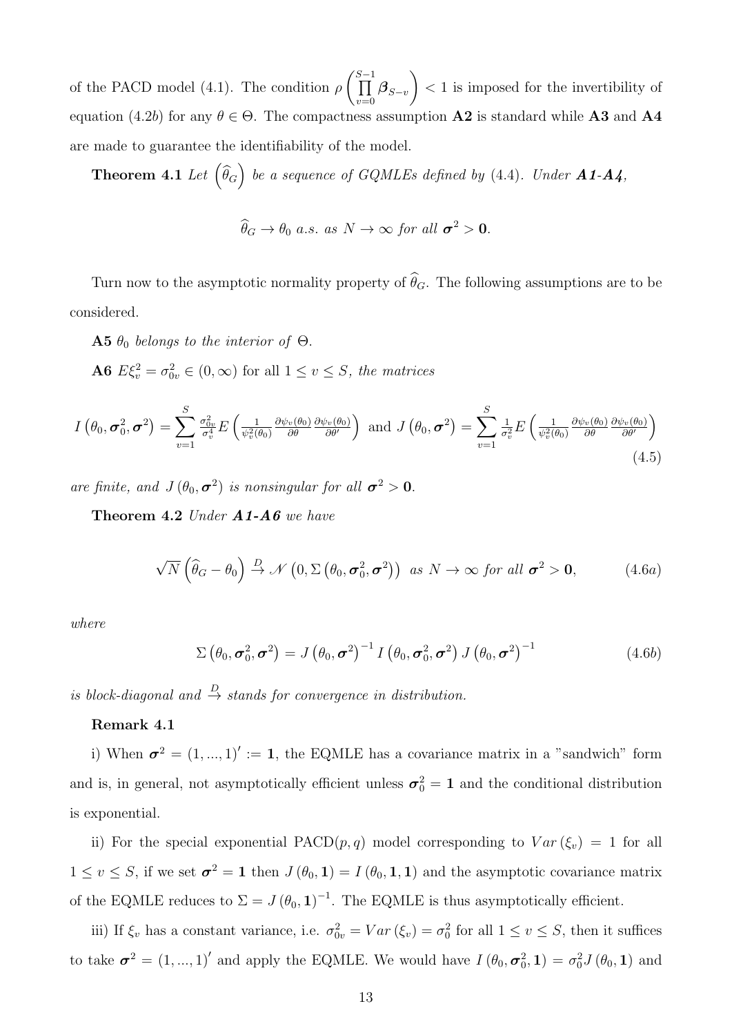of the PACD model (4.1). The condition $\rho\left(\prod_{v=0}^{S-1}\boldsymbol{\beta}_{S-v}\right)<1$ is imposed for the invertibility of equation (4.2$b$) for any $\theta\in\Theta$. The compactness assumption **A2** is standard while **A3** and **A4** are made to guarantee the identifiability of the model.

**Theorem 4.1** *Let* $\left(\widehat{\theta}_G\right)$ *be a sequence of GQMLEs defined by* (4.4). *Under **A1-A4**,*

$$\widehat{\theta}_G\to\theta_0 \text{ a.s. as } N\to\infty \text{ for all } \boldsymbol{\sigma}^2>\mathbf{0}.$$

Turn now to the asymptotic normality property of $\widehat{\theta}_G$. The following assumptions are to be considered.

**A5** $\theta_0$ *belongs to the interior of* $\Theta$.

**A6** $E\xi_v^2=\sigma_{0v}^2\in(0,\infty)$ for all $1\leq v\leq S$, *the matrices*

$$I\left(\theta_0,\boldsymbol{\sigma}_0^2,\boldsymbol{\sigma}^2\right)=\sum_{v=1}^{S}\tfrac{\sigma_{0v}^2}{\sigma_v^4}E\left(\tfrac{1}{\psi_v^2(\theta_0)}\tfrac{\partial\psi_v(\theta_0)}{\partial\theta}\tfrac{\partial\psi_v(\theta_0)}{\partial\theta'}\right) \text{ and } J\left(\theta_0,\boldsymbol{\sigma}^2\right)=\sum_{v=1}^{S}\tfrac{1}{\sigma_v^2}E\left(\tfrac{1}{\psi_v^2(\theta_0)}\tfrac{\partial\psi_v(\theta_0)}{\partial\theta}\tfrac{\partial\psi_v(\theta_0)}{\partial\theta'}\right) \quad (4.5)$$

*are finite, and* $J\left(\theta_0,\boldsymbol{\sigma}^2\right)$ *is nonsingular for all* $\boldsymbol{\sigma}^2>\mathbf{0}$.

**Theorem 4.2** *Under **A1-A6** we have*

$$\sqrt{N}\left(\widehat{\theta}_G-\theta_0\right)\overset{D}{\to}\mathcal{N}\left(0,\Sigma\left(\theta_0,\boldsymbol{\sigma}_0^2,\boldsymbol{\sigma}^2\right)\right) \text{ as } N\to\infty \text{ for all } \boldsymbol{\sigma}^2>\mathbf{0}, \quad (4.6a)$$

*where*

$$\Sigma\left(\theta_0,\boldsymbol{\sigma}_0^2,\boldsymbol{\sigma}^2\right)=J\left(\theta_0,\boldsymbol{\sigma}^2\right)^{-1}I\left(\theta_0,\boldsymbol{\sigma}_0^2,\boldsymbol{\sigma}^2\right)J\left(\theta_0,\boldsymbol{\sigma}^2\right)^{-1} \quad (4.6b)$$

*is block-diagonal and* $\overset{D}{\to}$ *stands for convergence in distribution.*

**Remark 4.1**

i) When $\boldsymbol{\sigma}^2=(1,...,1)':=\mathbf{1}$, the EQMLE has a covariance matrix in a "sandwich" form and is, in general, not asymptotically efficient unless $\boldsymbol{\sigma}_0^2=\mathbf{1}$ and the conditional distribution is exponential.

ii) For the special exponential PACD$(p,q)$ model corresponding to $Var\left(\xi_v\right)=1$ for all $1\leq v\leq S$, if we set $\boldsymbol{\sigma}^2=\mathbf{1}$ then $J\left(\theta_0,\mathbf{1}\right)=I\left(\theta_0,\mathbf{1},\mathbf{1}\right)$ and the asymptotic covariance matrix of the EQMLE reduces to $\Sigma=J\left(\theta_0,\mathbf{1}\right)^{-1}$. The EQMLE is thus asymptotically efficient.

iii) If $\xi_v$ has a constant variance, i.e. $\sigma_{0v}^2=Var\left(\xi_v\right)=\sigma_0^2$ for all $1\leq v\leq S$, then it suffices to take $\boldsymbol{\sigma}^2=(1,...,1)'$ and apply the EQMLE. We would have $I\left(\theta_0,\boldsymbol{\sigma}_0^2,\mathbf{1}\right)=\sigma_0^2J\left(\theta_0,\mathbf{1}\right)$ and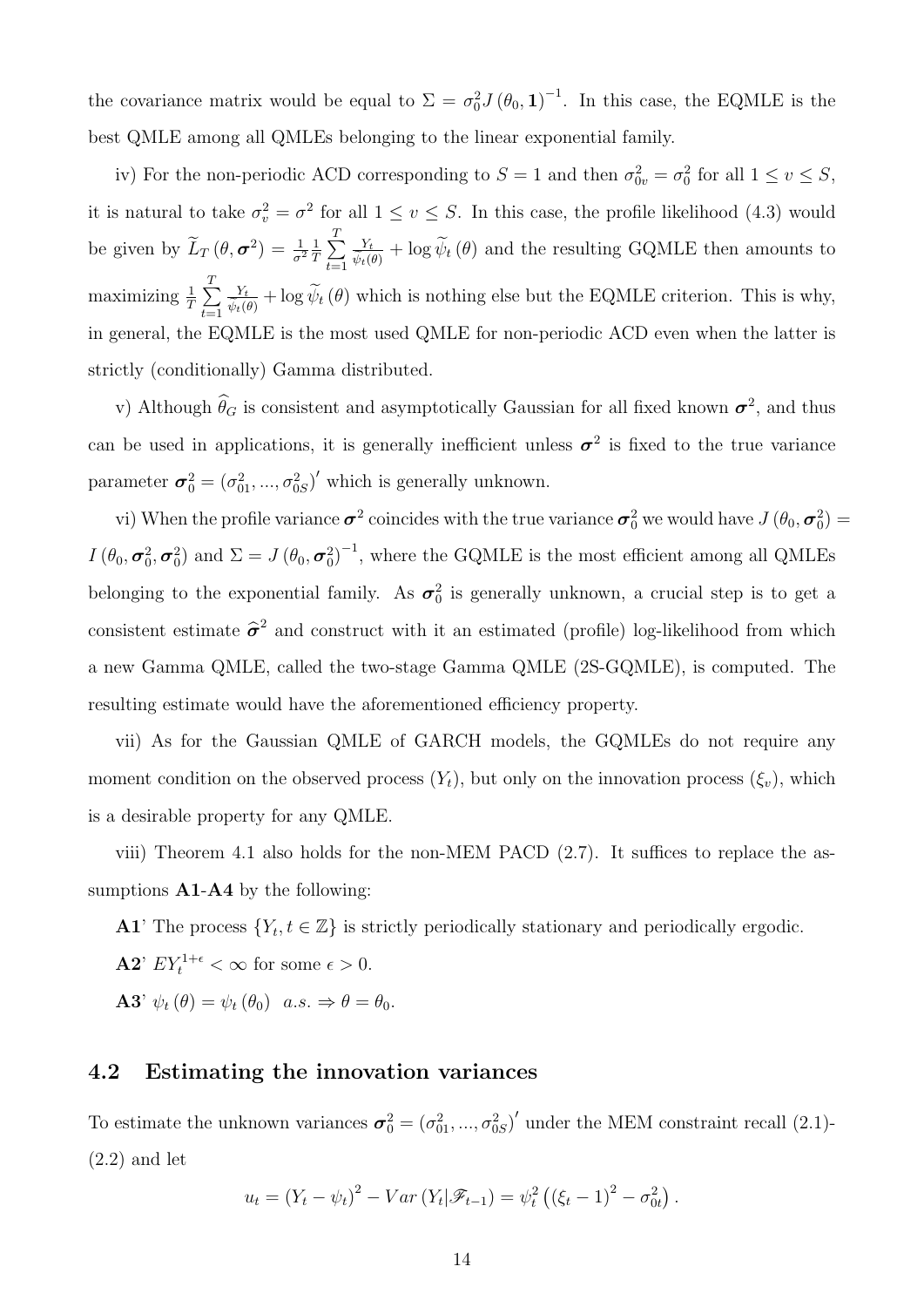the covariance matrix would be equal to $\Sigma = \sigma_0^2 J(\theta_0, \mathbf{1})^{-1}$. In this case, the EQMLE is the best QMLE among all QMLEs belonging to the linear exponential family.

iv) For the non-periodic ACD corresponding to $S = 1$ and then $\sigma_{0v}^2 = \sigma_0^2$ for all $1 \leq v \leq S$, it is natural to take $\sigma_v^2 = \sigma^2$ for all $1 \leq v \leq S$. In this case, the profile likelihood (4.3) would be given by $\widetilde{L}_T(\theta, \boldsymbol{\sigma}^2) = \frac{1}{\sigma^2}\frac{1}{T}\sum_{t=1}^{T}\frac{Y_t}{\widetilde{\psi}_t(\theta)} + \log\widetilde{\psi}_t(\theta)$ and the resulting GQMLE then amounts to maximizing $\frac{1}{T}\sum_{t=1}^{T}\frac{Y_t}{\widetilde{\psi}_t(\theta)} + \log\widetilde{\psi}_t(\theta)$ which is nothing else but the EQMLE criterion. This is why, in general, the EQMLE is the most used QMLE for non-periodic ACD even when the latter is strictly (conditionally) Gamma distributed.

v) Although $\widehat{\theta}_G$ is consistent and asymptotically Gaussian for all fixed known $\boldsymbol{\sigma}^2$, and thus can be used in applications, it is generally inefficient unless $\boldsymbol{\sigma}^2$ is fixed to the true variance parameter $\boldsymbol{\sigma}_0^2 = (\sigma_{01}^2, ..., \sigma_{0S}^2)'$ which is generally unknown.

vi) When the profile variance $\boldsymbol{\sigma}^2$ coincides with the true variance $\boldsymbol{\sigma}_0^2$ we would have $J(\theta_0, \boldsymbol{\sigma}_0^2) = I(\theta_0, \boldsymbol{\sigma}_0^2, \boldsymbol{\sigma}_0^2)$ and $\Sigma = J(\theta_0, \boldsymbol{\sigma}_0^2)^{-1}$, where the GQMLE is the most efficient among all QMLEs belonging to the exponential family. As $\boldsymbol{\sigma}_0^2$ is generally unknown, a crucial step is to get a consistent estimate $\widehat{\boldsymbol{\sigma}}^2$ and construct with it an estimated (profile) log-likelihood from which a new Gamma QMLE, called the two-stage Gamma QMLE (2S-GQMLE), is computed. The resulting estimate would have the aforementioned efficiency property.

vii) As for the Gaussian QMLE of GARCH models, the GQMLEs do not require any moment condition on the observed process $(Y_t)$, but only on the innovation process $(\xi_v)$, which is a desirable property for any QMLE.

viii) Theorem 4.1 also holds for the non-MEM PACD (2.7). It suffices to replace the assumptions **A1**-**A4** by the following:

**A1**' The process $\{Y_t, t \in \mathbb{Z}\}$ is strictly periodically stationary and periodically ergodic.

**A2**' $EY_t^{1+\epsilon} < \infty$ for some $\epsilon > 0$.

**A3**' $\psi_t(\theta) = \psi_t(\theta_0)\ \ a.s. \Rightarrow \theta = \theta_0$.

## 4.2 Estimating the innovation variances

To estimate the unknown variances $\boldsymbol{\sigma}_0^2 = (\sigma_{01}^2, ..., \sigma_{0S}^2)'$ under the MEM constraint recall (2.1)-(2.2) and let

$$u_t = (Y_t - \psi_t)^2 - Var(Y_t|\mathscr{F}_{t-1}) = \psi_t^2\left((\xi_t - 1)^2 - \sigma_{0t}^2\right).$$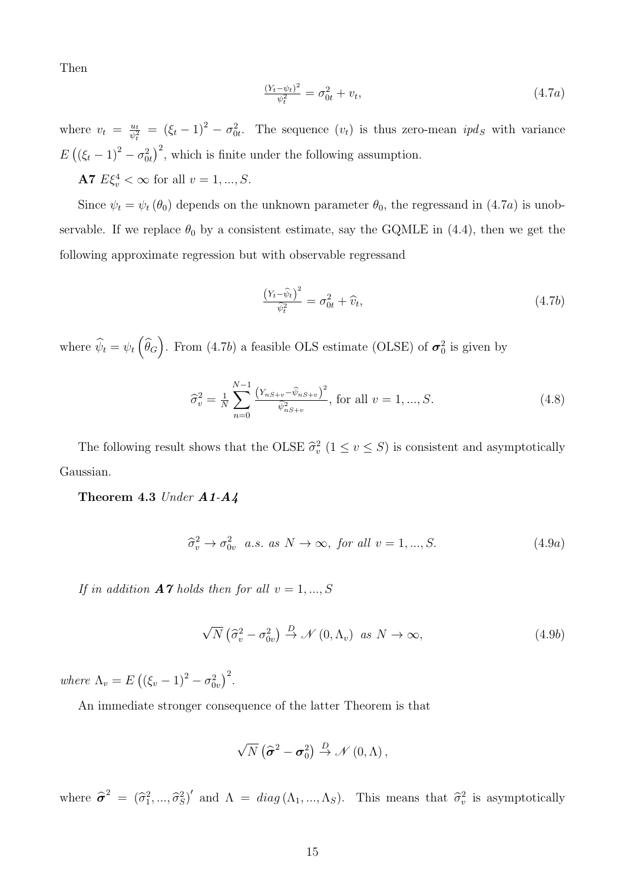Then

$$\frac{(Y_t-\psi_t)^2}{\psi_t^2} = \sigma_{0t}^2 + v_t, \tag{4.7a}$$

where $v_t = \frac{u_t}{\psi_t^2} = (\xi_t - 1)^2 - \sigma_{0t}^2$. The sequence $(v_t)$ is thus zero-mean $ipd_S$ with variance $E\left((\xi_t-1)^2 - \sigma_{0t}^2\right)^2$, which is finite under the following assumption.

**A7** $E\xi_v^4 < \infty$ for all $v = 1, ..., S$.

Since $\psi_t = \psi_t(\theta_0)$ depends on the unknown parameter $\theta_0$, the regressand in $(4.7a)$ is unobservable. If we replace $\theta_0$ by a consistent estimate, say the GQMLE in (4.4), then we get the following approximate regression but with observable regressand

$$\frac{\left(Y_t-\widehat{\psi}_t\right)^2}{\widehat{\psi}_t^2} = \sigma_{0t}^2 + \widehat{v}_t, \tag{4.7b}$$

where $\widehat{\psi}_t = \psi_t\left(\widehat{\theta}_G\right)$. From $(4.7b)$ a feasible OLS estimate (OLSE) of $\boldsymbol{\sigma}_0^2$ is given by

$$\widehat{\sigma}_v^2 = \frac{1}{N}\sum_{n=0}^{N-1} \frac{\left(Y_{nS+v}-\widehat{\psi}_{nS+v}\right)^2}{\widehat{\psi}_{nS+v}^2}, \text{ for all } v = 1, ..., S. \tag{4.8}$$

The following result shows that the OLSE $\widehat{\sigma}_v^2$ $(1 \leq v \leq S)$ is consistent and asymptotically Gaussian.

**Theorem 4.3** *Under **A1-A4***

$$\widehat{\sigma}_v^2 \to \sigma_{0v}^2 \ \ a.s. \text{ as } N \to \infty, \text{ for all } v = 1, ..., S. \tag{4.9a}$$

*If in addition **A7** holds then for all $v = 1, ..., S$*

$$\sqrt{N}\left(\widehat{\sigma}_v^2 - \sigma_{0v}^2\right) \overset{D}{\to} \mathcal{N}\left(0, \Lambda_v\right) \ \ as \ N \to \infty, \tag{4.9b}$$

*where* $\Lambda_v = E\left((\xi_v-1)^2 - \sigma_{0v}^2\right)^2$.

An immediate stronger consequence of the latter Theorem is that

$$\sqrt{N}\left(\widehat{\boldsymbol{\sigma}}^2 - \boldsymbol{\sigma}_0^2\right) \overset{D}{\to} \mathcal{N}\left(0, \Lambda\right),$$

where $\widehat{\boldsymbol{\sigma}}^2 = \left(\widehat{\sigma}_1^2, ..., \widehat{\sigma}_S^2\right)'$ and $\Lambda = diag\left(\Lambda_1, ..., \Lambda_S\right)$. This means that $\widehat{\sigma}_v^2$ is asymptotically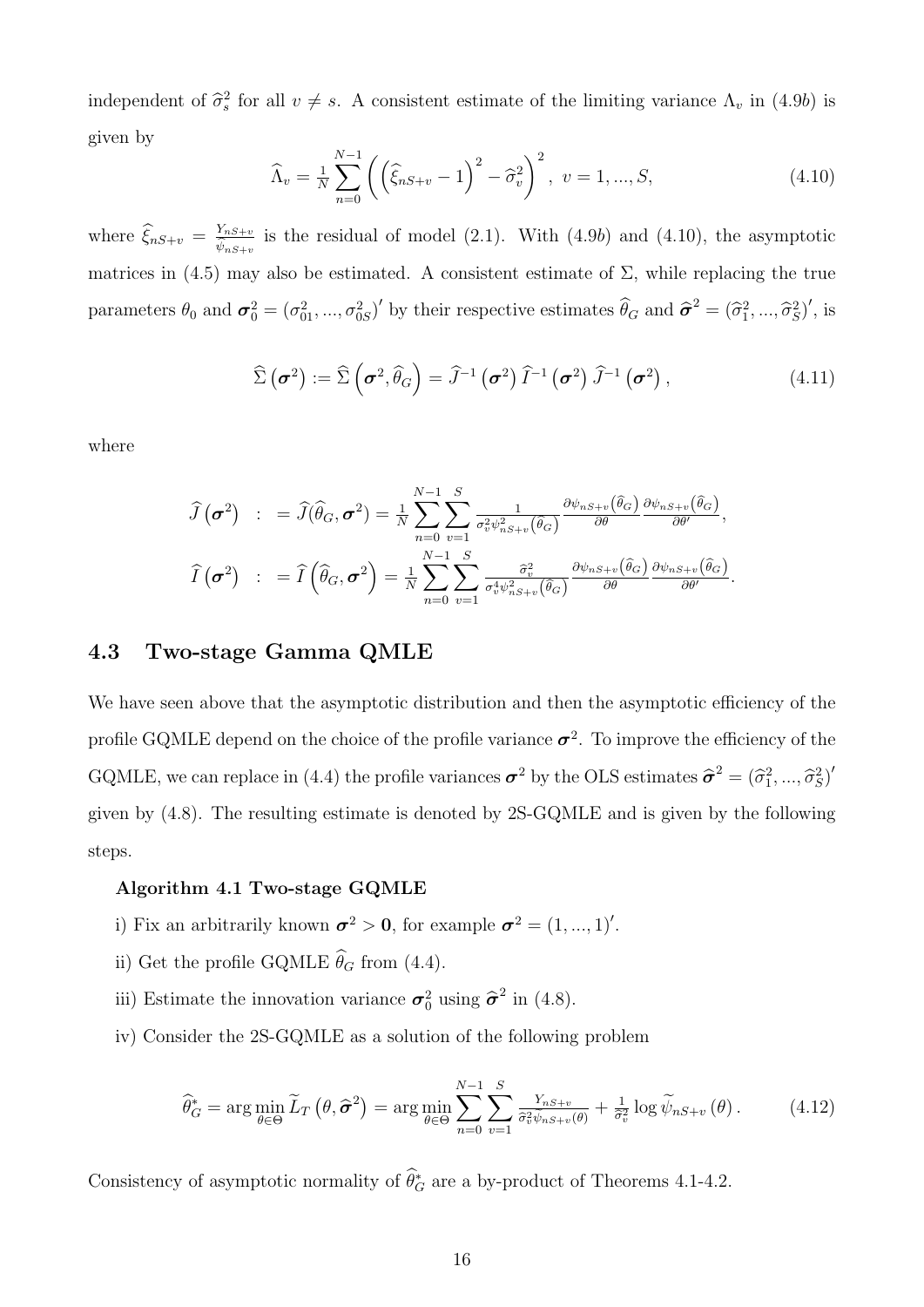independent of $\widehat{\sigma}_s^2$ for all $v \neq s$. A consistent estimate of the limiting variance $\Lambda_v$ in (4.9$b$) is given by

$$\widehat{\Lambda}_v = \tfrac{1}{N}\sum_{n=0}^{N-1}\left(\left(\widehat{\xi}_{nS+v}-1\right)^2-\widehat{\sigma}_v^2\right)^2,\ v=1,...,S, \tag{4.10}$$

where $\widehat{\xi}_{nS+v} = \frac{Y_{nS+v}}{\widetilde{\psi}_{nS+v}}$ is the residual of model (2.1). With (4.9$b$) and (4.10), the asymptotic matrices in (4.5) may also be estimated. A consistent estimate of $\Sigma$, while replacing the true parameters $\theta_0$ and $\boldsymbol{\sigma}_0^2 = (\sigma_{01}^2,...,\sigma_{0S}^2)'$ by their respective estimates $\widehat{\theta}_G$ and $\widehat{\boldsymbol{\sigma}}^2 = (\widehat{\sigma}_1^2,...,\widehat{\sigma}_S^2)'$, is

$$\widehat{\Sigma}\left(\boldsymbol{\sigma}^2\right) := \widehat{\Sigma}\left(\boldsymbol{\sigma}^2,\widehat{\theta}_G\right) = \widehat{J}^{-1}\left(\boldsymbol{\sigma}^2\right)\widehat{I}^{-1}\left(\boldsymbol{\sigma}^2\right)\widehat{J}^{-1}\left(\boldsymbol{\sigma}^2\right), \tag{4.11}$$

where

$$\begin{aligned}
\widehat{J}\left(\boldsymbol{\sigma}^2\right) &:= \widehat{J}(\widehat{\theta}_G,\boldsymbol{\sigma}^2) = \tfrac{1}{N}\sum_{n=0}^{N-1}\sum_{v=1}^{S}\tfrac{1}{\sigma_v^2\psi_{nS+v}^2\left(\widehat{\theta}_G\right)}\tfrac{\partial\psi_{nS+v}\left(\widehat{\theta}_G\right)}{\partial\theta}\tfrac{\partial\psi_{nS+v}\left(\widehat{\theta}_G\right)}{\partial\theta'},\\
\widehat{I}\left(\boldsymbol{\sigma}^2\right) &:= \widehat{I}\left(\widehat{\theta}_G,\boldsymbol{\sigma}^2\right) = \tfrac{1}{N}\sum_{n=0}^{N-1}\sum_{v=1}^{S}\tfrac{\widehat{\sigma}_v^2}{\sigma_v^4\psi_{nS+v}^2\left(\widehat{\theta}_G\right)}\tfrac{\partial\psi_{nS+v}\left(\widehat{\theta}_G\right)}{\partial\theta}\tfrac{\partial\psi_{nS+v}\left(\widehat{\theta}_G\right)}{\partial\theta'}.
\end{aligned}$$

## 4.3 Two-stage Gamma QMLE

We have seen above that the asymptotic distribution and then the asymptotic efficiency of the profile GQMLE depend on the choice of the profile variance $\boldsymbol{\sigma}^2$. To improve the efficiency of the GQMLE, we can replace in (4.4) the profile variances $\boldsymbol{\sigma}^2$ by the OLS estimates $\widehat{\boldsymbol{\sigma}}^2 = (\widehat{\sigma}_1^2,...,\widehat{\sigma}_S^2)'$ given by (4.8). The resulting estimate is denoted by 2S-GQMLE and is given by the following steps.

**Algorithm 4.1 Two-stage GQMLE**

i) Fix an arbitrarily known $\boldsymbol{\sigma}^2 > \mathbf{0}$, for example $\boldsymbol{\sigma}^2 = (1,...,1)'$.

ii) Get the profile GQMLE $\widehat{\theta}_G$ from (4.4).

iii) Estimate the innovation variance $\boldsymbol{\sigma}_0^2$ using $\widehat{\boldsymbol{\sigma}}^2$ in (4.8).

iv) Consider the 2S-GQMLE as a solution of the following problem

$$\widehat{\theta}_G^* = \arg\min_{\theta\in\Theta}\widetilde{L}_T\left(\theta,\widehat{\boldsymbol{\sigma}}^2\right) = \arg\min_{\theta\in\Theta}\sum_{n=0}^{N-1}\sum_{v=1}^{S}\tfrac{Y_{nS+v}}{\widehat{\sigma}_v^2\widetilde{\psi}_{nS+v}(\theta)}+\tfrac{1}{\widehat{\sigma}_v^2}\log\widetilde{\psi}_{nS+v}\left(\theta\right). \tag{4.12}$$

Consistency of asymptotic normality of $\widehat{\theta}_G^*$ are a by-product of Theorems 4.1-4.2.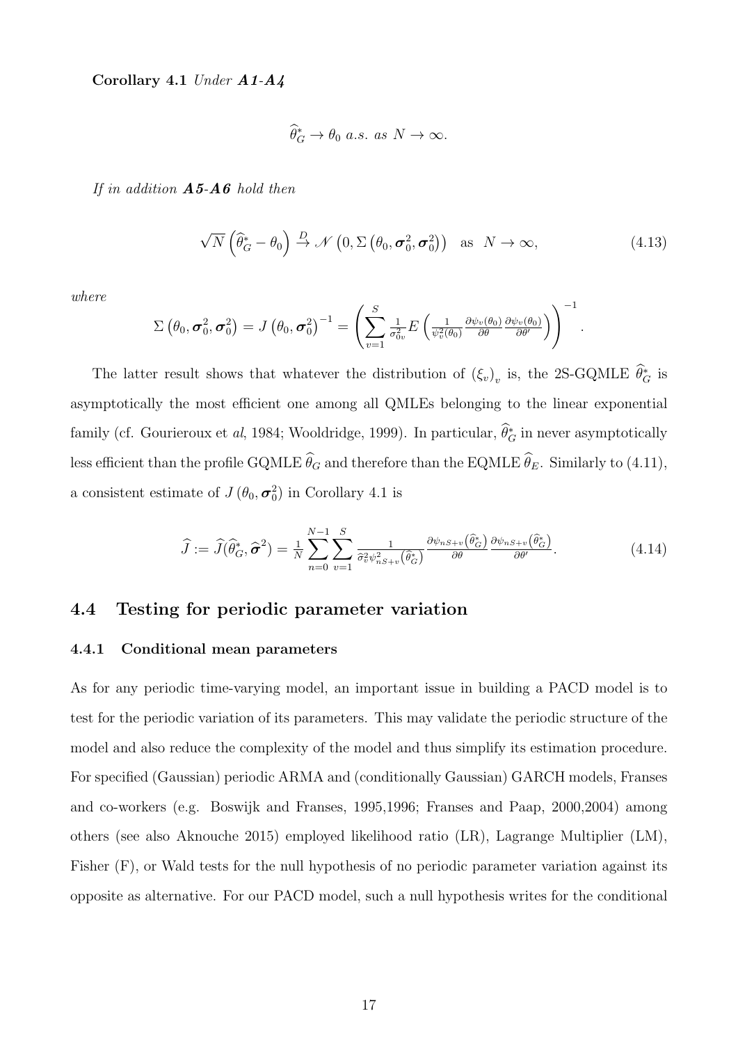**Corollary 4.1** *Under **A1-A4***

$$\widehat{\theta}_G^* \to \theta_0 \text{ a.s. as } N \to \infty.$$

*If in addition **A5-A6** hold then*

$$\sqrt{N}\left(\widehat{\theta}_G^* - \theta_0\right) \xrightarrow{D} \mathscr{N}\left(0, \Sigma\left(\theta_0, \boldsymbol{\sigma}_0^2, \boldsymbol{\sigma}_0^2\right)\right) \quad \text{as} \quad N \to \infty, \tag{4.13}$$

*where*

$$\Sigma\left(\theta_0, \boldsymbol{\sigma}_0^2, \boldsymbol{\sigma}_0^2\right) = J\left(\theta_0, \boldsymbol{\sigma}_0^2\right)^{-1} = \left(\sum_{v=1}^{S} \frac{1}{\sigma_{0v}^2} E\left(\frac{1}{\psi_v^2(\theta_0)} \frac{\partial \psi_v(\theta_0)}{\partial \theta} \frac{\partial \psi_v(\theta_0)}{\partial \theta'}\right)\right)^{-1}.$$

The latter result shows that whatever the distribution of $(\xi_v)_v$ is, the 2S-GQMLE $\widehat{\theta}_G^*$ is asymptotically the most efficient one among all QMLEs belonging to the linear exponential family (cf. Gourieroux et *al*, 1984; Wooldridge, 1999). In particular, $\widehat{\theta}_G^*$ in never asymptotically less efficient than the profile GQMLE $\widehat{\theta}_G$ and therefore than the EQMLE $\widehat{\theta}_E$. Similarly to (4.11), a consistent estimate of $J\left(\theta_0, \boldsymbol{\sigma}_0^2\right)$ in Corollary 4.1 is

$$\widehat{J} := \widehat{J}(\widehat{\theta}_G^*, \widehat{\boldsymbol{\sigma}}^2) = \frac{1}{N} \sum_{n=0}^{N-1} \sum_{v=1}^{S} \frac{1}{\widehat{\sigma}_v^2 \psi_{nS+v}^2\left(\widehat{\theta}_G^*\right)} \frac{\partial \psi_{nS+v}\left(\widehat{\theta}_G^*\right)}{\partial \theta} \frac{\partial \psi_{nS+v}\left(\widehat{\theta}_G^*\right)}{\partial \theta'}. \tag{4.14}$$

## 4.4 Testing for periodic parameter variation

### 4.4.1 Conditional mean parameters

As for any periodic time-varying model, an important issue in building a PACD model is to test for the periodic variation of its parameters. This may validate the periodic structure of the model and also reduce the complexity of the model and thus simplify its estimation procedure. For specified (Gaussian) periodic ARMA and (conditionally Gaussian) GARCH models, Franses and co-workers (e.g. Boswijk and Franses, 1995,1996; Franses and Paap, 2000,2004) among others (see also Aknouche 2015) employed likelihood ratio (LR), Lagrange Multiplier (LM), Fisher (F), or Wald tests for the null hypothesis of no periodic parameter variation against its opposite as alternative. For our PACD model, such a null hypothesis writes for the conditional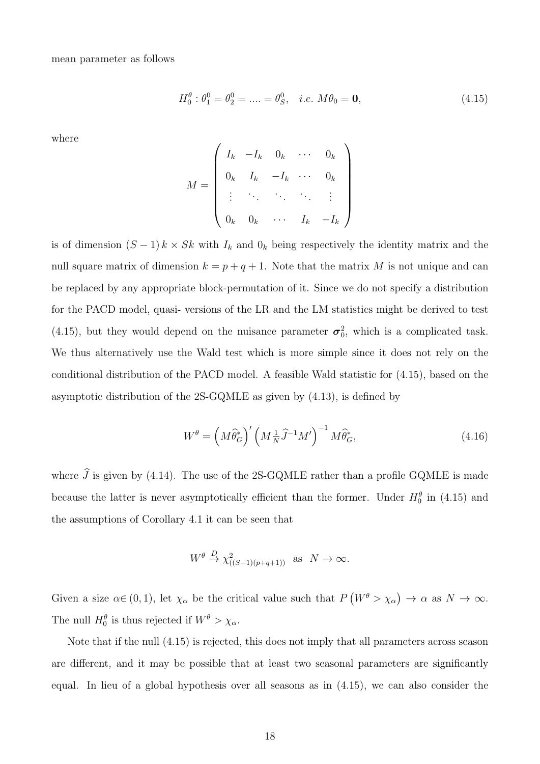mean parameter as follows

$$H_0^\theta : \theta_1^0 = \theta_2^0 = .... = \theta_S^0, \quad i.e. \; M\theta_0 = \mathbf{0}, \tag{4.15}$$

where

$$M = \begin{pmatrix} I_k & -I_k & 0_k & \cdots & 0_k \\ 0_k & I_k & -I_k & \cdots & 0_k \\ \vdots & \ddots & \ddots & \ddots & \vdots \\ 0_k & 0_k & \cdots & I_k & -I_k \end{pmatrix}$$

is of dimension $(S-1)\,k \times Sk$ with $I_k$ and $0_k$ being respectively the identity matrix and the null square matrix of dimension $k = p + q + 1$. Note that the matrix $M$ is not unique and can be replaced by any appropriate block-permutation of it. Since we do not specify a distribution for the PACD model, quasi- versions of the LR and the LM statistics might be derived to test (4.15), but they would depend on the nuisance parameter $\boldsymbol{\sigma}_0^2$, which is a complicated task. We thus alternatively use the Wald test which is more simple since it does not rely on the conditional distribution of the PACD model. A feasible Wald statistic for (4.15), based on the asymptotic distribution of the 2S-GQMLE as given by (4.13), is defined by

$$W^\theta = \left(M\widehat{\theta}_G^*\right)' \left(M \tfrac{1}{N} \widehat{J}^{-1} M'\right)^{-1} M\widehat{\theta}_G^*, \tag{4.16}$$

where $\widehat{J}$ is given by (4.14). The use of the 2S-GQMLE rather than a profile GQMLE is made because the latter is never asymptotically efficient than the former. Under $H_0^\theta$ in (4.15) and the assumptions of Corollary 4.1 it can be seen that

$$W^\theta \xrightarrow{D} \chi^2_{((S-1)(p+q+1))} \quad \text{as} \quad N \to \infty.$$

Given a size $\alpha \in (0,1)$, let $\chi_\alpha$ be the critical value such that $P\left(W^\theta > \chi_\alpha\right) \to \alpha$ as $N \to \infty$. The null $H_0^\theta$ is thus rejected if $W^\theta > \chi_\alpha$.

Note that if the null (4.15) is rejected, this does not imply that all parameters across season are different, and it may be possible that at least two seasonal parameters are significantly equal. In lieu of a global hypothesis over all seasons as in (4.15), we can also consider the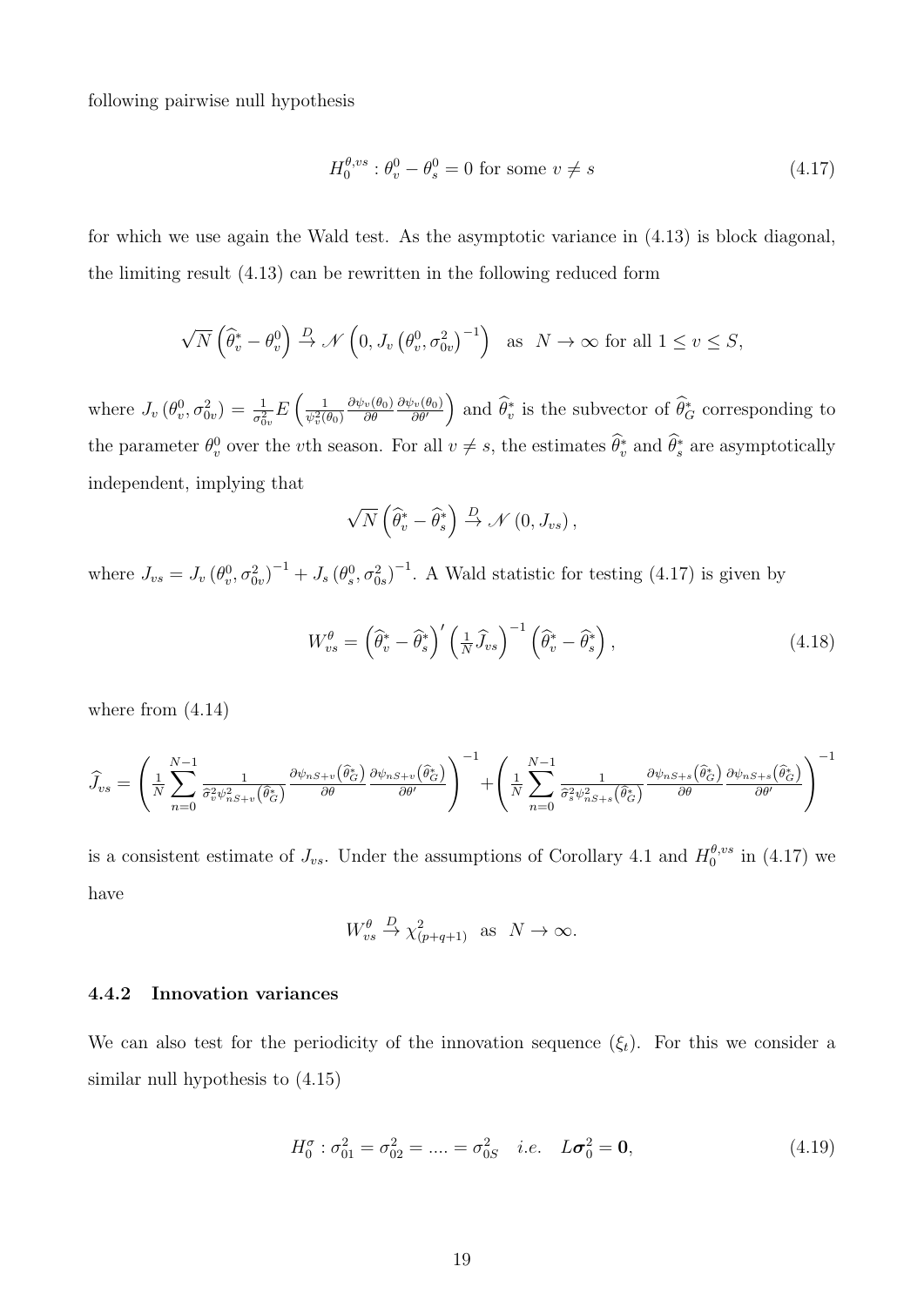following pairwise null hypothesis

$$H_0^{\theta,vs} : \theta_v^0 - \theta_s^0 = 0 \text{ for some } v \neq s \tag{4.17}$$

for which we use again the Wald test. As the asymptotic variance in (4.13) is block diagonal, the limiting result (4.13) can be rewritten in the following reduced form

$$\sqrt{N}\left(\widehat{\theta}_v^* - \theta_v^0\right) \xrightarrow{D} \mathscr{N}\left(0, J_v\left(\theta_v^0, \sigma_{0v}^2\right)^{-1}\right) \quad \text{as} \quad N \to \infty \text{ for all } 1 \leq v \leq S,$$

where $J_v\left(\theta_v^0, \sigma_{0v}^2\right) = \frac{1}{\sigma_{0v}^2} E\left(\frac{1}{\psi_v^2(\theta_0)} \frac{\partial \psi_v(\theta_0)}{\partial \theta} \frac{\partial \psi_v(\theta_0)}{\partial \theta'}\right)$ and $\widehat{\theta}_v^*$ is the subvector of $\widehat{\theta}_G^*$ corresponding to the parameter $\theta_v^0$ over the $v$th season. For all $v \neq s$, the estimates $\widehat{\theta}_v^*$ and $\widehat{\theta}_s^*$ are asymptotically independent, implying that

$$\sqrt{N}\left(\widehat{\theta}_v^* - \widehat{\theta}_s^*\right) \xrightarrow{D} \mathscr{N}\left(0, J_{vs}\right),$$

where $J_{vs} = J_v\left(\theta_v^0, \sigma_{0v}^2\right)^{-1} + J_s\left(\theta_s^0, \sigma_{0s}^2\right)^{-1}$. A Wald statistic for testing (4.17) is given by

$$W_{vs}^{\theta} = \left(\widehat{\theta}_v^* - \widehat{\theta}_s^*\right)' \left(\tfrac{1}{N}\widehat{J}_{vs}\right)^{-1} \left(\widehat{\theta}_v^* - \widehat{\theta}_s^*\right), \tag{4.18}$$

where from (4.14)

$$\widehat{J}_{vs} = \left(\frac{1}{N}\sum_{n=0}^{N-1} \frac{1}{\widehat{\sigma}_v^2 \psi_{nS+v}^2\left(\widehat{\theta}_G^*\right)} \frac{\partial \psi_{nS+v}\left(\widehat{\theta}_G^*\right)}{\partial \theta} \frac{\partial \psi_{nS+v}\left(\widehat{\theta}_G^*\right)}{\partial \theta'}\right)^{-1} + \left(\frac{1}{N}\sum_{n=0}^{N-1} \frac{1}{\widehat{\sigma}_s^2 \psi_{nS+s}^2\left(\widehat{\theta}_G^*\right)} \frac{\partial \psi_{nS+s}\left(\widehat{\theta}_G^*\right)}{\partial \theta} \frac{\partial \psi_{nS+s}\left(\widehat{\theta}_G^*\right)}{\partial \theta'}\right)^{-1}$$

is a consistent estimate of $J_{vs}$. Under the assumptions of Corollary 4.1 and $H_0^{\theta,vs}$ in (4.17) we have

$$W_{vs}^{\theta} \xrightarrow{D} \chi_{(p+q+1)}^2 \quad \text{as} \quad N \to \infty.$$

### 4.4.2 Innovation variances

We can also test for the periodicity of the innovation sequence $(\xi_t)$. For this we consider a similar null hypothesis to (4.15)

$$H_0^{\sigma} : \sigma_{01}^2 = \sigma_{02}^2 = .... = \sigma_{0S}^2 \quad i.e. \quad L\boldsymbol{\sigma}_0^2 = \mathbf{0}, \tag{4.19}$$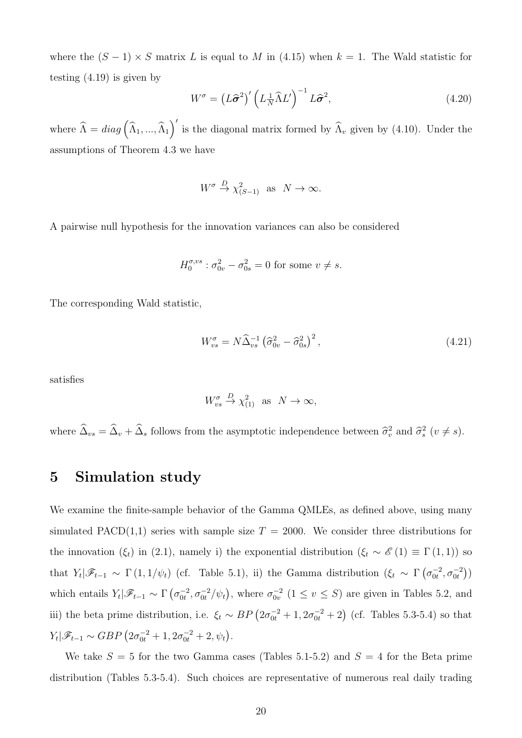where the $(S-1) \times S$ matrix $L$ is equal to $M$ in (4.15) when $k=1$. The Wald statistic for testing (4.19) is given by

$$W^{\sigma} = \left(L\widehat{\boldsymbol{\sigma}}^2\right)' \left(L\tfrac{1}{N}\widehat{\Lambda}L'\right)^{-1} L\widehat{\boldsymbol{\sigma}}^2, \tag{4.20}$$

where $\widehat{\Lambda} = diag\left(\widehat{\Lambda}_1, ..., \widehat{\Lambda}_1\right)'$ is the diagonal matrix formed by $\widehat{\Lambda}_v$ given by (4.10). Under the assumptions of Theorem 4.3 we have

$$W^{\sigma} \xrightarrow{D} \chi^2_{(S-1)} \text{ as } N \to \infty.$$

A pairwise null hypothesis for the innovation variances can also be considered

$$H_0^{\sigma,vs} : \sigma^2_{0v} - \sigma^2_{0s} = 0 \text{ for some } v \neq s.$$

The corresponding Wald statistic,

$$W^{\sigma}_{vs} = N\widehat{\Delta}^{-1}_{vs}\left(\widehat{\sigma}^2_{0v} - \widehat{\sigma}^2_{0s}\right)^2, \tag{4.21}$$

satisfies

$$W^{\sigma}_{vs} \xrightarrow{D} \chi^2_{(1)} \text{ as } N \to \infty,$$

where $\widehat{\Delta}_{vs} = \widehat{\Delta}_v + \widehat{\Delta}_s$ follows from the asymptotic independence between $\widehat{\sigma}^2_v$ and $\widehat{\sigma}^2_s$ $(v \neq s)$.

# 5 Simulation study

We examine the finite-sample behavior of the Gamma QMLEs, as defined above, using many simulated PACD(1,1) series with sample size $T = 2000$. We consider three distributions for the innovation $(\xi_t)$ in (2.1), namely i) the exponential distribution ($\xi_t \sim \mathscr{E}(1) \equiv \Gamma(1,1)$) so that $Y_t|\mathscr{F}_{t-1} \sim \Gamma(1, 1/\psi_t)$ (cf. Table 5.1), ii) the Gamma distribution ($\xi_t \sim \Gamma\left(\sigma^{-2}_{0t}, \sigma^{-2}_{0t}\right)$) which entails $Y_t|\mathscr{F}_{t-1} \sim \Gamma\left(\sigma^{-2}_{0t}, \sigma^{-2}_{0t}/\psi_t\right)$, where $\sigma^{-2}_{0v}$ $(1 \leq v \leq S)$ are given in Tables 5.2, and iii) the beta prime distribution, i.e. $\xi_t \sim BP\left(2\sigma^{-2}_{0t} + 1, 2\sigma^{-2}_{0t} + 2\right)$ (cf. Tables 5.3-5.4) so that $Y_t|\mathscr{F}_{t-1} \sim GBP\left(2\sigma^{-2}_{0t} + 1, 2\sigma^{-2}_{0t} + 2, \psi_t\right)$.

We take $S = 5$ for the two Gamma cases (Tables 5.1-5.2) and $S = 4$ for the Beta prime distribution (Tables 5.3-5.4). Such choices are representative of numerous real daily trading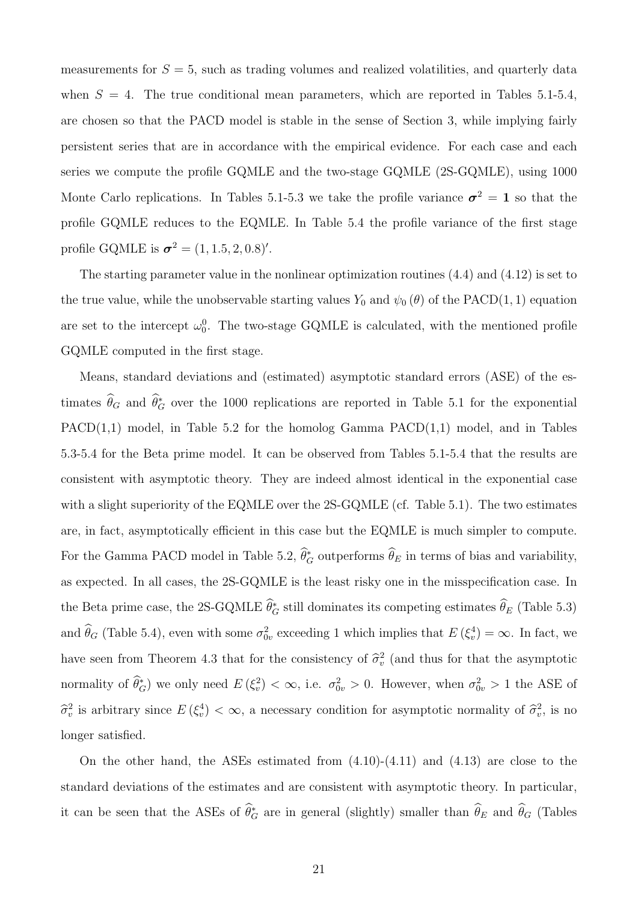measurements for $S = 5$, such as trading volumes and realized volatilities, and quarterly data when $S = 4$. The true conditional mean parameters, which are reported in Tables 5.1-5.4, are chosen so that the PACD model is stable in the sense of Section 3, while implying fairly persistent series that are in accordance with the empirical evidence. For each case and each series we compute the profile GQMLE and the two-stage GQMLE (2S-GQMLE), using 1000 Monte Carlo replications. In Tables 5.1-5.3 we take the profile variance $\boldsymbol{\sigma}^2 = \mathbf{1}$ so that the profile GQMLE reduces to the EQMLE. In Table 5.4 the profile variance of the first stage profile GQMLE is $\boldsymbol{\sigma}^2 = (1, 1.5, 2, 0.8)'$.

The starting parameter value in the nonlinear optimization routines (4.4) and (4.12) is set to the true value, while the unobservable starting values $Y_0$ and $\psi_0(\theta)$ of the PACD(1, 1) equation are set to the intercept $\omega_0^0$. The two-stage GQMLE is calculated, with the mentioned profile GQMLE computed in the first stage.

Means, standard deviations and (estimated) asymptotic standard errors (ASE) of the estimates $\widehat{\theta}_G$ and $\widehat{\theta}_G^*$ over the 1000 replications are reported in Table 5.1 for the exponential PACD(1,1) model, in Table 5.2 for the homolog Gamma PACD(1,1) model, and in Tables 5.3-5.4 for the Beta prime model. It can be observed from Tables 5.1-5.4 that the results are consistent with asymptotic theory. They are indeed almost identical in the exponential case with a slight superiority of the EQMLE over the 2S-GQMLE (cf. Table 5.1). The two estimates are, in fact, asymptotically efficient in this case but the EQMLE is much simpler to compute. For the Gamma PACD model in Table 5.2, $\widehat{\theta}_G^*$ outperforms $\widehat{\theta}_E$ in terms of bias and variability, as expected. In all cases, the 2S-GQMLE is the least risky one in the misspecification case. In the Beta prime case, the 2S-GQMLE $\widehat{\theta}_G^*$ still dominates its competing estimates $\widehat{\theta}_E$ (Table 5.3) and $\widehat{\theta}_G$ (Table 5.4), even with some $\sigma_{0v}^2$ exceeding 1 which implies that $E(\xi_v^4) = \infty$. In fact, we have seen from Theorem 4.3 that for the consistency of $\widehat{\sigma}_v^2$ (and thus for that the asymptotic normality of $\widehat{\theta}_G^*$) we only need $E(\xi_v^2) < \infty$, i.e. $\sigma_{0v}^2 > 0$. However, when $\sigma_{0v}^2 > 1$ the ASE of $\widehat{\sigma}_v^2$ is arbitrary since $E(\xi_v^4) < \infty$, a necessary condition for asymptotic normality of $\widehat{\sigma}_v^2$, is no longer satisfied.

On the other hand, the ASEs estimated from (4.10)-(4.11) and (4.13) are close to the standard deviations of the estimates and are consistent with asymptotic theory. In particular, it can be seen that the ASEs of $\widehat{\theta}_G^*$ are in general (slightly) smaller than $\widehat{\theta}_E$ and $\widehat{\theta}_G$ (Tables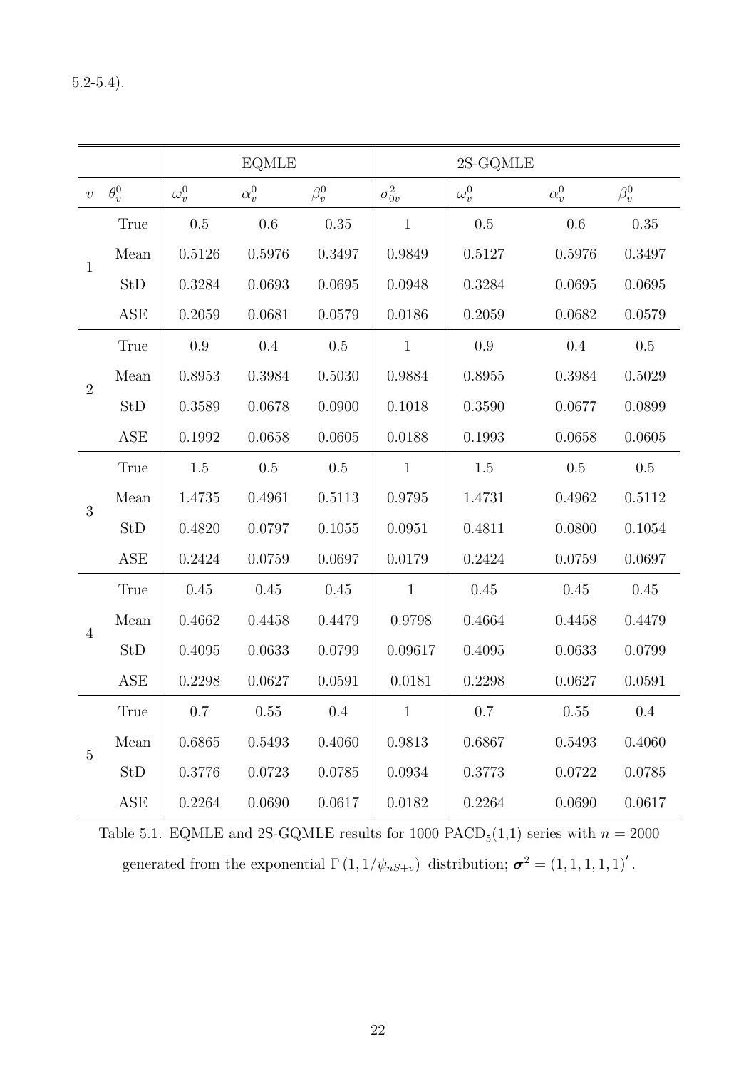5.2-5.4).

| | | EQMLE | | | 2S-GQMLE | | | |
|---|---|---|---|---|---|---|---|---|
| $v$ | $\theta_v^0$ | $\omega_v^0$ | $\alpha_v^0$ | $\beta_v^0$ | $\sigma_{0v}^2$ | $\omega_v^0$ | $\alpha_v^0$ | $\beta_v^0$ |
| 1 | True | 0.5 | 0.6 | 0.35 | 1 | 0.5 | 0.6 | 0.35 |
| | Mean | 0.5126 | 0.5976 | 0.3497 | 0.9849 | 0.5127 | 0.5976 | 0.3497 |
| | StD | 0.3284 | 0.0693 | 0.0695 | 0.0948 | 0.3284 | 0.0695 | 0.0695 |
| | ASE | 0.2059 | 0.0681 | 0.0579 | 0.0186 | 0.2059 | 0.0682 | 0.0579 |
| 2 | True | 0.9 | 0.4 | 0.5 | 1 | 0.9 | 0.4 | 0.5 |
| | Mean | 0.8953 | 0.3984 | 0.5030 | 0.9884 | 0.8955 | 0.3984 | 0.5029 |
| | StD | 0.3589 | 0.0678 | 0.0900 | 0.1018 | 0.3590 | 0.0677 | 0.0899 |
| | ASE | 0.1992 | 0.0658 | 0.0605 | 0.0188 | 0.1993 | 0.0658 | 0.0605 |
| 3 | True | 1.5 | 0.5 | 0.5 | 1 | 1.5 | 0.5 | 0.5 |
| | Mean | 1.4735 | 0.4961 | 0.5113 | 0.9795 | 1.4731 | 0.4962 | 0.5112 |
| | StD | 0.4820 | 0.0797 | 0.1055 | 0.0951 | 0.4811 | 0.0800 | 0.1054 |
| | ASE | 0.2424 | 0.0759 | 0.0697 | 0.0179 | 0.2424 | 0.0759 | 0.0697 |
| 4 | True | 0.45 | 0.45 | 0.45 | 1 | 0.45 | 0.45 | 0.45 |
| | Mean | 0.4662 | 0.4458 | 0.4479 | 0.9798 | 0.4664 | 0.4458 | 0.4479 |
| | StD | 0.4095 | 0.0633 | 0.0799 | 0.09617 | 0.4095 | 0.0633 | 0.0799 |
| | ASE | 0.2298 | 0.0627 | 0.0591 | 0.0181 | 0.2298 | 0.0627 | 0.0591 |
| 5 | True | 0.7 | 0.55 | 0.4 | 1 | 0.7 | 0.55 | 0.4 |
| | Mean | 0.6865 | 0.5493 | 0.4060 | 0.9813 | 0.6867 | 0.5493 | 0.4060 |
| | StD | 0.3776 | 0.0723 | 0.0785 | 0.0934 | 0.3773 | 0.0722 | 0.0785 |
| | ASE | 0.2264 | 0.0690 | 0.0617 | 0.0182 | 0.2264 | 0.0690 | 0.0617 |

Table 5.1. EQMLE and 2S-GQMLE results for 1000 $\mathrm{PACD}_5(1,1)$ series with $n = 2000$ generated from the exponential $\Gamma\left(1, 1/\psi_{nS+v}\right)$ distribution; $\boldsymbol{\sigma}^2 = (1,1,1,1,1)'$.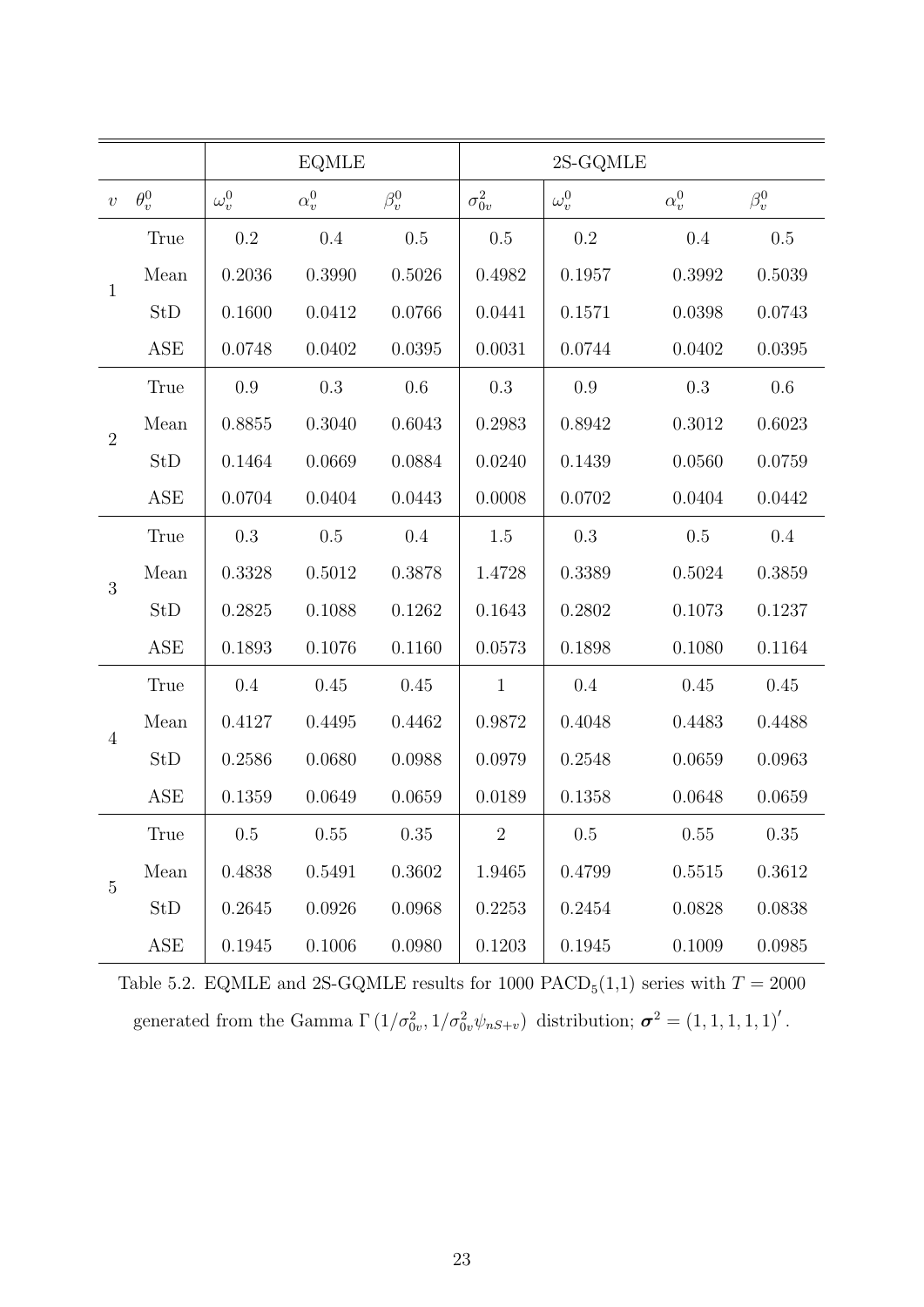| | | EQMLE | | | 2S-GQMLE | | | |
|---|---|---|---|---|---|---|---|---|
| $v$ | $\theta_v^0$ | $\omega_v^0$ | $\alpha_v^0$ | $\beta_v^0$ | $\sigma_{0v}^2$ | $\omega_v^0$ | $\alpha_v^0$ | $\beta_v^0$ |
| 1 | True | 0.2 | 0.4 | 0.5 | 0.5 | 0.2 | 0.4 | 0.5 |
| | Mean | 0.2036 | 0.3990 | 0.5026 | 0.4982 | 0.1957 | 0.3992 | 0.5039 |
| | StD | 0.1600 | 0.0412 | 0.0766 | 0.0441 | 0.1571 | 0.0398 | 0.0743 |
| | ASE | 0.0748 | 0.0402 | 0.0395 | 0.0031 | 0.0744 | 0.0402 | 0.0395 |
| 2 | True | 0.9 | 0.3 | 0.6 | 0.3 | 0.9 | 0.3 | 0.6 |
| | Mean | 0.8855 | 0.3040 | 0.6043 | 0.2983 | 0.8942 | 0.3012 | 0.6023 |
| | StD | 0.1464 | 0.0669 | 0.0884 | 0.0240 | 0.1439 | 0.0560 | 0.0759 |
| | ASE | 0.0704 | 0.0404 | 0.0443 | 0.0008 | 0.0702 | 0.0404 | 0.0442 |
| 3 | True | 0.3 | 0.5 | 0.4 | 1.5 | 0.3 | 0.5 | 0.4 |
| | Mean | 0.3328 | 0.5012 | 0.3878 | 1.4728 | 0.3389 | 0.5024 | 0.3859 |
| | StD | 0.2825 | 0.1088 | 0.1262 | 0.1643 | 0.2802 | 0.1073 | 0.1237 |
| | ASE | 0.1893 | 0.1076 | 0.1160 | 0.0573 | 0.1898 | 0.1080 | 0.1164 |
| 4 | True | 0.4 | 0.45 | 0.45 | 1 | 0.4 | 0.45 | 0.45 |
| | Mean | 0.4127 | 0.4495 | 0.4462 | 0.9872 | 0.4048 | 0.4483 | 0.4488 |
| | StD | 0.2586 | 0.0680 | 0.0988 | 0.0979 | 0.2548 | 0.0659 | 0.0963 |
| | ASE | 0.1359 | 0.0649 | 0.0659 | 0.0189 | 0.1358 | 0.0648 | 0.0659 |
| 5 | True | 0.5 | 0.55 | 0.35 | 2 | 0.5 | 0.55 | 0.35 |
| | Mean | 0.4838 | 0.5491 | 0.3602 | 1.9465 | 0.4799 | 0.5515 | 0.3612 |
| | StD | 0.2645 | 0.0926 | 0.0968 | 0.2253 | 0.2454 | 0.0828 | 0.0838 |
| | ASE | 0.1945 | 0.1006 | 0.0980 | 0.1203 | 0.1945 | 0.1009 | 0.0985 |

Table 5.2. EQMLE and 2S-GQMLE results for 1000 $\text{PACD}_5(1,1)$ series with $T = 2000$ generated from the Gamma $\Gamma\left(1/\sigma_{0v}^2, 1/\sigma_{0v}^2\psi_{nS+v}\right)$ distribution; $\boldsymbol{\sigma}^2 = (1,1,1,1,1)'$.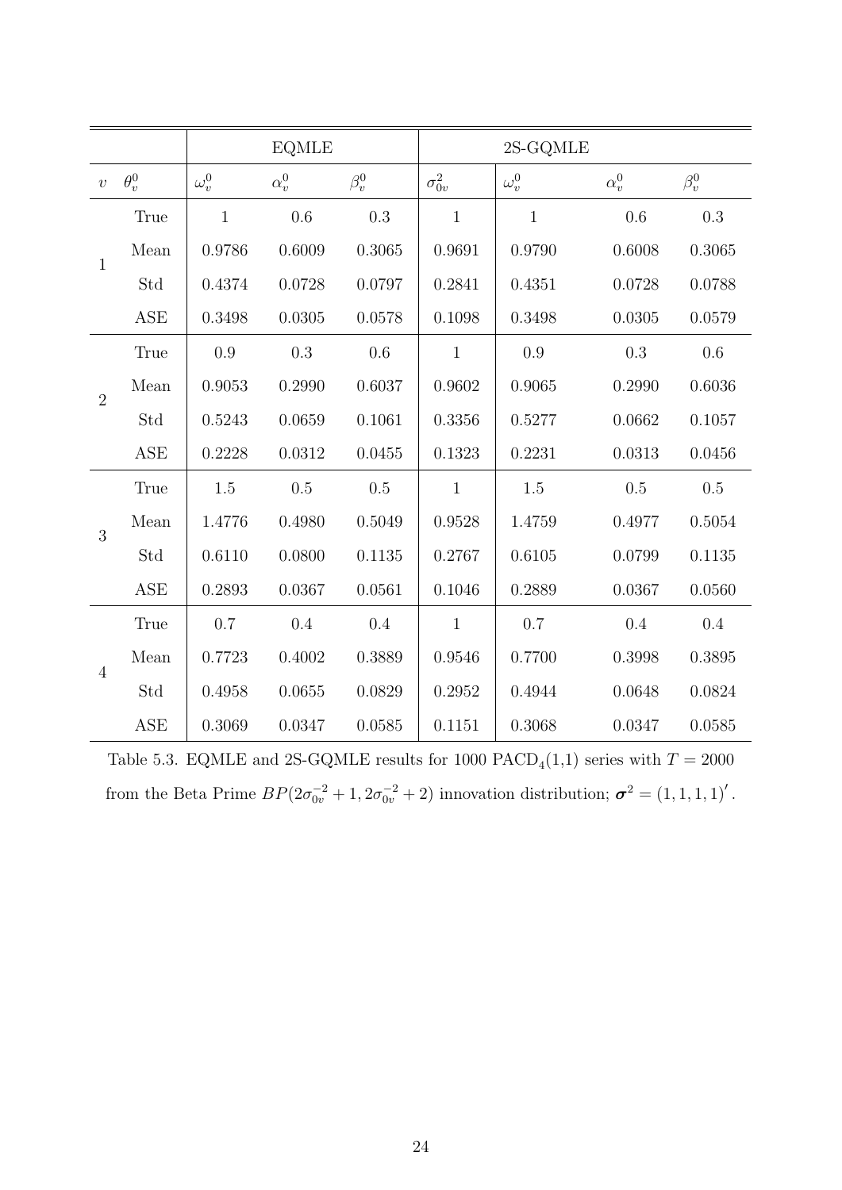| | | EQMLE | | | 2S-GQMLE | | | |
|---|---|---|---|---|---|---|---|---|
| $v$ | $\theta_v^0$ | $\omega_v^0$ | $\alpha_v^0$ | $\beta_v^0$ | $\sigma_{0v}^2$ | $\omega_v^0$ | $\alpha_v^0$ | $\beta_v^0$ |
| 1 | True | 1 | 0.6 | 0.3 | 1 | 1 | 0.6 | 0.3 |
| | Mean | 0.9786 | 0.6009 | 0.3065 | 0.9691 | 0.9790 | 0.6008 | 0.3065 |
| | Std | 0.4374 | 0.0728 | 0.0797 | 0.2841 | 0.4351 | 0.0728 | 0.0788 |
| | ASE | 0.3498 | 0.0305 | 0.0578 | 0.1098 | 0.3498 | 0.0305 | 0.0579 |
| 2 | True | 0.9 | 0.3 | 0.6 | 1 | 0.9 | 0.3 | 0.6 |
| | Mean | 0.9053 | 0.2990 | 0.6037 | 0.9602 | 0.9065 | 0.2990 | 0.6036 |
| | Std | 0.5243 | 0.0659 | 0.1061 | 0.3356 | 0.5277 | 0.0662 | 0.1057 |
| | ASE | 0.2228 | 0.0312 | 0.0455 | 0.1323 | 0.2231 | 0.0313 | 0.0456 |
| 3 | True | 1.5 | 0.5 | 0.5 | 1 | 1.5 | 0.5 | 0.5 |
| | Mean | 1.4776 | 0.4980 | 0.5049 | 0.9528 | 1.4759 | 0.4977 | 0.5054 |
| | Std | 0.6110 | 0.0800 | 0.1135 | 0.2767 | 0.6105 | 0.0799 | 0.1135 |
| | ASE | 0.2893 | 0.0367 | 0.0561 | 0.1046 | 0.2889 | 0.0367 | 0.0560 |
| 4 | True | 0.7 | 0.4 | 0.4 | 1 | 0.7 | 0.4 | 0.4 |
| | Mean | 0.7723 | 0.4002 | 0.3889 | 0.9546 | 0.7700 | 0.3998 | 0.3895 |
| | Std | 0.4958 | 0.0655 | 0.0829 | 0.2952 | 0.4944 | 0.0648 | 0.0824 |
| | ASE | 0.3069 | 0.0347 | 0.0585 | 0.1151 | 0.3068 | 0.0347 | 0.0585 |

Table 5.3. EQMLE and 2S-GQMLE results for 1000 $\text{PACD}_4(1,1)$ series with $T = 2000$ from the Beta Prime $BP(2\sigma_{0v}^{-2} + 1, 2\sigma_{0v}^{-2} + 2)$ innovation distribution; $\boldsymbol{\sigma}^2 = (1, 1, 1, 1)'$.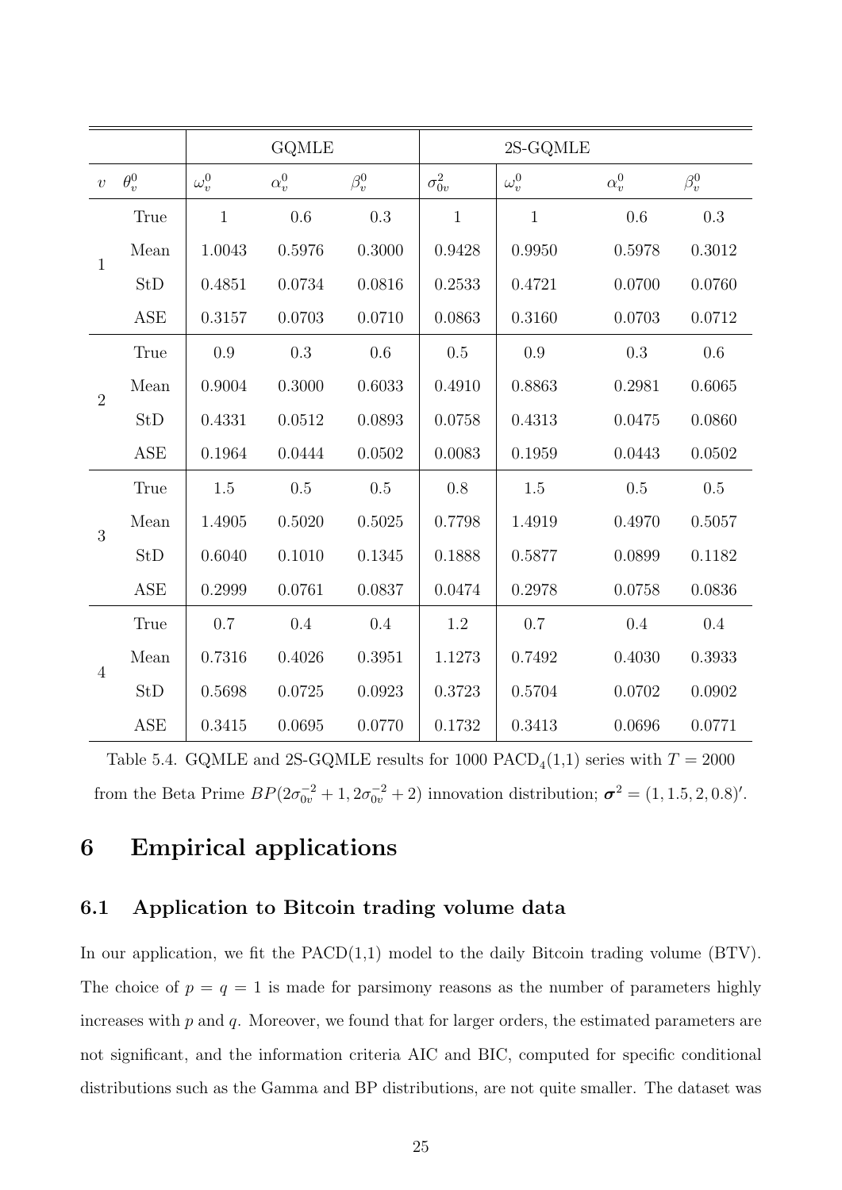| | | GQMLE | | | 2S-GQMLE | | | |
|---|---|---|---|---|---|---|---|---|
| $v$ | $\theta_v^0$ | $\omega_v^0$ | $\alpha_v^0$ | $\beta_v^0$ | $\sigma_{0v}^2$ | $\omega_v^0$ | $\alpha_v^0$ | $\beta_v^0$ |
| 1 | True | 1 | 0.6 | 0.3 | 1 | 1 | 0.6 | 0.3 |
| | Mean | 1.0043 | 0.5976 | 0.3000 | 0.9428 | 0.9950 | 0.5978 | 0.3012 |
| | StD | 0.4851 | 0.0734 | 0.0816 | 0.2533 | 0.4721 | 0.0700 | 0.0760 |
| | ASE | 0.3157 | 0.0703 | 0.0710 | 0.0863 | 0.3160 | 0.0703 | 0.0712 |
| 2 | True | 0.9 | 0.3 | 0.6 | 0.5 | 0.9 | 0.3 | 0.6 |
| | Mean | 0.9004 | 0.3000 | 0.6033 | 0.4910 | 0.8863 | 0.2981 | 0.6065 |
| | StD | 0.4331 | 0.0512 | 0.0893 | 0.0758 | 0.4313 | 0.0475 | 0.0860 |
| | ASE | 0.1964 | 0.0444 | 0.0502 | 0.0083 | 0.1959 | 0.0443 | 0.0502 |
| 3 | True | 1.5 | 0.5 | 0.5 | 0.8 | 1.5 | 0.5 | 0.5 |
| | Mean | 1.4905 | 0.5020 | 0.5025 | 0.7798 | 1.4919 | 0.4970 | 0.5057 |
| | StD | 0.6040 | 0.1010 | 0.1345 | 0.1888 | 0.5877 | 0.0899 | 0.1182 |
| | ASE | 0.2999 | 0.0761 | 0.0837 | 0.0474 | 0.2978 | 0.0758 | 0.0836 |
| 4 | True | 0.7 | 0.4 | 0.4 | 1.2 | 0.7 | 0.4 | 0.4 |
| | Mean | 0.7316 | 0.4026 | 0.3951 | 1.1273 | 0.7492 | 0.4030 | 0.3933 |
| | StD | 0.5698 | 0.0725 | 0.0923 | 0.3723 | 0.5704 | 0.0702 | 0.0902 |
| | ASE | 0.3415 | 0.0695 | 0.0770 | 0.1732 | 0.3413 | 0.0696 | 0.0771 |

Table 5.4. GQMLE and 2S-GQMLE results for 1000 $\text{PACD}_4(1,1)$ series with $T = 2000$ from the Beta Prime $BP(2\sigma_{0v}^{-2}+1, 2\sigma_{0v}^{-2}+2)$ innovation distribution; $\boldsymbol{\sigma}^2 = (1, 1.5, 2, 0.8)'$.

# 6 Empirical applications

## 6.1 Application to Bitcoin trading volume data

In our application, we fit the PACD(1,1) model to the daily Bitcoin trading volume (BTV). The choice of $p = q = 1$ is made for parsimony reasons as the number of parameters highly increases with $p$ and $q$. Moreover, we found that for larger orders, the estimated parameters are not significant, and the information criteria AIC and BIC, computed for specific conditional distributions such as the Gamma and BP distributions, are not quite smaller. The dataset was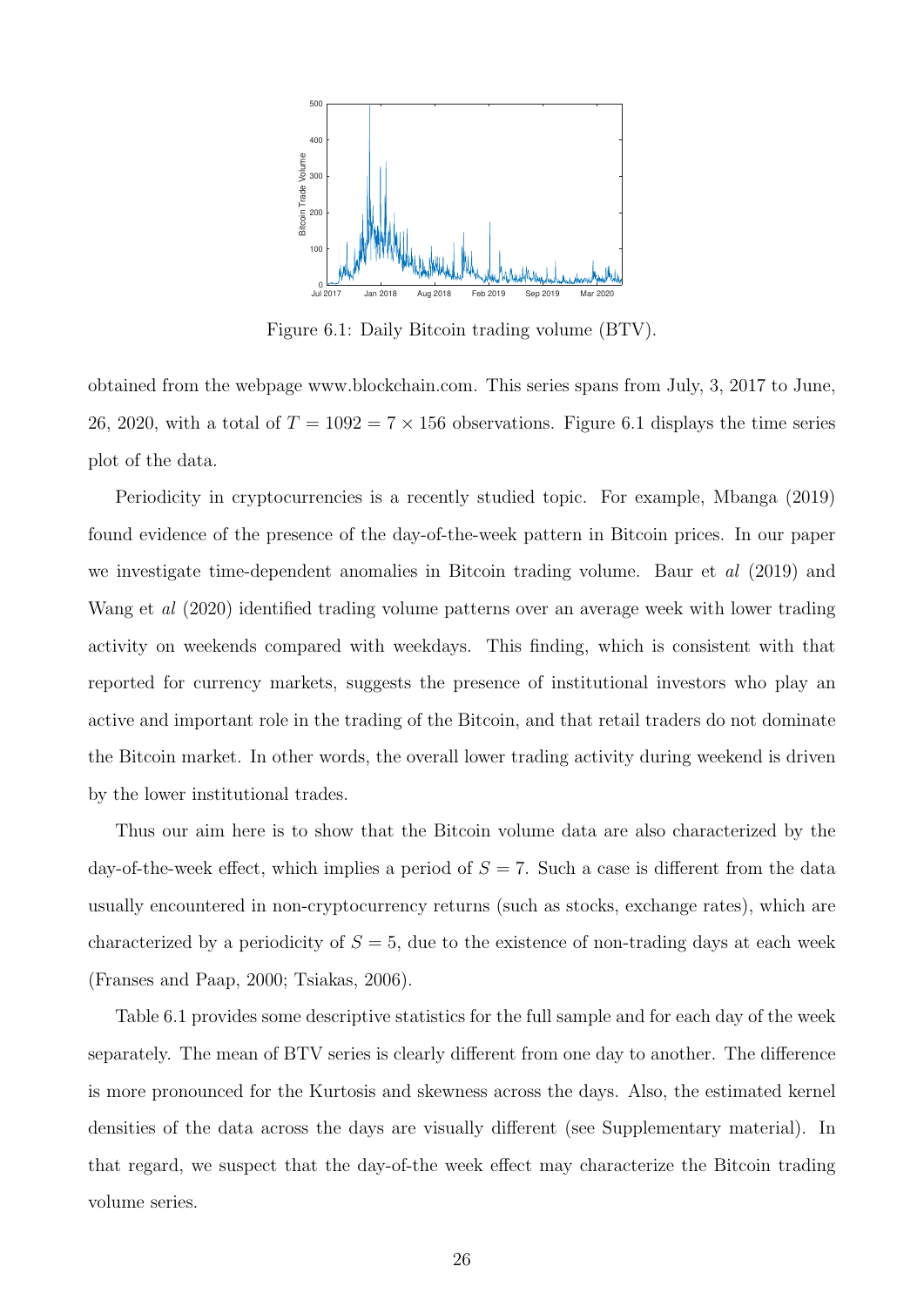Figure 6.1: Daily Bitcoin trading volume (BTV).

obtained from the webpage www.blockchain.com. This series spans from July, 3, 2017 to June, 26, 2020, with a total of $T = 1092 = 7 \times 156$ observations. Figure 6.1 displays the time series plot of the data.

Periodicity in cryptocurrencies is a recently studied topic. For example, Mbanga (2019) found evidence of the presence of the day-of-the-week pattern in Bitcoin prices. In our paper we investigate time-dependent anomalies in Bitcoin trading volume. Baur et *al* (2019) and Wang et *al* (2020) identified trading volume patterns over an average week with lower trading activity on weekends compared with weekdays. This finding, which is consistent with that reported for currency markets, suggests the presence of institutional investors who play an active and important role in the trading of the Bitcoin, and that retail traders do not dominate the Bitcoin market. In other words, the overall lower trading activity during weekend is driven by the lower institutional trades.

Thus our aim here is to show that the Bitcoin volume data are also characterized by the day-of-the-week effect, which implies a period of $S = 7$. Such a case is different from the data usually encountered in non-cryptocurrency returns (such as stocks, exchange rates), which are characterized by a periodicity of $S = 5$, due to the existence of non-trading days at each week (Franses and Paap, 2000; Tsiakas, 2006).

Table 6.1 provides some descriptive statistics for the full sample and for each day of the week separately. The mean of BTV series is clearly different from one day to another. The difference is more pronounced for the Kurtosis and skewness across the days. Also, the estimated kernel densities of the data across the days are visually different (see Supplementary material). In that regard, we suspect that the day-of-the week effect may characterize the Bitcoin trading volume series.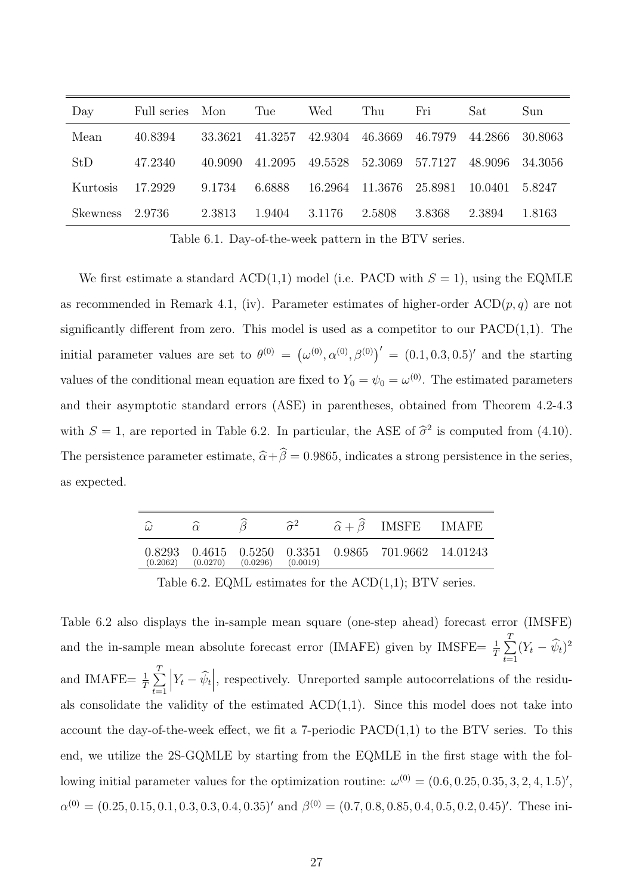| Day | Full series | Mon | Tue | Wed | Thu | Fri | Sat | Sun |
|---|---|---|---|---|---|---|---|---|
| Mean | 40.8394 | 33.3621 | 41.3257 | 42.9304 | 46.3669 | 46.7979 | 44.2866 | 30.8063 |
| StD | 47.2340 | 40.9090 | 41.2095 | 49.5528 | 52.3069 | 57.7127 | 48.9096 | 34.3056 |
| Kurtosis | 17.2929 | 9.1734 | 6.6888 | 16.2964 | 11.3676 | 25.8981 | 10.0401 | 5.8247 |
| Skewness | 2.9736 | 2.3813 | 1.9404 | 3.1176 | 2.5808 | 3.8368 | 2.3894 | 1.8163 |

Table 6.1. Day-of-the-week pattern in the BTV series.

We first estimate a standard ACD(1,1) model (i.e. PACD with $S = 1$), using the EQMLE as recommended in Remark 4.1, (iv). Parameter estimates of higher-order ACD$(p, q)$ are not significantly different from zero. This model is used as a competitor to our PACD(1,1). The initial parameter values are set to $\theta^{(0)} = \left(\omega^{(0)}, \alpha^{(0)}, \beta^{(0)}\right)' = (0.1, 0.3, 0.5)'$ and the starting values of the conditional mean equation are fixed to $Y_0 = \psi_0 = \omega^{(0)}$. The estimated parameters and their asymptotic standard errors (ASE) in parentheses, obtained from Theorem 4.2-4.3 with $S = 1$, are reported in Table 6.2. In particular, the ASE of $\widehat{\sigma}^2$ is computed from (4.10). The persistence parameter estimate, $\widehat{\alpha} + \widehat{\beta} = 0.9865$, indicates a strong persistence in the series, as expected.

| $\widehat{\omega}$ | $\widehat{\alpha}$ | $\widehat{\beta}$ | $\widehat{\sigma}^2$ | $\widehat{\alpha}+\widehat{\beta}$ | IMSFE | IMAFE |
|---|---|---|---|---|---|---|
| 0.8293 (0.2062) | 0.4615 (0.0270) | 0.5250 (0.0296) | 0.3351 (0.0019) | 0.9865 | 701.9662 | 14.01243 |

Table 6.2. EQML estimates for the ACD(1,1); BTV series.

Table 6.2 also displays the in-sample mean square (one-step ahead) forecast error (IMSFE) and the in-sample mean absolute forecast error (IMAFE) given by IMSFE$= \frac{1}{T}\sum_{t=1}^{T}(Y_t - \widehat{\psi}_t)^2$ and IMAFE$= \frac{1}{T}\sum_{t=1}^{T}\left|Y_t - \widehat{\psi}_t\right|$, respectively. Unreported sample autocorrelations of the residuals consolidate the validity of the estimated ACD(1,1). Since this model does not take into account the day-of-the-week effect, we fit a 7-periodic PACD(1,1) to the BTV series. To this end, we utilize the 2S-GQMLE by starting from the EQMLE in the first stage with the following initial parameter values for the optimization routine: $\omega^{(0)} = (0.6, 0.25, 0.35, 3, 2, 4, 1.5)'$, $\alpha^{(0)} = (0.25, 0.15, 0.1, 0.3, 0.3, 0.4, 0.35)'$ and $\beta^{(0)} = (0.7, 0.8, 0.85, 0.4, 0.5, 0.2, 0.45)'$. These ini-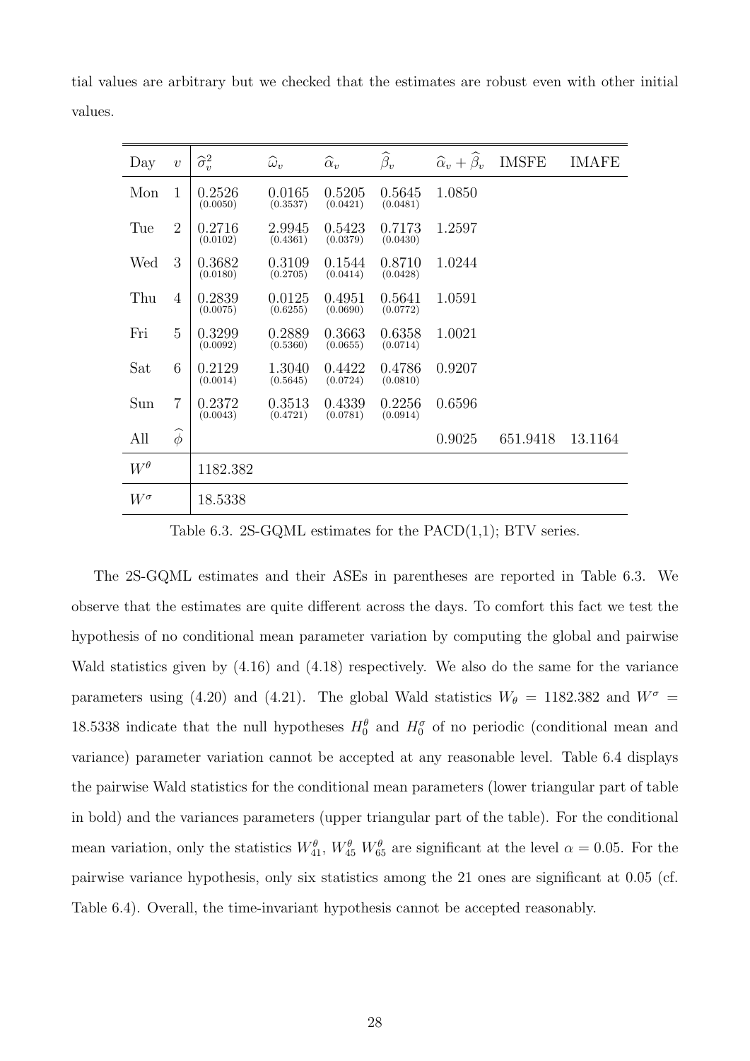tial values are arbitrary but we checked that the estimates are robust even with other initial values.

| Day | $v$ | $\widehat{\sigma}_v^2$ | $\widehat{\omega}_v$ | $\widehat{\alpha}_v$ | $\widehat{\beta}_v$ | $\widehat{\alpha}_v + \widehat{\beta}_v$ | IMSFE | IMAFE |
|---|---|---|---|---|---|---|---|---|
| Mon | 1 | 0.2526 (0.0050) | 0.0165 (0.3537) | 0.5205 (0.0421) | 0.5645 (0.0481) | 1.0850 | | |
| Tue | 2 | 0.2716 (0.0102) | 2.9945 (0.4361) | 0.5423 (0.0379) | 0.7173 (0.0430) | 1.2597 | | |
| Wed | 3 | 0.3682 (0.0180) | 0.3109 (0.2705) | 0.1544 (0.0414) | 0.8710 (0.0428) | 1.0244 | | |
| Thu | 4 | 0.2839 (0.0075) | 0.0125 (0.6255) | 0.4951 (0.0690) | 0.5641 (0.0772) | 1.0591 | | |
| Fri | 5 | 0.3299 (0.0092) | 0.2889 (0.5360) | 0.3663 (0.0655) | 0.6358 (0.0714) | 1.0021 | | |
| Sat | 6 | 0.2129 (0.0014) | 1.3040 (0.5645) | 0.4422 (0.0724) | 0.4786 (0.0810) | 0.9207 | | |
| Sun | 7 | 0.2372 (0.0043) | 0.3513 (0.4721) | 0.4339 (0.0781) | 0.2256 (0.0914) | 0.6596 | | |
| All | $\widehat{\phi}$ | | | | | 0.9025 | 651.9418 | 13.1164 |
| $W^{\theta}$ | | 1182.382 | | | | | | |
| $W^{\sigma}$ | | 18.5338 | | | | | | |

Table 6.3. 2S-GQML estimates for the PACD(1,1); BTV series.

The 2S-GQML estimates and their ASEs in parentheses are reported in Table 6.3. We observe that the estimates are quite different across the days. To comfort this fact we test the hypothesis of no conditional mean parameter variation by computing the global and pairwise Wald statistics given by (4.16) and (4.18) respectively. We also do the same for the variance parameters using (4.20) and (4.21). The global Wald statistics $W_{\theta} = 1182.382$ and $W^{\sigma} = 18.5338$ indicate that the null hypotheses $H_0^{\theta}$ and $H_0^{\sigma}$ of no periodic (conditional mean and variance) parameter variation cannot be accepted at any reasonable level. Table 6.4 displays the pairwise Wald statistics for the conditional mean parameters (lower triangular part of table in bold) and the variances parameters (upper triangular part of the table). For the conditional mean variation, only the statistics $W_{41}^{\theta}$, $W_{45}^{\theta}$ $W_{65}^{\theta}$ are significant at the level $\alpha = 0.05$. For the pairwise variance hypothesis, only six statistics among the 21 ones are significant at 0.05 (cf. Table 6.4). Overall, the time-invariant hypothesis cannot be accepted reasonably.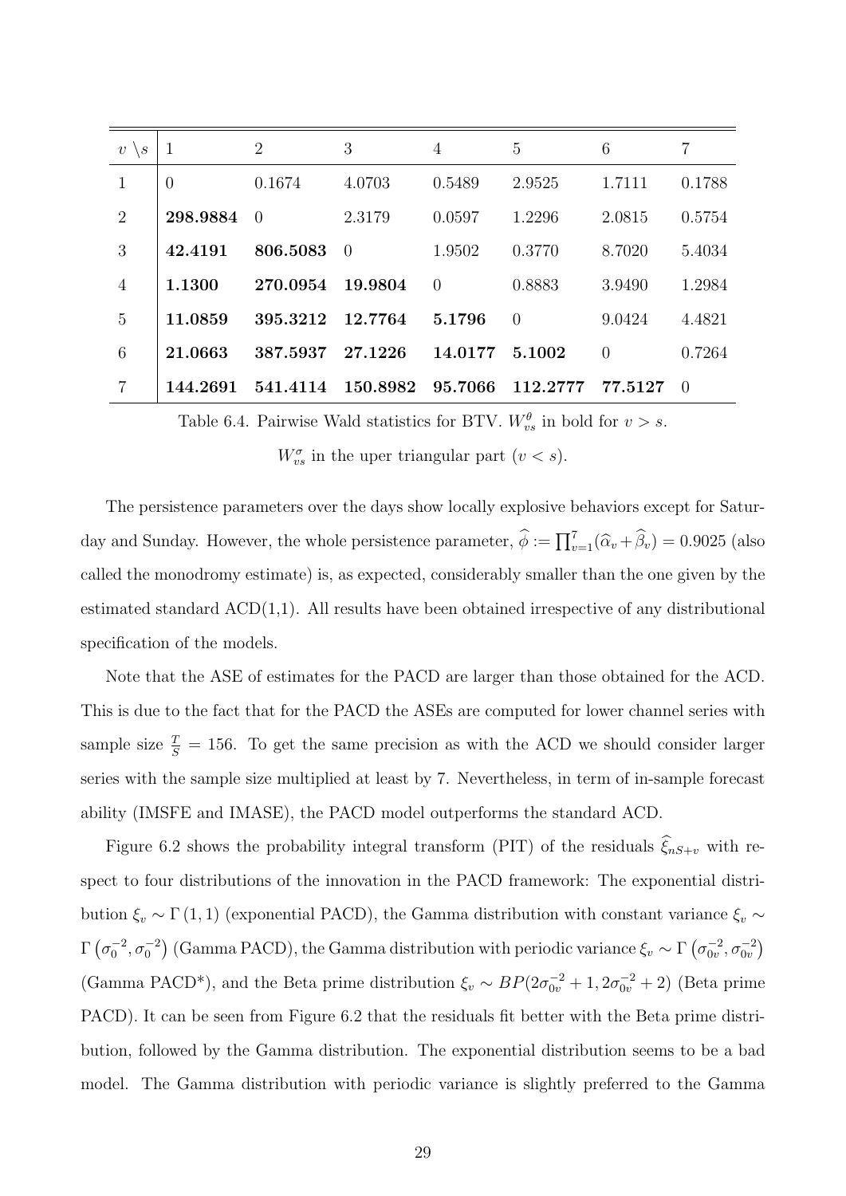| $v \setminus s$ | 1 | 2 | 3 | 4 | 5 | 6 | 7 |
|---|---|---|---|---|---|---|---|
| 1 | 0 | 0.1674 | 4.0703 | 0.5489 | 2.9525 | 1.7111 | 0.1788 |
| 2 | **298.9884** | 0 | 2.3179 | 0.0597 | 1.2296 | 2.0815 | 0.5754 |
| 3 | **42.4191** | **806.5083** | 0 | 1.9502 | 0.3770 | 8.7020 | 5.4034 |
| 4 | **1.1300** | **270.0954** | **19.9804** | 0 | 0.8883 | 3.9490 | 1.2984 |
| 5 | **11.0859** | **395.3212** | **12.7764** | **5.1796** | 0 | 9.0424 | 4.4821 |
| 6 | **21.0663** | **387.5937** | **27.1226** | **14.0177** | **5.1002** | 0 | 0.7264 |
| 7 | **144.2691** | **541.4114** | **150.8982** | **95.7066** | **112.2777** | **77.5127** | 0 |

Table 6.4. Pairwise Wald statistics for BTV. $W_{vs}^{\theta}$ in bold for $v > s$.
$W_{vs}^{\sigma}$ in the uper triangular part ($v < s$).

The persistence parameters over the days show locally explosive behaviors except for Saturday and Sunday. However, the whole persistence parameter, $\widehat{\phi} := \prod_{v=1}^{7}(\widehat{\alpha}_v + \widehat{\beta}_v) = 0.9025$ (also called the monodromy estimate) is, as expected, considerably smaller than the one given by the estimated standard ACD(1,1). All results have been obtained irrespective of any distributional specification of the models.

Note that the ASE of estimates for the PACD are larger than those obtained for the ACD. This is due to the fact that for the PACD the ASEs are computed for lower channel series with sample size $\frac{T}{S} = 156$. To get the same precision as with the ACD we should consider larger series with the sample size multiplied at least by 7. Nevertheless, in term of in-sample forecast ability (IMSFE and IMASE), the PACD model outperforms the standard ACD.

Figure 6.2 shows the probability integral transform (PIT) of the residuals $\widehat{\xi}_{nS+v}$ with respect to four distributions of the innovation in the PACD framework: The exponential distribution $\xi_v \sim \Gamma(1, 1)$ (exponential PACD), the Gamma distribution with constant variance $\xi_v \sim \Gamma\left(\sigma_0^{-2}, \sigma_0^{-2}\right)$ (Gamma PACD), the Gamma distribution with periodic variance $\xi_v \sim \Gamma\left(\sigma_{0v}^{-2}, \sigma_{0v}^{-2}\right)$ (Gamma PACD*), and the Beta prime distribution $\xi_v \sim BP(2\sigma_{0v}^{-2} + 1, 2\sigma_{0v}^{-2} + 2)$ (Beta prime PACD). It can be seen from Figure 6.2 that the residuals fit better with the Beta prime distribution, followed by the Gamma distribution. The exponential distribution seems to be a bad model. The Gamma distribution with periodic variance is slightly preferred to the Gamma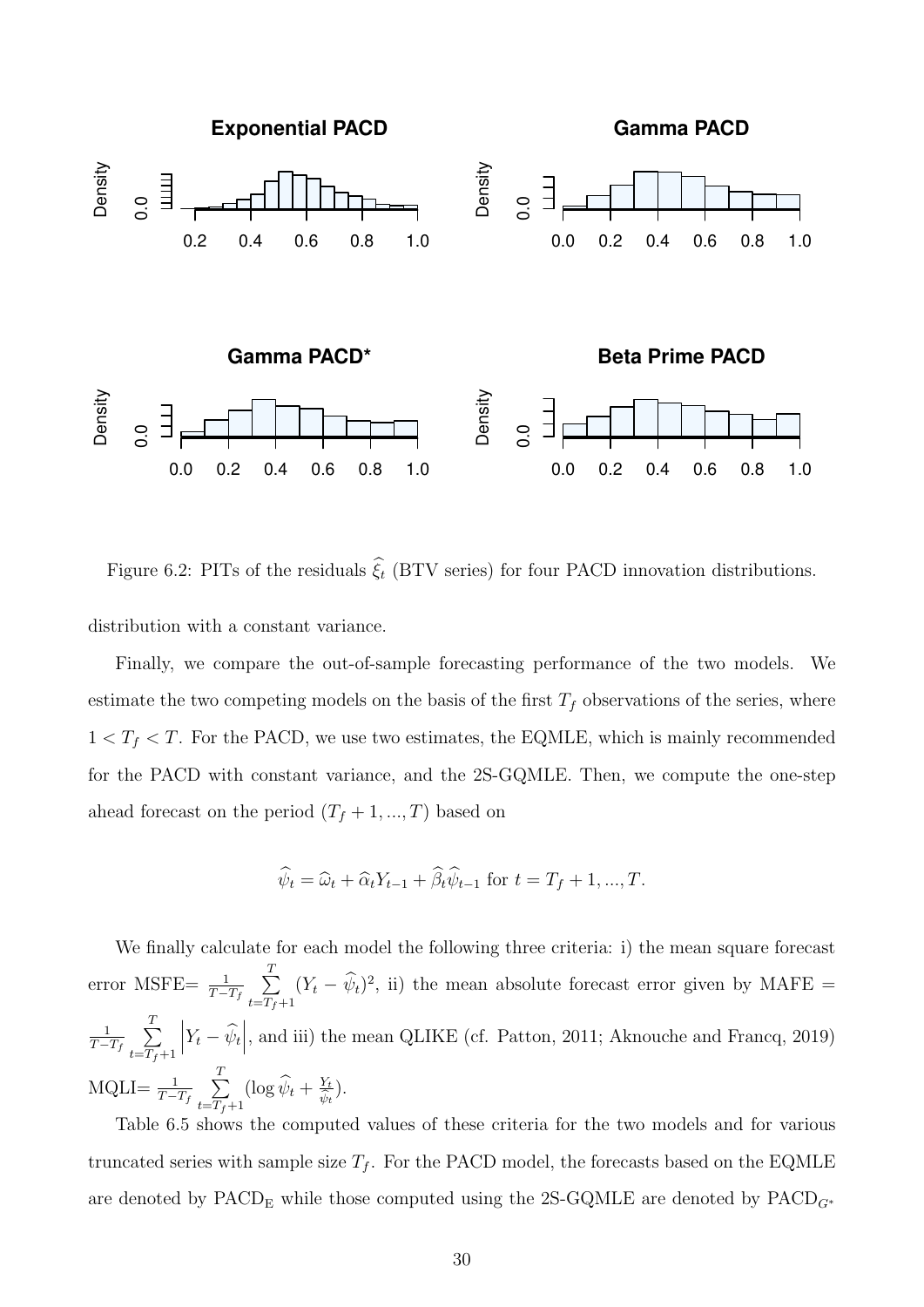Figure 6.2: PITs of the residuals $\widehat{\xi}_t$ (BTV series) for four PACD innovation distributions.

distribution with a constant variance.

Finally, we compare the out-of-sample forecasting performance of the two models. We estimate the two competing models on the basis of the first $T_f$ observations of the series, where $1 < T_f < T$. For the PACD, we use two estimates, the EQMLE, which is mainly recommended for the PACD with constant variance, and the 2S-GQMLE. Then, we compute the one-step ahead forecast on the period $(T_f + 1, ..., T)$ based on

$$\widehat{\psi}_t = \widehat{\omega}_t + \widehat{\alpha}_t Y_{t-1} + \widehat{\beta}_t \widehat{\psi}_{t-1} \text{ for } t = T_f + 1, ..., T.$$

We finally calculate for each model the following three criteria: i) the mean square forecast error MSFE$= \frac{1}{T-T_f} \sum_{t=T_f+1}^{T} (Y_t - \widehat{\psi}_t)^2$, ii) the mean absolute forecast error given by MAFE $= \frac{1}{T-T_f} \sum_{t=T_f+1}^{T} \left| Y_t - \widehat{\psi}_t \right|$, and iii) the mean QLIKE (cf. Patton, 2011; Aknouche and Francq, 2019) MQLI$= \frac{1}{T-T_f} \sum_{t=T_f+1}^{T} (\log \widehat{\psi}_t + \frac{Y_t}{\widehat{\psi}_t})$.

Table 6.5 shows the computed values of these criteria for the two models and for various truncated series with sample size $T_f$. For the PACD model, the forecasts based on the EQMLE are denoted by $\text{PACD}_{\text{E}}$ while those computed using the 2S-GQMLE are denoted by $\text{PACD}_{G^*}$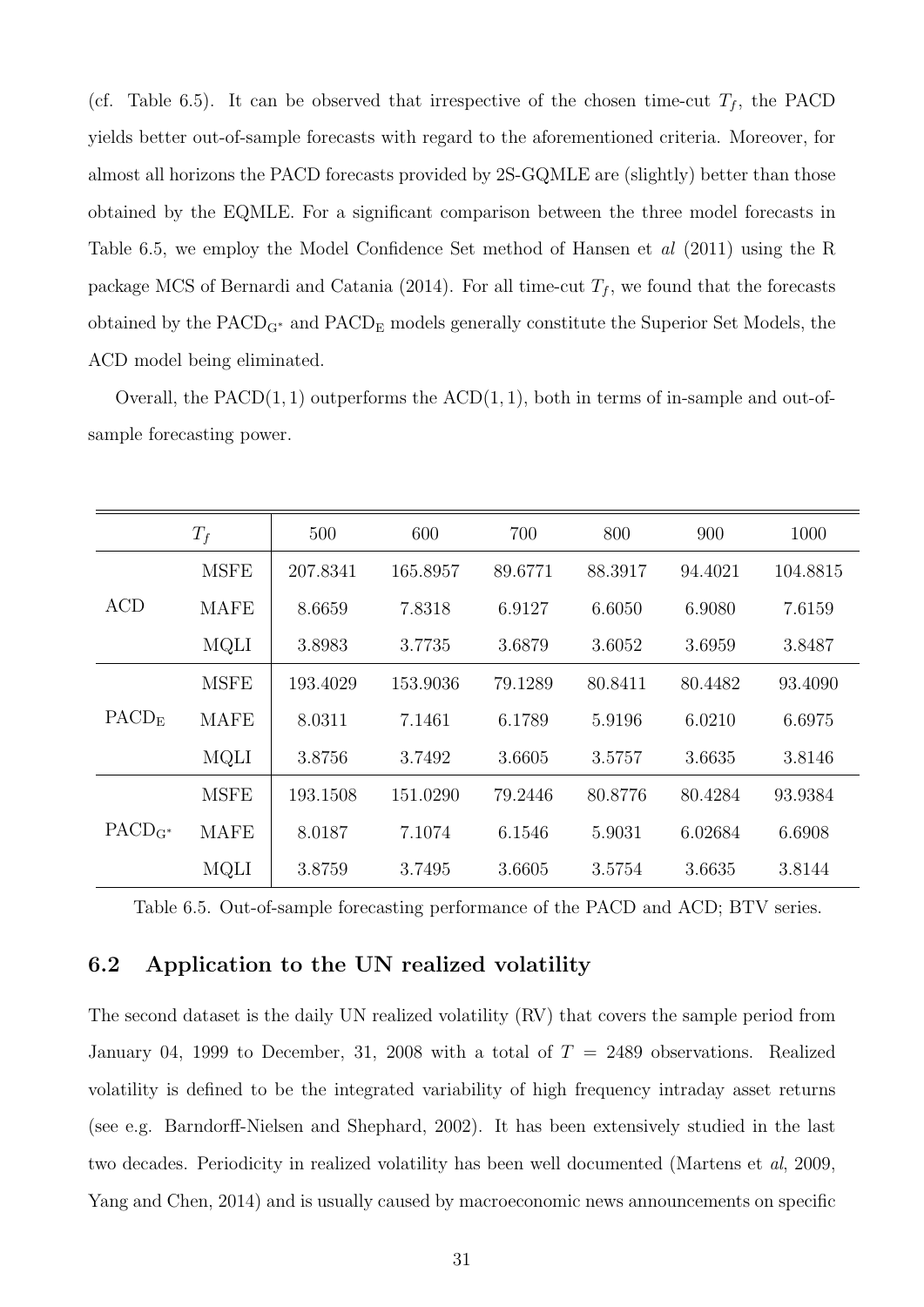(cf. Table 6.5). It can be observed that irrespective of the chosen time-cut $T_f$, the PACD yields better out-of-sample forecasts with regard to the aforementioned criteria. Moreover, for almost all horizons the PACD forecasts provided by 2S-GQMLE are (slightly) better than those obtained by the EQMLE. For a significant comparison between the three model forecasts in Table 6.5, we employ the Model Confidence Set method of Hansen et *al* (2011) using the R package MCS of Bernardi and Catania (2014). For all time-cut $T_f$, we found that the forecasts obtained by the $\text{PACD}_{\text{G}^*}$ and $\text{PACD}_{\text{E}}$ models generally constitute the Superior Set Models, the ACD model being eliminated.

Overall, the PACD$(1,1)$ outperforms the ACD$(1,1)$, both in terms of in-sample and out-of-sample forecasting power.

| | $T_f$ | 500 | 600 | 700 | 800 | 900 | 1000 |
|---|---|---|---|---|---|---|---|
| ACD | MSFE | 207.8341 | 165.8957 | 89.6771 | 88.3917 | 94.4021 | 104.8815 |
| | MAFE | 8.6659 | 7.8318 | 6.9127 | 6.6050 | 6.9080 | 7.6159 |
| | MQLI | 3.8983 | 3.7735 | 3.6879 | 3.6052 | 3.6959 | 3.8487 |
| $\text{PACD}_{\text{E}}$ | MSFE | 193.4029 | 153.9036 | 79.1289 | 80.8411 | 80.4482 | 93.4090 |
| | MAFE | 8.0311 | 7.1461 | 6.1789 | 5.9196 | 6.0210 | 6.6975 |
| | MQLI | 3.8756 | 3.7492 | 3.6605 | 3.5757 | 3.6635 | 3.8146 |
| $\text{PACD}_{\text{G}^*}$ | MSFE | 193.1508 | 151.0290 | 79.2446 | 80.8776 | 80.4284 | 93.9384 |
| | MAFE | 8.0187 | 7.1074 | 6.1546 | 5.9031 | 6.02684 | 6.6908 |
| | MQLI | 3.8759 | 3.7495 | 3.6605 | 3.5754 | 3.6635 | 3.8144 |

Table 6.5. Out-of-sample forecasting performance of the PACD and ACD; BTV series.

## 6.2 Application to the UN realized volatility

The second dataset is the daily UN realized volatility (RV) that covers the sample period from January 04, 1999 to December, 31, 2008 with a total of $T = 2489$ observations. Realized volatility is defined to be the integrated variability of high frequency intraday asset returns (see e.g. Barndorff-Nielsen and Shephard, 2002). It has been extensively studied in the last two decades. Periodicity in realized volatility has been well documented (Martens et *al*, 2009, Yang and Chen, 2014) and is usually caused by macroeconomic news announcements on specific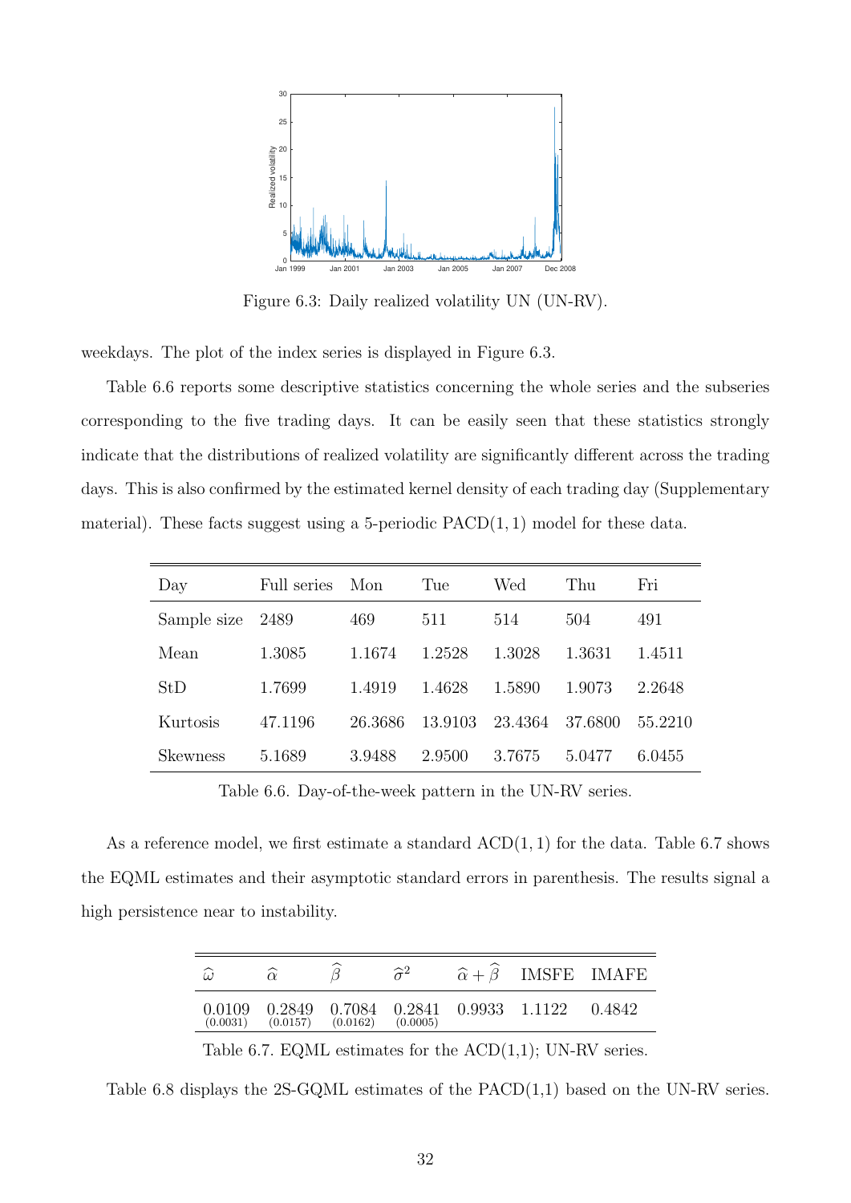Figure 6.3: Daily realized volatility UN (UN-RV).

weekdays. The plot of the index series is displayed in Figure 6.3.

Table 6.6 reports some descriptive statistics concerning the whole series and the subseries corresponding to the five trading days. It can be easily seen that these statistics strongly indicate that the distributions of realized volatility are significantly different across the trading days. This is also confirmed by the estimated kernel density of each trading day (Supplementary material). These facts suggest using a 5-periodic PACD$(1,1)$ model for these data.

| Day | Full series | Mon | Tue | Wed | Thu | Fri |
|---|---|---|---|---|---|---|
| Sample size | 2489 | 469 | 511 | 514 | 504 | 491 |
| Mean | 1.3085 | 1.1674 | 1.2528 | 1.3028 | 1.3631 | 1.4511 |
| StD | 1.7699 | 1.4919 | 1.4628 | 1.5890 | 1.9073 | 2.2648 |
| Kurtosis | 47.1196 | 26.3686 | 13.9103 | 23.4364 | 37.6800 | 55.2210 |
| Skewness | 5.1689 | 3.9488 | 2.9500 | 3.7675 | 5.0477 | 6.0455 |

Table 6.6. Day-of-the-week pattern in the UN-RV series.

As a reference model, we first estimate a standard ACD$(1,1)$ for the data. Table 6.7 shows the EQML estimates and their asymptotic standard errors in parenthesis. The results signal a high persistence near to instability.

| $\widehat{\omega}$ | $\widehat{\alpha}$ | $\widehat{\beta}$ | $\widehat{\sigma}^2$ | $\widehat{\alpha}+\widehat{\beta}$ | IMSFE | IMAFE |
|---|---|---|---|---|---|---|
| 0.0109 (0.0031) | 0.2849 (0.0157) | 0.7084 (0.0162) | 0.2841 (0.0005) | 0.9933 | 1.1122 | 0.4842 |

Table 6.7. EQML estimates for the ACD(1,1); UN-RV series.

Table 6.8 displays the 2S-GQML estimates of the PACD(1,1) based on the UN-RV series.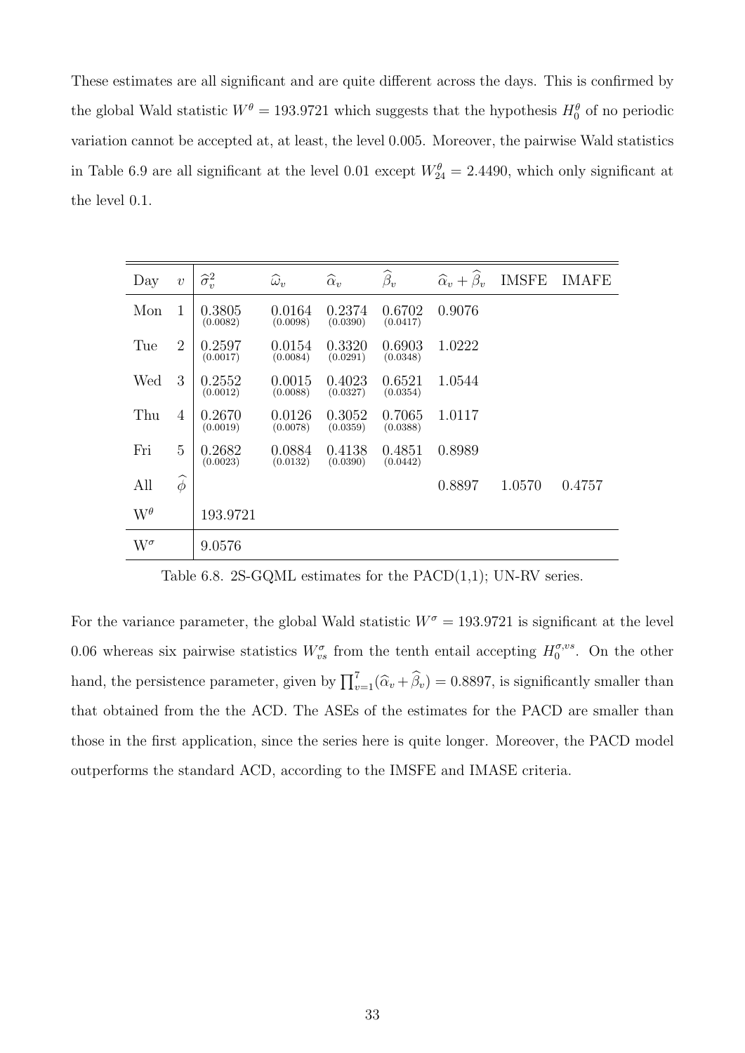These estimates are all significant and are quite different across the days. This is confirmed by the global Wald statistic $W^\theta = 193.9721$ which suggests that the hypothesis $H_0^\theta$ of no periodic variation cannot be accepted at, at least, the level 0.005. Moreover, the pairwise Wald statistics in Table 6.9 are all significant at the level 0.01 except $W_{24}^\theta = 2.4490$, which only significant at the level 0.1.

| Day | $v$ | $\widehat{\sigma}_v^2$ | $\widehat{\omega}_v$ | $\widehat{\alpha}_v$ | $\widehat{\beta}_v$ | $\widehat{\alpha}_v + \widehat{\beta}_v$ | IMSFE | IMAFE |
|---|---|---|---|---|---|---|---|---|
| Mon | 1 | 0.3805 (0.0082) | 0.0164 (0.0098) | 0.2374 (0.0390) | 0.6702 (0.0417) | 0.9076 | | |
| Tue | 2 | 0.2597 (0.0017) | 0.0154 (0.0084) | 0.3320 (0.0291) | 0.6903 (0.0348) | 1.0222 | | |
| Wed | 3 | 0.2552 (0.0012) | 0.0015 (0.0088) | 0.4023 (0.0327) | 0.6521 (0.0354) | 1.0544 | | |
| Thu | 4 | 0.2670 (0.0019) | 0.0126 (0.0078) | 0.3052 (0.0359) | 0.7065 (0.0388) | 1.0117 | | |
| Fri | 5 | 0.2682 (0.0023) | 0.0884 (0.0132) | 0.4138 (0.0390) | 0.4851 (0.0442) | 0.8989 | | |
| All | $\widehat{\phi}$ | | | | | 0.8897 | 1.0570 | 0.4757 |
| $W^\theta$ | | 193.9721 | | | | | | |
| $W^\sigma$ | | 9.0576 | | | | | | |

Table 6.8. 2S-GQML estimates for the PACD(1,1); UN-RV series.

For the variance parameter, the global Wald statistic $W^\sigma = 193.9721$ is significant at the level 0.06 whereas six pairwise statistics $W_{vs}^\sigma$ from the tenth entail accepting $H_0^{\sigma,vs}$. On the other hand, the persistence parameter, given by $\prod_{v=1}^{7}(\widehat{\alpha}_v + \widehat{\beta}_v) = 0.8897$, is significantly smaller than that obtained from the the ACD. The ASEs of the estimates for the PACD are smaller than those in the first application, since the series here is quite longer. Moreover, the PACD model outperforms the standard ACD, according to the IMSFE and IMASE criteria.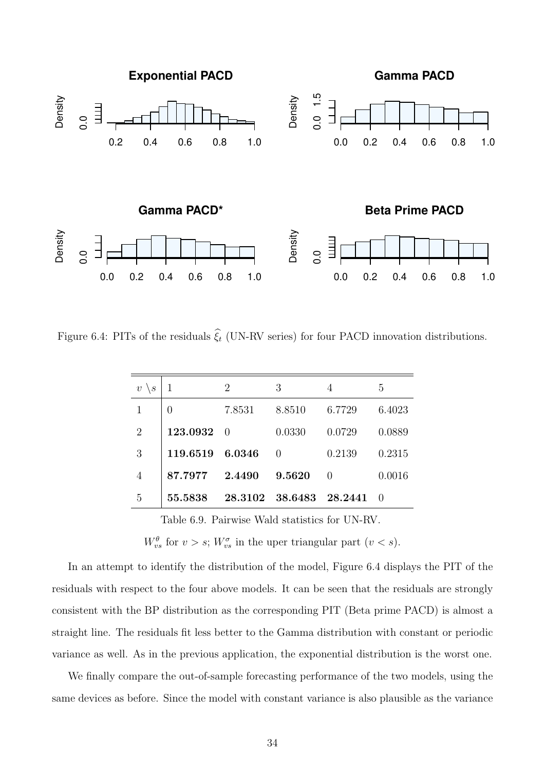Figure 6.4: PITs of the residuals $\widehat{\xi}_t$ (UN-RV series) for four PACD innovation distributions.

| $v \setminus s$ | 1 | 2 | 3 | 4 | 5 |
|---|---|---|---|---|---|
| 1 | 0 | 7.8531 | 8.8510 | 6.7729 | 6.4023 |
| 2 | **123.0932** | 0 | 0.0330 | 0.0729 | 0.0889 |
| 3 | **119.6519** | **6.0346** | 0 | 0.2139 | 0.2315 |
| 4 | **87.7977** | **2.4490** | **9.5620** | 0 | 0.0016 |
| 5 | **55.5838** | **28.3102** | **38.6483** | **28.2441** | 0 |

Table 6.9. Pairwise Wald statistics for UN-RV.

$W^{\theta}_{vs}$ for $v > s$; $W^{\sigma}_{vs}$ in the uper triangular part ($v < s$).

In an attempt to identify the distribution of the model, Figure 6.4 displays the PIT of the residuals with respect to the four above models. It can be seen that the residuals are strongly consistent with the BP distribution as the corresponding PIT (Beta prime PACD) is almost a straight line. The residuals fit less better to the Gamma distribution with constant or periodic variance as well. As in the previous application, the exponential distribution is the worst one.

We finally compare the out-of-sample forecasting performance of the two models, using the same devices as before. Since the model with constant variance is also plausible as the variance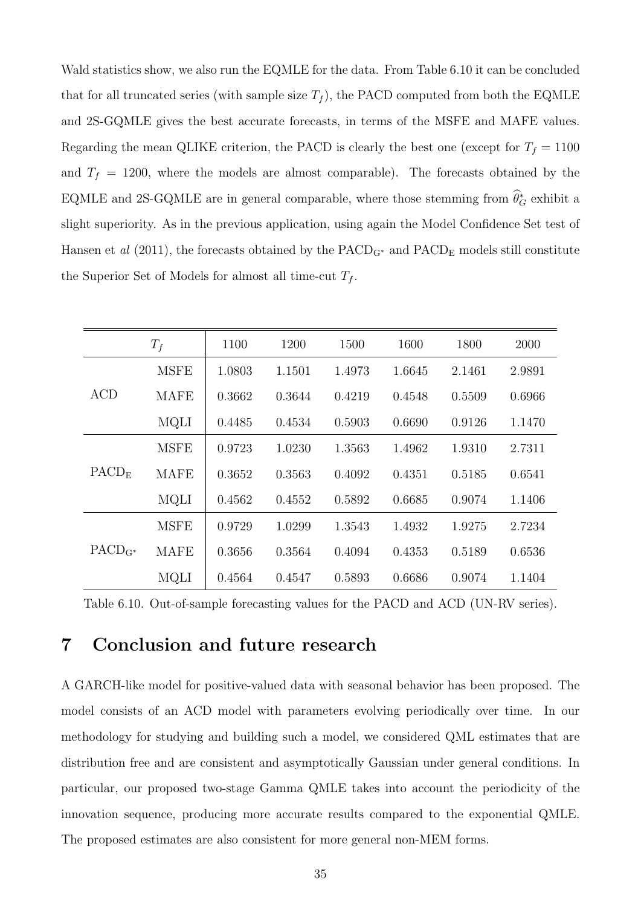Wald statistics show, we also run the EQMLE for the data. From Table 6.10 it can be concluded that for all truncated series (with sample size $T_f$), the PACD computed from both the EQMLE and 2S-GQMLE gives the best accurate forecasts, in terms of the MSFE and MAFE values. Regarding the mean QLIKE criterion, the PACD is clearly the best one (except for $T_f = 1100$ and $T_f = 1200$, where the models are almost comparable). The forecasts obtained by the EQMLE and 2S-GQMLE are in general comparable, where those stemming from $\widehat{\theta}_G^*$ exhibit a slight superiority. As in the previous application, using again the Model Confidence Set test of Hansen et *al* (2011), the forecasts obtained by the $\mathrm{PACD}_{\mathrm{G}^*}$ and $\mathrm{PACD}_{\mathrm{E}}$ models still constitute the Superior Set of Models for almost all time-cut $T_f$.

| | $T_f$ | 1100 | 1200 | 1500 | 1600 | 1800 | 2000 |
|---|---|---|---|---|---|---|---|
| ACD | MSFE | 1.0803 | 1.1501 | 1.4973 | 1.6645 | 2.1461 | 2.9891 |
| | MAFE | 0.3662 | 0.3644 | 0.4219 | 0.4548 | 0.5509 | 0.6966 |
| | MQLI | 0.4485 | 0.4534 | 0.5903 | 0.6690 | 0.9126 | 1.1470 |
| $\mathrm{PACD}_{\mathrm{E}}$ | MSFE | 0.9723 | 1.0230 | 1.3563 | 1.4962 | 1.9310 | 2.7311 |
| | MAFE | 0.3652 | 0.3563 | 0.4092 | 0.4351 | 0.5185 | 0.6541 |
| | MQLI | 0.4562 | 0.4552 | 0.5892 | 0.6685 | 0.9074 | 1.1406 |
| $\mathrm{PACD}_{\mathrm{G}^*}$ | MSFE | 0.9729 | 1.0299 | 1.3543 | 1.4932 | 1.9275 | 2.7234 |
| | MAFE | 0.3656 | 0.3564 | 0.4094 | 0.4353 | 0.5189 | 0.6536 |
| | MQLI | 0.4564 | 0.4547 | 0.5893 | 0.6686 | 0.9074 | 1.1404 |

Table 6.10. Out-of-sample forecasting values for the PACD and ACD (UN-RV series).

## 7 Conclusion and future research

A GARCH-like model for positive-valued data with seasonal behavior has been proposed. The model consists of an ACD model with parameters evolving periodically over time. In our methodology for studying and building such a model, we considered QML estimates that are distribution free and are consistent and asymptotically Gaussian under general conditions. In particular, our proposed two-stage Gamma QMLE takes into account the periodicity of the innovation sequence, producing more accurate results compared to the exponential QMLE. The proposed estimates are also consistent for more general non-MEM forms.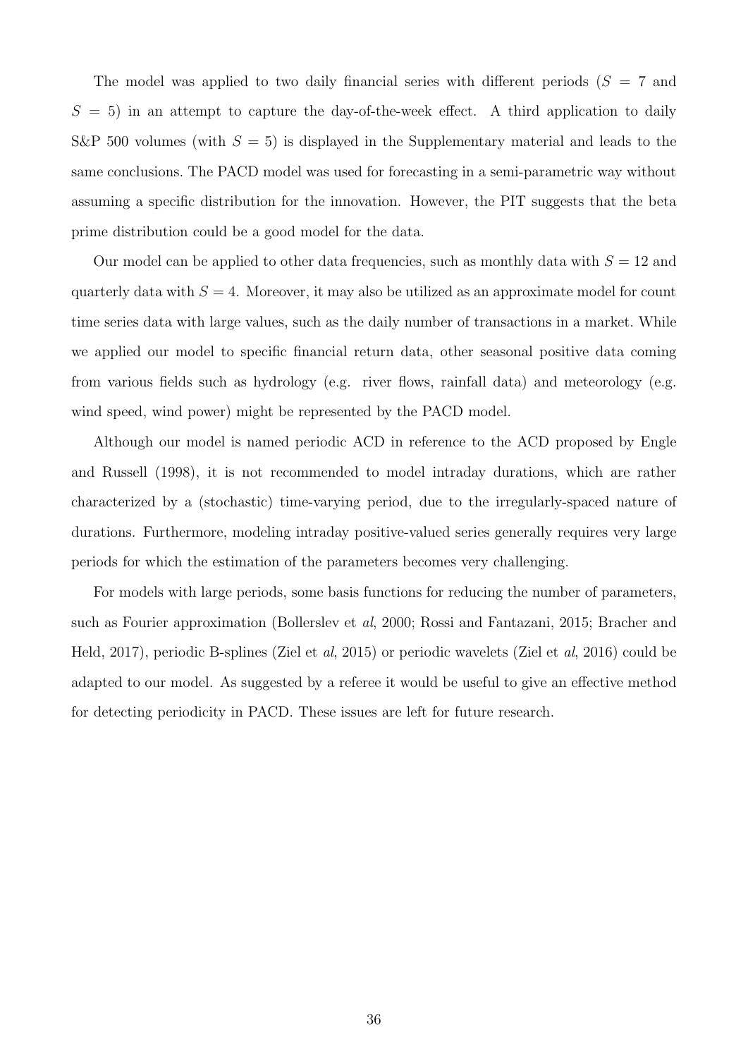The model was applied to two daily financial series with different periods ($S = 7$ and $S = 5$) in an attempt to capture the day-of-the-week effect. A third application to daily S&P 500 volumes (with $S = 5$) is displayed in the Supplementary material and leads to the same conclusions. The PACD model was used for forecasting in a semi-parametric way without assuming a specific distribution for the innovation. However, the PIT suggests that the beta prime distribution could be a good model for the data.

Our model can be applied to other data frequencies, such as monthly data with $S = 12$ and quarterly data with $S = 4$. Moreover, it may also be utilized as an approximate model for count time series data with large values, such as the daily number of transactions in a market. While we applied our model to specific financial return data, other seasonal positive data coming from various fields such as hydrology (e.g. river flows, rainfall data) and meteorology (e.g. wind speed, wind power) might be represented by the PACD model.

Although our model is named periodic ACD in reference to the ACD proposed by Engle and Russell (1998), it is not recommended to model intraday durations, which are rather characterized by a (stochastic) time-varying period, due to the irregularly-spaced nature of durations. Furthermore, modeling intraday positive-valued series generally requires very large periods for which the estimation of the parameters becomes very challenging.

For models with large periods, some basis functions for reducing the number of parameters, such as Fourier approximation (Bollerslev et *al*, 2000; Rossi and Fantazani, 2015; Bracher and Held, 2017), periodic B-splines (Ziel et *al*, 2015) or periodic wavelets (Ziel et *al*, 2016) could be adapted to our model. As suggested by a referee it would be useful to give an effective method for detecting periodicity in PACD. These issues are left for future research.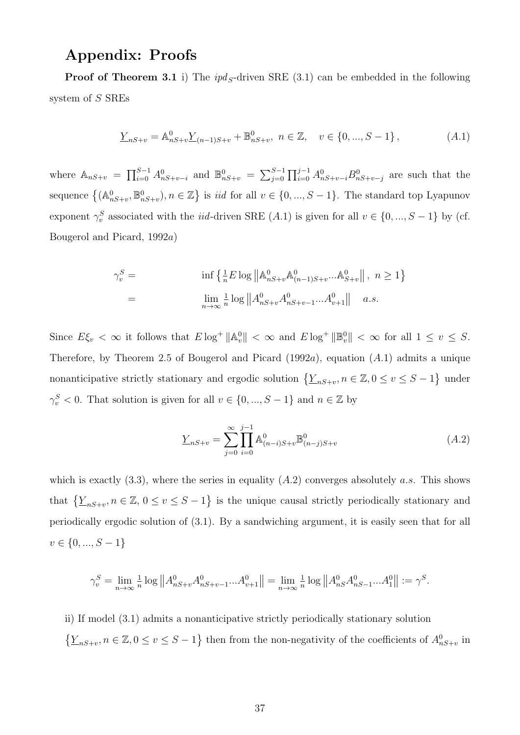## Appendix: Proofs

**Proof of Theorem 3.1** i) The $ipd_S$-driven SRE (3.1) can be embedded in the following system of $S$ SREs

$$\underline{Y}_{nS+v} = \mathbb{A}^0_{nS+v}\underline{Y}_{(n-1)S+v} + \mathbb{B}^0_{nS+v},\ n \in \mathbb{Z}, \quad v \in \{0, ..., S-1\}, \tag{A.1}$$

where $\mathbb{A}_{nS+v} = \prod_{i=0}^{S-1} A^0_{nS+v-i}$ and $\mathbb{B}^0_{nS+v} = \sum_{j=0}^{S-1}\prod_{i=0}^{j-1} A^0_{nS+v-i}B^0_{nS+v-j}$ are such that the sequence $\left\{(\mathbb{A}^0_{nS+v}, \mathbb{B}^0_{nS+v}), n \in \mathbb{Z}\right\}$ is $iid$ for all $v \in \{0, ..., S-1\}$. The standard top Lyapunov exponent $\gamma_v^S$ associated with the $iid$-driven SRE $(A.1)$ is given for all $v \in \{0, ..., S-1\}$ by (cf. Bougerol and Picard, 1992$a$)

$$\begin{aligned}
\gamma_v^S = &\quad \inf\left\{\tfrac{1}{n}E\log\left\|\mathbb{A}^0_{nS+v}\mathbb{A}^0_{(n-1)S+v}...\mathbb{A}^0_{S+v}\right\|,\ n \geq 1\right\} \\
= &\quad \lim_{n\to\infty}\tfrac{1}{n}\log\left\|A^0_{nS+v}A^0_{nS+v-1}...A^0_{v+1}\right\| \quad a.s.
\end{aligned}$$

Since $E\xi_v < \infty$ it follows that $E\log^+\|\mathbb{A}^0_v\| < \infty$ and $E\log^+\|\mathbb{B}^0_v\| < \infty$ for all $1 \leq v \leq S$. Therefore, by Theorem 2.5 of Bougerol and Picard (1992$a$), equation $(A.1)$ admits a unique nonanticipative strictly stationary and ergodic solution $\left\{\underline{Y}_{nS+v}, n \in \mathbb{Z}, 0 \leq v \leq S-1\right\}$ under $\gamma_v^S < 0$. That solution is given for all $v \in \{0, ..., S-1\}$ and $n \in \mathbb{Z}$ by

$$\underline{Y}_{nS+v} = \sum_{j=0}^{\infty}\prod_{i=0}^{j-1}\mathbb{A}^0_{(n-i)S+v}\mathbb{B}^0_{(n-j)S+v} \tag{A.2}$$

which is exactly (3.3), where the series in equality $(A.2)$ converges absolutely $a.s.$ This shows that $\left\{\underline{Y}_{nS+v}, n \in \mathbb{Z},\ 0 \leq v \leq S-1\right\}$ is the unique causal strictly periodically stationary and periodically ergodic solution of (3.1). By a sandwiching argument, it is easily seen that for all $v \in \{0, ..., S-1\}$

$$\gamma_v^S = \lim_{n\to\infty}\tfrac{1}{n}\log\left\|A^0_{nS+v}A^0_{nS+v-1}...A^0_{v+1}\right\| = \lim_{n\to\infty}\tfrac{1}{n}\log\left\|A^0_{nS}A^0_{nS-1}...A^0_1\right\| := \gamma^S.$$

ii) If model (3.1) admits a nonanticipative strictly periodically stationary solution $\left\{\underline{Y}_{nS+v}, n \in \mathbb{Z}, 0 \leq v \leq S-1\right\}$ then from the non-negativity of the coefficients of $A^0_{nS+v}$ in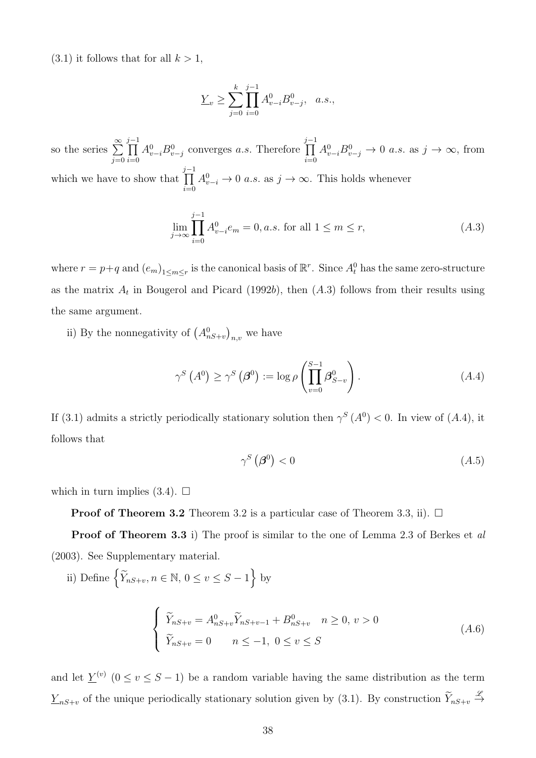(3.1) it follows that for all $k > 1$,

$$\underline{Y}_v \geq \sum_{j=0}^{k} \prod_{i=0}^{j-1} A_{v-i}^0 B_{v-j}^0, \quad a.s.,$$

so the series $\sum_{j=0}^{\infty} \prod_{i=0}^{j-1} A_{v-i}^0 B_{v-j}^0$ converges $a.s.$ Therefore $\prod_{i=0}^{j-1} A_{v-i}^0 B_{v-j}^0 \to 0$ $a.s.$ as $j \to \infty$, from which we have to show that $\prod_{i=0}^{j-1} A_{v-i}^0 \to 0$ $a.s.$ as $j \to \infty$. This holds whenever

$$\lim_{j \to \infty} \prod_{i=0}^{j-1} A_{v-i}^0 e_m = 0, a.s. \text{ for all } 1 \leq m \leq r, \tag{A.3}$$

where $r = p+q$ and $(e_m)_{1 \leq m \leq r}$ is the canonical basis of $\mathbb{R}^r$. Since $A_t^0$ has the same zero-structure as the matrix $A_t$ in Bougerol and Picard (1992*b*), then $(A.3)$ follows from their results using the same argument.

ii) By the nonnegativity of $\left(A_{nS+v}^0\right)_{n,v}$ we have

$$\gamma^S\left(A^0\right) \geq \gamma^S\left(\boldsymbol{\beta}^0\right) := \log \rho\left(\prod_{v=0}^{S-1} \boldsymbol{\beta}_{S-v}^0\right). \tag{A.4}$$

If (3.1) admits a strictly periodically stationary solution then $\gamma^S\left(A^0\right) < 0$. In view of $(A.4)$, it follows that

$$\gamma^S\left(\boldsymbol{\beta}^0\right) < 0 \tag{A.5}$$

which in turn implies (3.4). $\square$

**Proof of Theorem 3.2** Theorem 3.2 is a particular case of Theorem 3.3, ii). $\square$

**Proof of Theorem 3.3** i) The proof is similar to the one of Lemma 2.3 of Berkes et *al* (2003). See Supplementary material.

ii) Define $\left\{\widetilde{Y}_{nS+v}, n \in \mathbb{N}, 0 \leq v \leq S-1\right\}$ by

$$\begin{cases} \widetilde{Y}_{nS+v} = A_{nS+v}^0 \widetilde{Y}_{nS+v-1} + B_{nS+v}^0 & n \geq 0,\, v > 0 \\ \widetilde{Y}_{nS+v} = 0 \qquad n \leq -1,\ 0 \leq v \leq S \end{cases} \tag{A.6}$$

and let $\underline{Y}^{(v)}$ $(0 \leq v \leq S-1)$ be a random variable having the same distribution as the term $\underline{Y}_{nS+v}$ of the unique periodically stationary solution given by (3.1). By construction $\widetilde{Y}_{nS+v} \overset{\mathscr{L}}{\to}$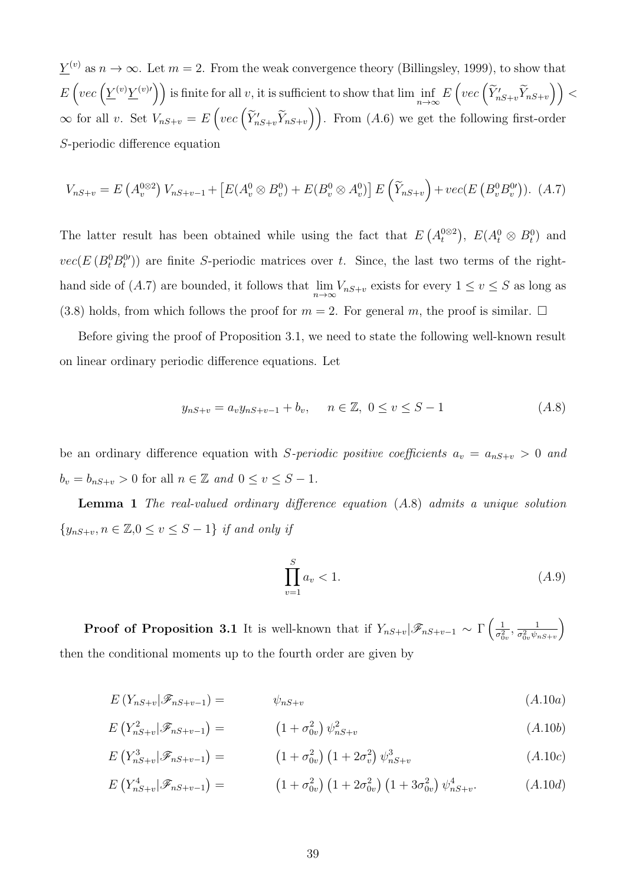$\underline{Y}^{(v)}$ as $n \to \infty$. Let $m = 2$. From the weak convergence theory (Billingsley, 1999), to show that $E\left(vec\left(\underline{Y}^{(v)}\underline{Y}^{(v)\prime}\right)\right)$ is finite for all $v$, it is sufficient to show that $\lim\inf_{n\to\infty} E\left(vec\left(\widetilde{Y}_{nS+v}^{\prime}\widetilde{Y}_{nS+v}\right)\right) < \infty$ for all $v$. Set $V_{nS+v} = E\left(vec\left(\widetilde{Y}_{nS+v}^{\prime}\widetilde{Y}_{nS+v}\right)\right)$. From $(A.6)$ we get the following first-order $S$-periodic difference equation

$$V_{nS+v} = E\left(A_v^{0\otimes 2}\right)V_{nS+v-1} + \left[E(A_v^0 \otimes B_v^0) + E(B_v^0 \otimes A_v^0)\right]E\left(\widetilde{Y}_{nS+v}\right) + vec(E\left(B_v^0 B_v^{0\prime}\right)). \quad (A.7)$$

The latter result has been obtained while using the fact that $E\left(A_t^{0\otimes 2}\right)$, $E(A_t^0 \otimes B_t^0)$ and $vec(E\left(B_t^0 B_t^{0\prime}\right))$ are finite $S$-periodic matrices over $t$. Since, the last two terms of the right-hand side of $(A.7)$ are bounded, it follows that $\lim_{n\to\infty} V_{nS+v}$ exists for every $1 \le v \le S$ as long as (3.8) holds, from which follows the proof for $m = 2$. For general $m$, the proof is similar. $\square$

Before giving the proof of Proposition 3.1, we need to state the following well-known result on linear ordinary periodic difference equations. Let

$$y_{nS+v} = a_v y_{nS+v-1} + b_v, \quad n \in \mathbb{Z},\ 0 \le v \le S-1 \quad (A.8)$$

be an ordinary difference equation with *S-periodic positive coefficients* $a_v = a_{nS+v} > 0$ *and* $b_v = b_{nS+v} > 0$ for all $n \in \mathbb{Z}$ *and* $0 \le v \le S-1$.

**Lemma 1** *The real-valued ordinary difference equation* $(A.8)$ *admits a unique solution* $\{y_{nS+v}, n \in \mathbb{Z}, 0 \le v \le S-1\}$ *if and only if*

$$\prod_{v=1}^{S} a_v < 1. \quad (A.9)$$

**Proof of Proposition 3.1** It is well-known that if $Y_{nS+v}|\mathscr{F}_{nS+v-1} \sim \Gamma\left(\frac{1}{\sigma_{0v}^2}, \frac{1}{\sigma_{0v}^2\psi_{nS+v}}\right)$ then the conditional moments up to the fourth order are given by

$$E\left(Y_{nS+v}|\mathscr{F}_{nS+v-1}\right) = \psi_{nS+v} \quad (A.10a)$$

$$E\left(Y_{nS+v}^2|\mathscr{F}_{nS+v-1}\right) = \left(1+\sigma_{0v}^2\right)\psi_{nS+v}^2 \quad (A.10b)$$

$$E\left(Y_{nS+v}^3|\mathscr{F}_{nS+v-1}\right) = \left(1+\sigma_{0v}^2\right)\left(1+2\sigma_v^2\right)\psi_{nS+v}^3 \quad (A.10c)$$

$$E\left(Y_{nS+v}^4|\mathscr{F}_{nS+v-1}\right) = \left(1+\sigma_{0v}^2\right)\left(1+2\sigma_{0v}^2\right)\left(1+3\sigma_{0v}^2\right)\psi_{nS+v}^4. \quad (A.10d)$$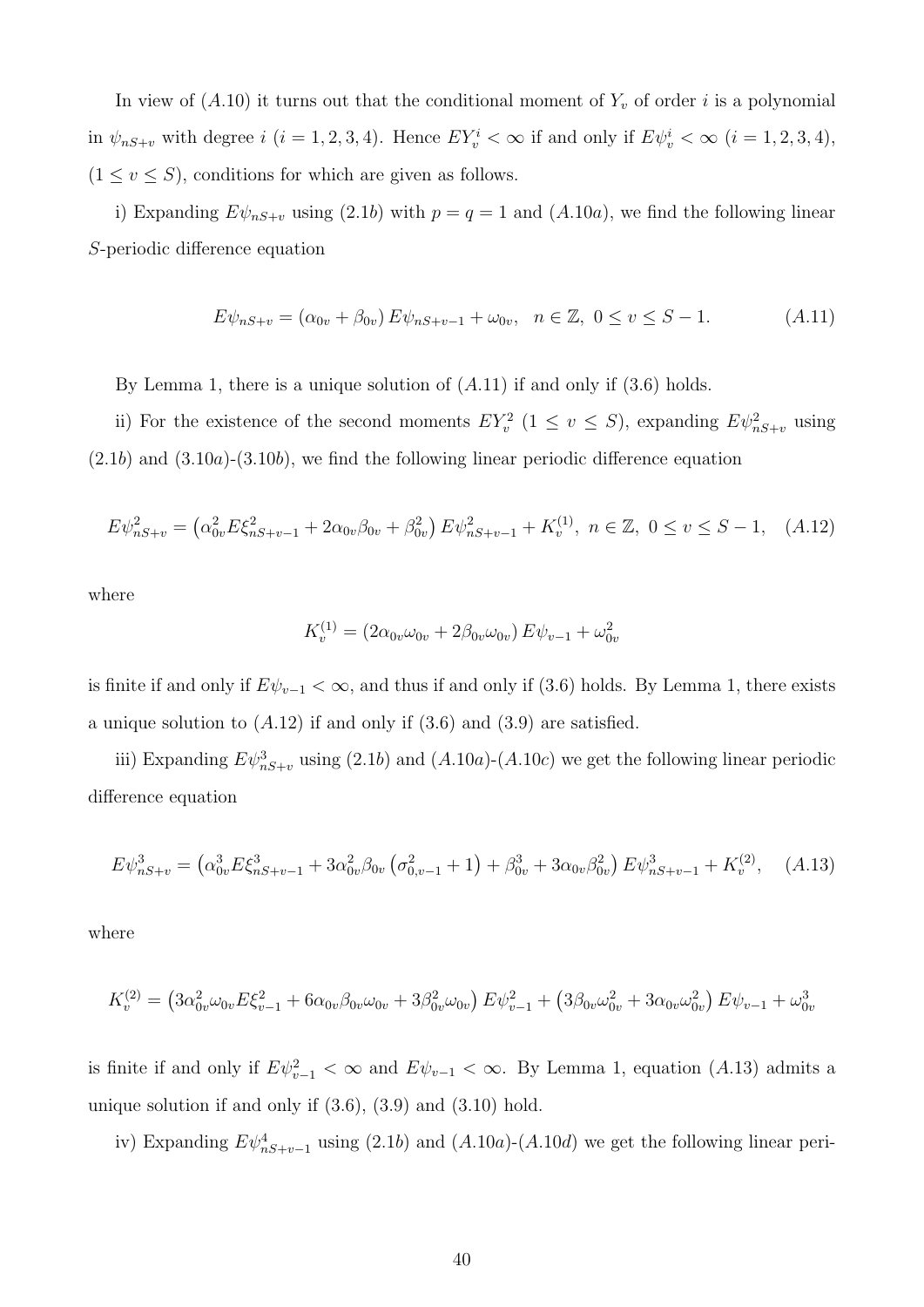In view of $(A.10)$ it turns out that the conditional moment of $Y_v$ of order $i$ is a polynomial in $\psi_{nS+v}$ with degree $i$ $(i = 1, 2, 3, 4)$. Hence $EY_v^i < \infty$ if and only if $E\psi_v^i < \infty$ $(i = 1, 2, 3, 4)$, $(1 \leq v \leq S)$, conditions for which are given as follows.

i) Expanding $E\psi_{nS+v}$ using $(2.1b)$ with $p = q = 1$ and $(A.10a)$, we find the following linear $S$-periodic difference equation

$$E\psi_{nS+v} = (\alpha_{0v} + \beta_{0v})\, E\psi_{nS+v-1} + \omega_{0v}, \quad n \in \mathbb{Z},\ 0 \leq v \leq S-1. \qquad (A.11)$$

By Lemma 1, there is a unique solution of $(A.11)$ if and only if (3.6) holds.

ii) For the existence of the second moments $EY_v^2$ $(1 \leq v \leq S)$, expanding $E\psi_{nS+v}^2$ using $(2.1b)$ and $(3.10a)$-$(3.10b)$, we find the following linear periodic difference equation

$$E\psi_{nS+v}^2 = \left(\alpha_{0v}^2 E\xi_{nS+v-1}^2 + 2\alpha_{0v}\beta_{0v} + \beta_{0v}^2\right) E\psi_{nS+v-1}^2 + K_v^{(1)},\ n \in \mathbb{Z},\ 0 \leq v \leq S-1, \quad (A.12)$$

where

$$K_v^{(1)} = \left(2\alpha_{0v}\omega_{0v} + 2\beta_{0v}\omega_{0v}\right) E\psi_{v-1} + \omega_{0v}^2$$

is finite if and only if $E\psi_{v-1} < \infty$, and thus if and only if (3.6) holds. By Lemma 1, there exists a unique solution to $(A.12)$ if and only if (3.6) and (3.9) are satisfied.

iii) Expanding $E\psi_{nS+v}^3$ using $(2.1b)$ and $(A.10a)$-$(A.10c)$ we get the following linear periodic difference equation

$$E\psi_{nS+v}^3 = \left(\alpha_{0v}^3 E\xi_{nS+v-1}^3 + 3\alpha_{0v}^2\beta_{0v}\left(\sigma_{0,v-1}^2 + 1\right) + \beta_{0v}^3 + 3\alpha_{0v}\beta_{0v}^2\right) E\psi_{nS+v-1}^3 + K_v^{(2)}, \quad (A.13)$$

where

$$K_v^{(2)} = \left(3\alpha_{0v}^2\omega_{0v}E\xi_{v-1}^2 + 6\alpha_{0v}\beta_{0v}\omega_{0v} + 3\beta_{0v}^2\omega_{0v}\right) E\psi_{v-1}^2 + \left(3\beta_{0v}\omega_{0v}^2 + 3\alpha_{0v}\omega_{0v}^2\right) E\psi_{v-1} + \omega_{0v}^3$$

is finite if and only if $E\psi_{v-1}^2 < \infty$ and $E\psi_{v-1} < \infty$. By Lemma 1, equation $(A.13)$ admits a unique solution if and only if (3.6), (3.9) and (3.10) hold.

iv) Expanding $E\psi_{nS+v-1}^4$ using $(2.1b)$ and $(A.10a)$-$(A.10d)$ we get the following linear peri-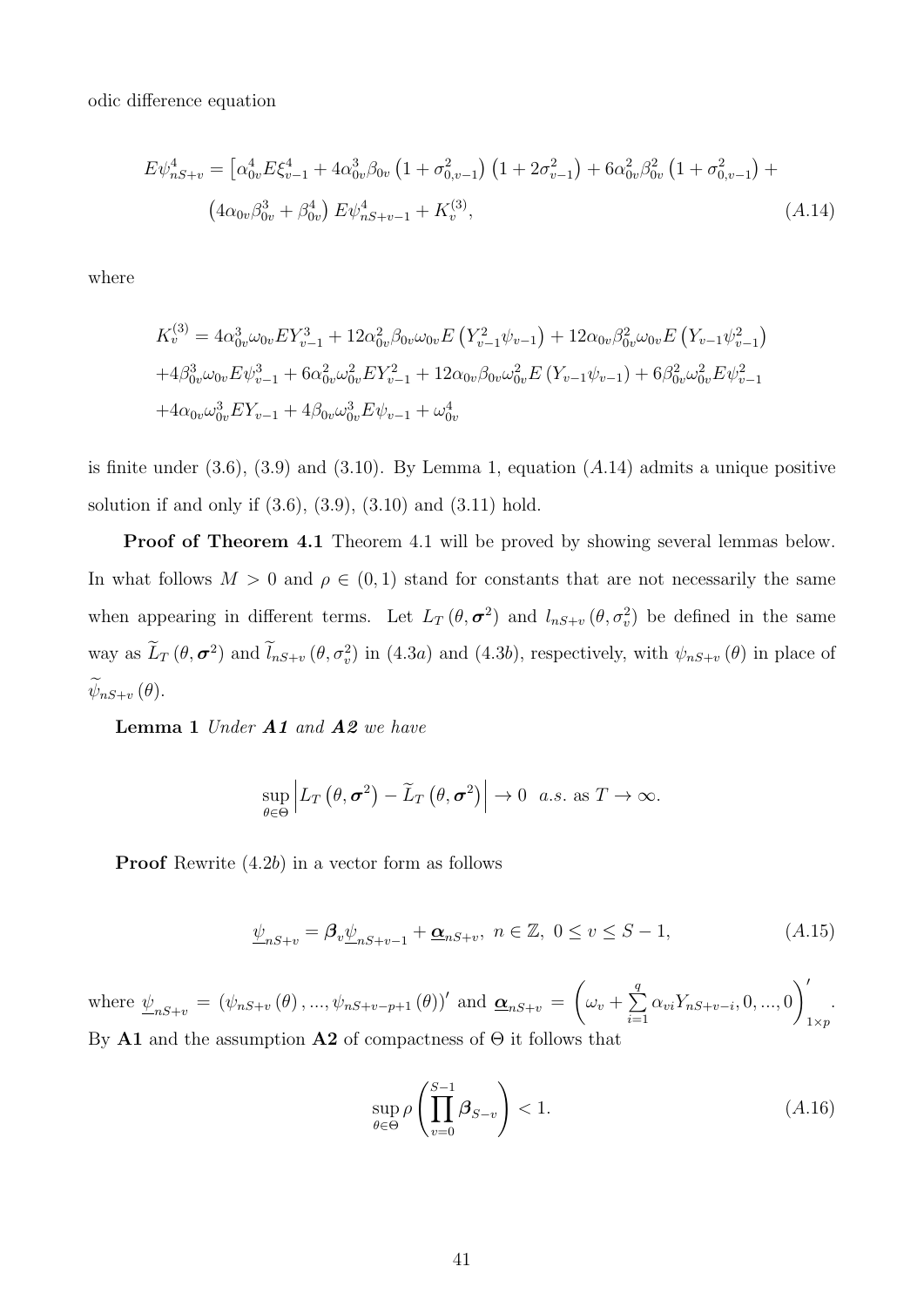odic difference equation

$$
\begin{aligned}
E\psi_{nS+v}^{4} = &\left[\alpha_{0v}^{4} E\xi_{v-1}^{4} + 4\alpha_{0v}^{3}\beta_{0v}\left(1+\sigma_{0,v-1}^{2}\right)\left(1+2\sigma_{v-1}^{2}\right) + 6\alpha_{0v}^{2}\beta_{0v}^{2}\left(1+\sigma_{0,v-1}^{2}\right) + \right. \\
&\left(4\alpha_{0v}\beta_{0v}^{3} + \beta_{0v}^{4}\right) E\psi_{nS+v-1}^{4} + K_{v}^{(3)}, \qquad (A.14)
\end{aligned}
$$

where

$$
\begin{aligned}
K_{v}^{(3)} = &\, 4\alpha_{0v}^{3}\omega_{0v}EY_{v-1}^{3} + 12\alpha_{0v}^{2}\beta_{0v}\omega_{0v}E\left(Y_{v-1}^{2}\psi_{v-1}\right) + 12\alpha_{0v}\beta_{0v}^{2}\omega_{0v}E\left(Y_{v-1}\psi_{v-1}^{2}\right) \\
&+4\beta_{0v}^{3}\omega_{0v}E\psi_{v-1}^{3} + 6\alpha_{0v}^{2}\omega_{0v}^{2}EY_{v-1}^{2} + 12\alpha_{0v}\beta_{0v}\omega_{0v}^{2}E\left(Y_{v-1}\psi_{v-1}\right) + 6\beta_{0v}^{2}\omega_{0v}^{2}E\psi_{v-1}^{2} \\
&+4\alpha_{0v}\omega_{0v}^{3}EY_{v-1} + 4\beta_{0v}\omega_{0v}^{3}E\psi_{v-1} + \omega_{0v}^{4}
\end{aligned}
$$

is finite under (3.6), (3.9) and (3.10). By Lemma 1, equation $(A.14)$ admits a unique positive solution if and only if (3.6), (3.9), (3.10) and (3.11) hold.

**Proof of Theorem 4.1** Theorem 4.1 will be proved by showing several lemmas below. In what follows $M > 0$ and $\rho \in (0,1)$ stand for constants that are not necessarily the same when appearing in different terms. Let $L_T\left(\theta, \boldsymbol{\sigma}^2\right)$ and $l_{nS+v}\left(\theta, \sigma_v^2\right)$ be defined in the same way as $\widetilde{L}_T\left(\theta, \boldsymbol{\sigma}^2\right)$ and $\widetilde{l}_{nS+v}\left(\theta, \sigma_v^2\right)$ in $(4.3a)$ and $(4.3b)$, respectively, with $\psi_{nS+v}(\theta)$ in place of $\widetilde{\psi}_{nS+v}(\theta)$.

**Lemma 1** *Under **A1** and **A2** we have*

$$
\sup_{\theta\in\Theta}\left| L_T\left(\theta, \boldsymbol{\sigma}^2\right) - \widetilde{L}_T\left(\theta, \boldsymbol{\sigma}^2\right)\right| \to 0 \;\; a.s. \text{ as } T \to \infty.
$$

**Proof** Rewrite $(4.2b)$ in a vector form as follows

$$
\underline{\psi}_{nS+v} = \boldsymbol{\beta}_v \underline{\psi}_{nS+v-1} + \underline{\boldsymbol{\alpha}}_{nS+v}, \; n \in \mathbb{Z}, \; 0 \le v \le S-1, \qquad (A.15)
$$

where $\underline{\psi}_{nS+v} = \left(\psi_{nS+v}(\theta), ..., \psi_{nS+v-p+1}(\theta)\right)'$ and $\underline{\boldsymbol{\alpha}}_{nS+v} = \left(\omega_v + \sum_{i=1}^{q}\alpha_{vi}Y_{nS+v-i}, 0, ..., 0\right)'_{1\times p}$. By **A1** and the assumption **A2** of compactness of $\Theta$ it follows that

$$
\sup_{\theta\in\Theta}\rho\left(\prod_{v=0}^{S-1}\boldsymbol{\beta}_{S-v}\right) < 1. \qquad (A.16)
$$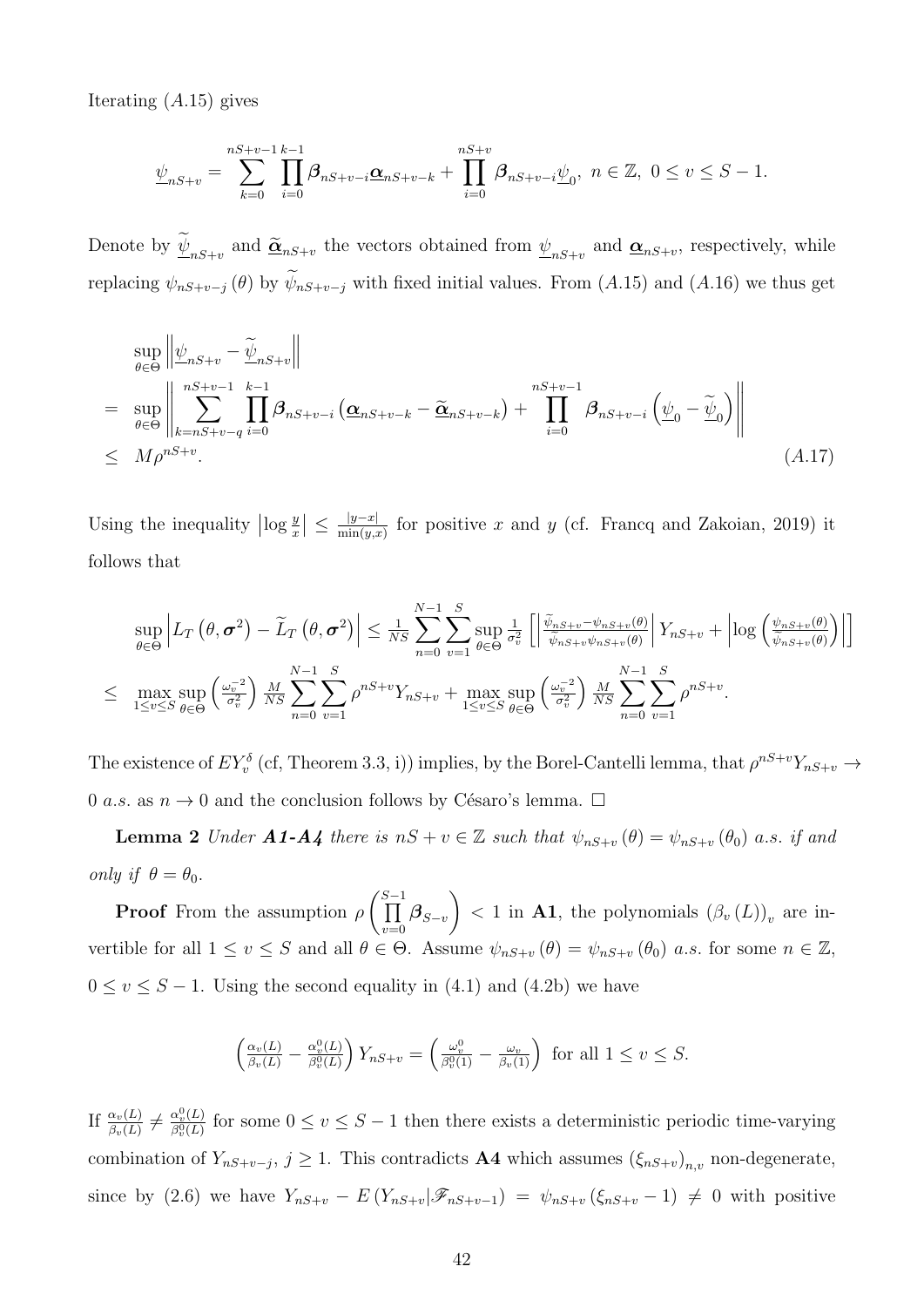Iterating $(A.15)$ gives

$$\underline{\psi}_{nS+v} = \sum_{k=0}^{nS+v-1} \prod_{i=0}^{k-1} \boldsymbol{\beta}_{nS+v-i} \underline{\boldsymbol{\alpha}}_{nS+v-k} + \prod_{i=0}^{nS+v} \boldsymbol{\beta}_{nS+v-i} \underline{\psi}_0, \ n \in \mathbb{Z}, \ 0 \leq v \leq S-1.$$

Denote by $\widetilde{\underline{\psi}}_{nS+v}$ and $\widetilde{\underline{\boldsymbol{\alpha}}}_{nS+v}$ the vectors obtained from $\underline{\psi}_{nS+v}$ and $\underline{\boldsymbol{\alpha}}_{nS+v}$, respectively, while replacing $\psi_{nS+v-j}(\theta)$ by $\widetilde{\psi}_{nS+v-j}$ with fixed initial values. From $(A.15)$ and $(A.16)$ we thus get

$$\begin{aligned}
& \sup_{\theta \in \Theta} \left\| \underline{\psi}_{nS+v} - \widetilde{\underline{\psi}}_{nS+v} \right\| \\
= & \sup_{\theta \in \Theta} \left\| \sum_{k=nS+v-q}^{nS+v-1} \prod_{i=0}^{k-1} \boldsymbol{\beta}_{nS+v-i} \left( \underline{\boldsymbol{\alpha}}_{nS+v-k} - \widetilde{\underline{\boldsymbol{\alpha}}}_{nS+v-k} \right) + \prod_{i=0}^{nS+v-1} \boldsymbol{\beta}_{nS+v-i} \left( \underline{\psi}_0 - \widetilde{\underline{\psi}}_0 \right) \right\| \\
\leq & \ M \rho^{nS+v}. \qquad (A.17)
\end{aligned}$$

Using the inequality $\left|\log \frac{y}{x}\right| \leq \frac{|y-x|}{\min(y,x)}$ for positive $x$ and $y$ (cf. Francq and Zakoian, 2019) it follows that

$$\begin{aligned}
& \sup_{\theta \in \Theta} \left| L_T\left(\theta, \boldsymbol{\sigma}^2\right) - \widetilde{L}_T\left(\theta, \boldsymbol{\sigma}^2\right) \right| \leq \frac{1}{NS} \sum_{n=0}^{N-1} \sum_{v=1}^{S} \sup_{\theta \in \Theta} \frac{1}{\sigma_v^2} \left[ \left| \frac{\widetilde{\psi}_{nS+v} - \psi_{nS+v}(\theta)}{\widetilde{\psi}_{nS+v} \psi_{nS+v}(\theta)} \right| Y_{nS+v} + \left| \log\left( \frac{\psi_{nS+v}(\theta)}{\widetilde{\psi}_{nS+v}(\theta)} \right) \right| \right] \\
\leq & \max_{1 \leq v \leq S} \sup_{\theta \in \Theta} \left( \frac{\omega_v^{-2}}{\sigma_v^2} \right) \frac{M}{NS} \sum_{n=0}^{N-1} \sum_{v=1}^{S} \rho^{nS+v} Y_{nS+v} + \max_{1 \leq v \leq S} \sup_{\theta \in \Theta} \left( \frac{\omega_v^{-2}}{\sigma_v^2} \right) \frac{M}{NS} \sum_{n=0}^{N-1} \sum_{v=1}^{S} \rho^{nS+v}.
\end{aligned}$$

The existence of $EY_v^\delta$ (cf, Theorem 3.3, i)) implies, by the Borel-Cantelli lemma, that $\rho^{nS+v} Y_{nS+v} \to 0$ *a.s.* as $n \to 0$ and the conclusion follows by Césaro's lemma. $\square$

**Lemma 2** *Under **A1-A4** there is $nS+v \in \mathbb{Z}$ such that $\psi_{nS+v}(\theta) = \psi_{nS+v}(\theta_0)$ a.s. if and only if $\theta = \theta_0$.*

**Proof** From the assumption $\rho\left(\prod_{v=0}^{S-1} \boldsymbol{\beta}_{S-v}\right) < 1$ in **A1**, the polynomials $(\beta_v(L))_v$ are invertible for all $1 \leq v \leq S$ and all $\theta \in \Theta$. Assume $\psi_{nS+v}(\theta) = \psi_{nS+v}(\theta_0)$ *a.s.* for some $n \in \mathbb{Z}$, $0 \leq v \leq S-1$. Using the second equality in (4.1) and (4.2b) we have

$$\left( \frac{\alpha_v(L)}{\beta_v(L)} - \frac{\alpha_v^0(L)}{\beta_v^0(L)} \right) Y_{nS+v} = \left( \frac{\omega_v^0}{\beta_v^0(1)} - \frac{\omega_v}{\beta_v(1)} \right) \text{ for all } 1 \leq v \leq S.$$

If $\frac{\alpha_v(L)}{\beta_v(L)} \neq \frac{\alpha_v^0(L)}{\beta_v^0(L)}$ for some $0 \leq v \leq S-1$ then there exists a deterministic periodic time-varying combination of $Y_{nS+v-j}$, $j \geq 1$. This contradicts **A4** which assumes $(\xi_{nS+v})_{n,v}$ non-degenerate, since by (2.6) we have $Y_{nS+v} - E(Y_{nS+v} | \mathscr{F}_{nS+v-1}) = \psi_{nS+v}(\xi_{nS+v} - 1) \neq 0$ with positive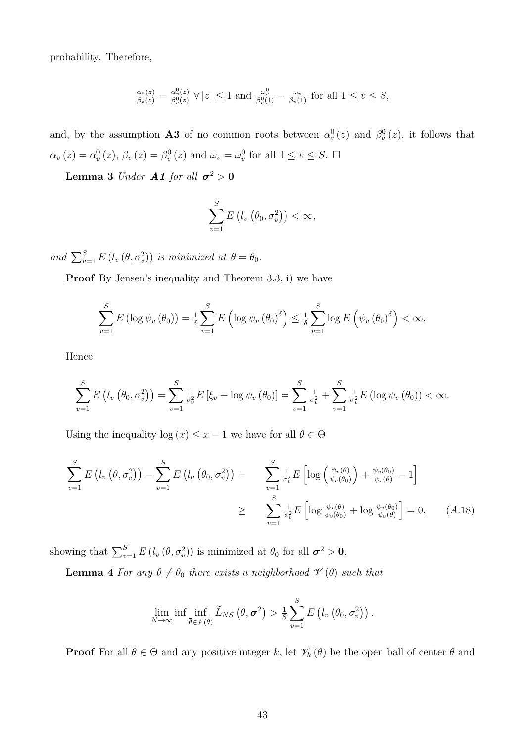probability. Therefore,

$$\tfrac{\alpha_v(z)}{\beta_v(z)} = \tfrac{\alpha_v^0(z)}{\beta_v^0(z)} \ \forall \left|z\right| \leq 1 \text{ and } \tfrac{\omega_v^0}{\beta_v^0(1)} - \tfrac{\omega_v}{\beta_v(1)} \text{ for all } 1 \leq v \leq S,$$

and, by the assumption **A3** of no common roots between $\alpha_v^0(z)$ and $\beta_v^0(z)$, it follows that $\alpha_v(z) = \alpha_v^0(z)$, $\beta_v(z) = \beta_v^0(z)$ and $\omega_v = \omega_v^0$ for all $1 \leq v \leq S$. □

**Lemma 3** *Under **A1** for all* $\boldsymbol{\sigma}^2 > \mathbf{0}$

$$\sum_{v=1}^{S} E\left(l_v\left(\theta_0, \sigma_v^2\right)\right) < \infty,$$

*and* $\sum_{v=1}^{S} E\left(l_v\left(\theta, \sigma_v^2\right)\right)$ *is minimized at* $\theta = \theta_0$.

**Proof** By Jensen's inequality and Theorem 3.3, i) we have

$$\sum_{v=1}^{S} E\left(\log \psi_v\left(\theta_0\right)\right) = \tfrac{1}{\delta} \sum_{v=1}^{S} E\left(\log \psi_v\left(\theta_0\right)^{\delta}\right) \leq \tfrac{1}{\delta} \sum_{v=1}^{S} \log E\left(\psi_v\left(\theta_0\right)^{\delta}\right) < \infty.$$

Hence

$$\sum_{v=1}^{S} E\left(l_v\left(\theta_0, \sigma_v^2\right)\right) = \sum_{v=1}^{S} \tfrac{1}{\sigma_v^2} E\left[\xi_v + \log \psi_v\left(\theta_0\right)\right] = \sum_{v=1}^{S} \tfrac{1}{\sigma_v^2} + \sum_{v=1}^{S} \tfrac{1}{\sigma_v^2} E\left(\log \psi_v\left(\theta_0\right)\right) < \infty.$$

Using the inequality $\log(x) \leq x - 1$ we have for all $\theta \in \Theta$

$$\begin{aligned}
\sum_{v=1}^{S} E\left(l_v\left(\theta, \sigma_v^2\right)\right) - \sum_{v=1}^{S} E\left(l_v\left(\theta_0, \sigma_v^2\right)\right) = & \quad \sum_{v=1}^{S} \tfrac{1}{\sigma_v^2} E\left[\log\left(\tfrac{\psi_v(\theta)}{\psi_v(\theta_0)}\right) + \tfrac{\psi_v(\theta_0)}{\psi_v(\theta)} - 1\right] \\
\geq & \quad \sum_{v=1}^{S} \tfrac{1}{\sigma_v^2} E\left[\log \tfrac{\psi_v(\theta)}{\psi_v(\theta_0)} + \log \tfrac{\psi_v(\theta_0)}{\psi_v(\theta)}\right] = 0, \qquad (A.18)
\end{aligned}$$

showing that $\sum_{v=1}^{S} E\left(l_v\left(\theta, \sigma_v^2\right)\right)$ is minimized at $\theta_0$ for all $\boldsymbol{\sigma}^2 > \mathbf{0}$.

**Lemma 4** *For any* $\theta \neq \theta_0$ *there exists a neighborhood* $\mathscr{V}(\theta)$ *such that*

$$\lim_{N \to \infty} \inf \inf_{\overline{\theta} \in \mathscr{V}(\theta)} \widetilde{L}_{NS}\left(\overline{\theta}, \boldsymbol{\sigma}^2\right) > \tfrac{1}{S} \sum_{v=1}^{S} E\left(l_v\left(\theta_0, \sigma_v^2\right)\right).$$

**Proof** For all $\theta \in \Theta$ and any positive integer $k$, let $\mathscr{V}_k(\theta)$ be the open ball of center $\theta$ and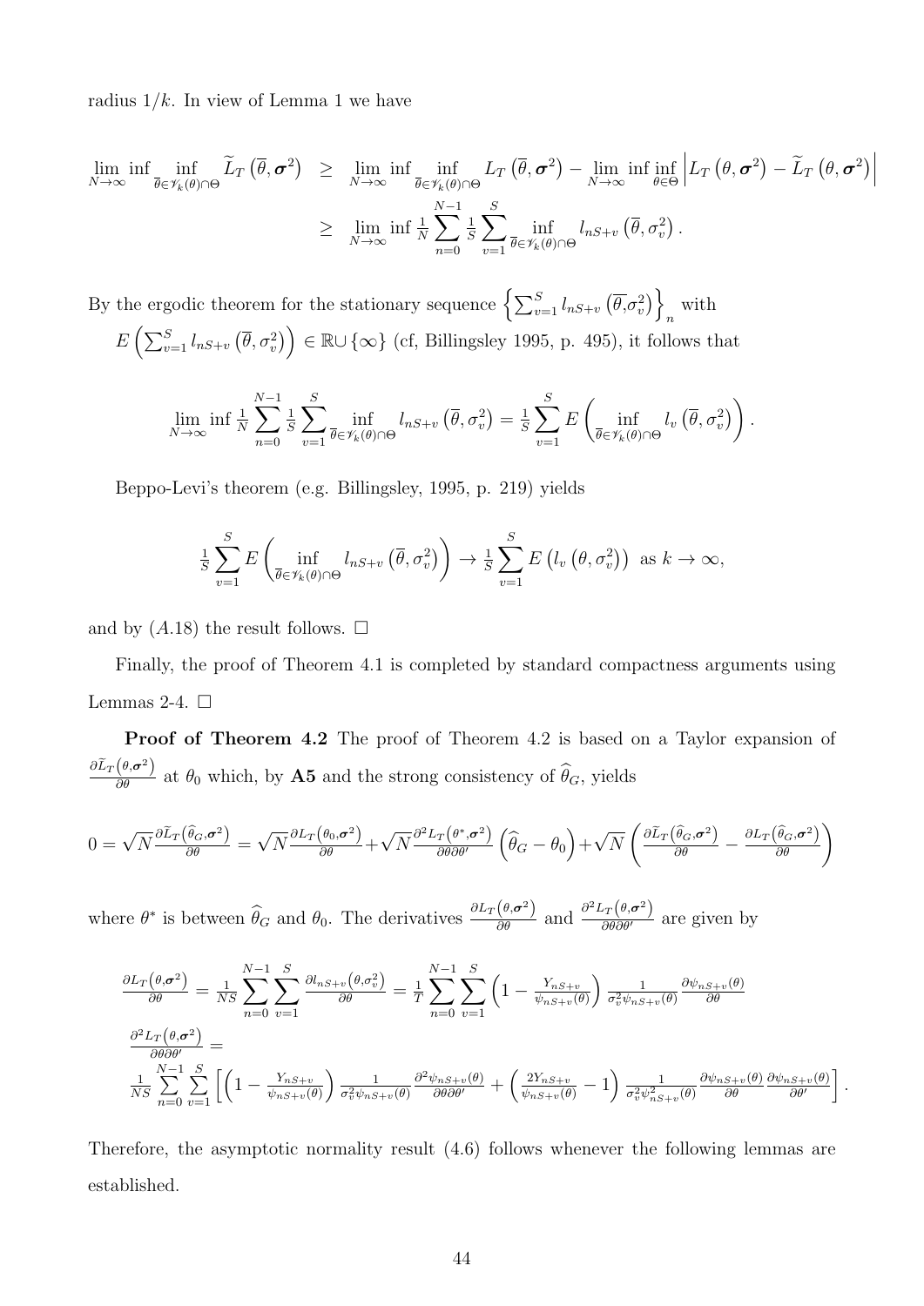radius $1/k$. In view of Lemma 1 we have

$$
\begin{aligned}
\lim_{N\to\infty}\inf \inf_{\overline{\theta}\in\mathscr{V}_k(\theta)\cap\Theta} \widetilde{L}_T\left(\overline{\theta},\boldsymbol{\sigma}^2\right) &\geq \lim_{N\to\infty}\inf \inf_{\overline{\theta}\in\mathscr{V}_k(\theta)\cap\Theta} L_T\left(\overline{\theta},\boldsymbol{\sigma}^2\right) - \lim_{N\to\infty}\inf \inf_{\theta\in\Theta}\left|L_T\left(\theta,\boldsymbol{\sigma}^2\right)-\widetilde{L}_T\left(\theta,\boldsymbol{\sigma}^2\right)\right| \\
&\geq \lim_{N\to\infty}\inf \tfrac{1}{N}\sum_{n=0}^{N-1}\tfrac{1}{S}\sum_{v=1}^{S}\inf_{\overline{\theta}\in\mathscr{V}_k(\theta)\cap\Theta} l_{nS+v}\left(\overline{\theta},\sigma_v^2\right).
\end{aligned}
$$

By the ergodic theorem for the stationary sequence $\left\{\sum_{v=1}^{S} l_{nS+v}\left(\overline{\theta},\sigma_v^2\right)\right\}_n$ with $E\left(\sum_{v=1}^{S} l_{nS+v}\left(\overline{\theta},\sigma_v^2\right)\right)\in\mathbb{R}\cup\{\infty\}$ (cf, Billingsley 1995, p. 495), it follows that

$$
\lim_{N\to\infty}\inf \tfrac{1}{N}\sum_{n=0}^{N-1}\tfrac{1}{S}\sum_{v=1}^{S}\inf_{\overline{\theta}\in\mathscr{V}_k(\theta)\cap\Theta} l_{nS+v}\left(\overline{\theta},\sigma_v^2\right) = \tfrac{1}{S}\sum_{v=1}^{S} E\left(\inf_{\overline{\theta}\in\mathscr{V}_k(\theta)\cap\Theta} l_v\left(\overline{\theta},\sigma_v^2\right)\right).
$$

Beppo-Levi's theorem (e.g. Billingsley, 1995, p. 219) yields

$$
\tfrac{1}{S}\sum_{v=1}^{S} E\left(\inf_{\overline{\theta}\in\mathscr{V}_k(\theta)\cap\Theta} l_{nS+v}\left(\overline{\theta},\sigma_v^2\right)\right) \to \tfrac{1}{S}\sum_{v=1}^{S} E\left(l_v\left(\theta,\sigma_v^2\right)\right) \text{ as } k\to\infty,
$$

and by $(A.18)$ the result follows. □

Finally, the proof of Theorem 4.1 is completed by standard compactness arguments using Lemmas 2-4. □

**Proof of Theorem 4.2** The proof of Theorem 4.2 is based on a Taylor expansion of $\frac{\partial \widetilde{L}_T\left(\theta,\boldsymbol{\sigma}^2\right)}{\partial\theta}$ at $\theta_0$ which, by **A5** and the strong consistency of $\widehat{\theta}_G$, yields

$$
0=\sqrt{N}\frac{\partial \widetilde{L}_T\left(\widehat{\theta}_G,\boldsymbol{\sigma}^2\right)}{\partial\theta} = \sqrt{N}\frac{\partial L_T\left(\theta_0,\boldsymbol{\sigma}^2\right)}{\partial\theta} + \sqrt{N}\frac{\partial^2 L_T\left(\theta^*,\boldsymbol{\sigma}^2\right)}{\partial\theta\partial\theta'}\left(\widehat{\theta}_G-\theta_0\right) + \sqrt{N}\left(\frac{\partial \widetilde{L}_T\left(\widehat{\theta}_G,\boldsymbol{\sigma}^2\right)}{\partial\theta} - \frac{\partial L_T\left(\widehat{\theta}_G,\boldsymbol{\sigma}^2\right)}{\partial\theta}\right)
$$

where $\theta^*$ is between $\widehat{\theta}_G$ and $\theta_0$. The derivatives $\frac{\partial L_T\left(\theta,\boldsymbol{\sigma}^2\right)}{\partial\theta}$ and $\frac{\partial^2 L_T\left(\theta,\boldsymbol{\sigma}^2\right)}{\partial\theta\partial\theta'}$ are given by

$$
\begin{aligned}
&\frac{\partial L_T\left(\theta,\boldsymbol{\sigma}^2\right)}{\partial\theta} = \frac{1}{NS}\sum_{n=0}^{N-1}\sum_{v=1}^{S}\frac{\partial l_{nS+v}\left(\theta,\sigma_v^2\right)}{\partial\theta} = \frac{1}{T}\sum_{n=0}^{N-1}\sum_{v=1}^{S}\left(1-\frac{Y_{nS+v}}{\psi_{nS+v}(\theta)}\right)\frac{1}{\sigma_v^2\psi_{nS+v}(\theta)}\frac{\partial\psi_{nS+v}(\theta)}{\partial\theta} \\
&\frac{\partial^2 L_T\left(\theta,\boldsymbol{\sigma}^2\right)}{\partial\theta\partial\theta'} = \\
&\frac{1}{NS}\sum_{n=0}^{N-1}\sum_{v=1}^{S}\left[\left(1-\frac{Y_{nS+v}}{\psi_{nS+v}(\theta)}\right)\frac{1}{\sigma_v^2\psi_{nS+v}(\theta)}\frac{\partial^2\psi_{nS+v}(\theta)}{\partial\theta\partial\theta'} + \left(\frac{2Y_{nS+v}}{\psi_{nS+v}(\theta)}-1\right)\frac{1}{\sigma_v^2\psi_{nS+v}^2(\theta)}\frac{\partial\psi_{nS+v}(\theta)}{\partial\theta}\frac{\partial\psi_{nS+v}(\theta)}{\partial\theta'}\right].
\end{aligned}
$$

Therefore, the asymptotic normality result (4.6) follows whenever the following lemmas are established.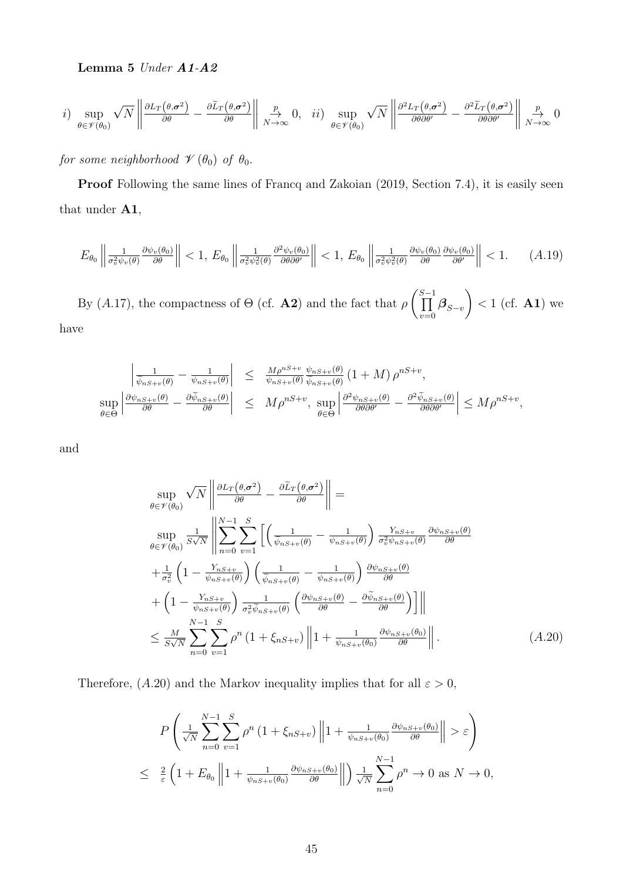**Lemma 5** *Under **A1**-**A2***

$$i) \sup_{\theta \in \mathscr{V}(\theta_0)} \sqrt{N} \left\| \frac{\partial L_T(\theta, \boldsymbol{\sigma}^2)}{\partial \theta} - \frac{\partial \widetilde{L}_T(\theta, \boldsymbol{\sigma}^2)}{\partial \theta} \right\| \underset{N \to \infty}{\overset{p}{\to}} 0, \quad ii) \sup_{\theta \in \mathscr{V}(\theta_0)} \sqrt{N} \left\| \frac{\partial^2 L_T(\theta, \boldsymbol{\sigma}^2)}{\partial \theta \partial \theta'} - \frac{\partial^2 \widetilde{L}_T(\theta, \boldsymbol{\sigma}^2)}{\partial \theta \partial \theta'} \right\| \underset{N \to \infty}{\overset{p}{\to}} 0$$

*for some neighborhood $\mathscr{V}(\theta_0)$ of $\theta_0$.*

**Proof** Following the same lines of Francq and Zakoian (2019, Section 7.4), it is easily seen that under **A1**,

$$E_{\theta_0} \left\| \frac{1}{\sigma_v^2 \psi_v(\theta)} \frac{\partial \psi_v(\theta_0)}{\partial \theta} \right\| < 1, \; E_{\theta_0} \left\| \frac{1}{\sigma_v^2 \psi_v^2(\theta)} \frac{\partial^2 \psi_v(\theta_0)}{\partial \theta \partial \theta'} \right\| < 1, \; E_{\theta_0} \left\| \frac{1}{\sigma_v^2 \psi_v^2(\theta)} \frac{\partial \psi_v(\theta_0)}{\partial \theta} \frac{\partial \psi_v(\theta_0)}{\partial \theta'} \right\| < 1. \qquad (A.19)$$

By $(A.17)$, the compactness of $\Theta$ (cf. **A2**) and the fact that $\rho \left( \prod_{v=0}^{S-1} \boldsymbol{\beta}_{S-v} \right) < 1$ (cf. **A1**) we have

$$\begin{aligned}
\left| \frac{1}{\widetilde{\psi}_{nS+v}(\theta)} - \frac{1}{\psi_{nS+v}(\theta)} \right| &\leq \frac{M \rho^{nS+v}}{\widetilde{\psi}_{nS+v}(\theta)} \frac{\psi_{nS+v}(\theta)}{\psi_{nS+v}(\theta)} (1+M) \rho^{nS+v}, \\
\sup_{\theta \in \Theta} \left| \frac{\partial \psi_{nS+v}(\theta)}{\partial \theta} - \frac{\partial \widetilde{\psi}_{nS+v}(\theta)}{\partial \theta} \right| &\leq M \rho^{nS+v}, \; \sup_{\theta \in \Theta} \left| \frac{\partial^2 \psi_{nS+v}(\theta)}{\partial \theta \partial \theta'} - \frac{\partial^2 \widetilde{\psi}_{nS+v}(\theta)}{\partial \theta \partial \theta'} \right| \leq M \rho^{nS+v},
\end{aligned}$$

and

$$\begin{aligned}
&\sup_{\theta \in \mathscr{V}(\theta_0)} \sqrt{N} \left\| \frac{\partial L_T(\theta, \boldsymbol{\sigma}^2)}{\partial \theta} - \frac{\partial \widetilde{L}_T(\theta, \boldsymbol{\sigma}^2)}{\partial \theta} \right\| = \\
&\sup_{\theta \in \mathscr{V}(\theta_0)} \frac{1}{S\sqrt{N}} \left\| \sum_{n=0}^{N-1} \sum_{v=1}^{S} \left[ \left( \frac{1}{\widetilde{\psi}_{nS+v}(\theta)} - \frac{1}{\psi_{nS+v}(\theta)} \right) \frac{Y_{nS+v}}{\sigma_v^2 \psi_{nS+v}(\theta)} \frac{\partial \psi_{nS+v}(\theta)}{\partial \theta} \right. \right. \\
&+ \frac{1}{\sigma_v^2} \left( 1 - \frac{Y_{nS+v}}{\psi_{nS+v}(\theta)} \right) \left( \frac{1}{\widetilde{\psi}_{nS+v}(\theta)} - \frac{1}{\psi_{nS+v}(\theta)} \right) \frac{\partial \psi_{nS+v}(\theta)}{\partial \theta} \\
&\left. \left. + \left( 1 - \frac{Y_{nS+v}}{\psi_{nS+v}(\theta)} \right) \frac{1}{\sigma_v^2 \widetilde{\psi}_{nS+v}(\theta)} \left( \frac{\partial \psi_{nS+v}(\theta)}{\partial \theta} - \frac{\partial \widetilde{\psi}_{nS+v}(\theta)}{\partial \theta} \right) \right] \right\| \\
&\leq \frac{M}{S\sqrt{N}} \sum_{n=0}^{N-1} \sum_{v=1}^{S} \rho^n \left( 1 + \xi_{nS+v} \right) \left\| 1 + \frac{1}{\psi_{nS+v}(\theta_0)} \frac{\partial \psi_{nS+v}(\theta_0)}{\partial \theta} \right\|. \qquad (A.20)
\end{aligned}$$

Therefore, $(A.20)$ and the Markov inequality implies that for all $\varepsilon > 0$,

$$\begin{aligned}
&P \left( \frac{1}{\sqrt{N}} \sum_{n=0}^{N-1} \sum_{v=1}^{S} \rho^n \left( 1 + \xi_{nS+v} \right) \left\| 1 + \frac{1}{\psi_{nS+v}(\theta_0)} \frac{\partial \psi_{nS+v}(\theta_0)}{\partial \theta} \right\| > \varepsilon \right) \\
\leq \; &\frac{2}{\varepsilon} \left( 1 + E_{\theta_0} \left\| 1 + \frac{1}{\psi_{nS+v}(\theta_0)} \frac{\partial \psi_{nS+v}(\theta_0)}{\partial \theta} \right\| \right) \frac{1}{\sqrt{N}} \sum_{n=0}^{N-1} \rho^n \to 0 \text{ as } N \to 0,
\end{aligned}$$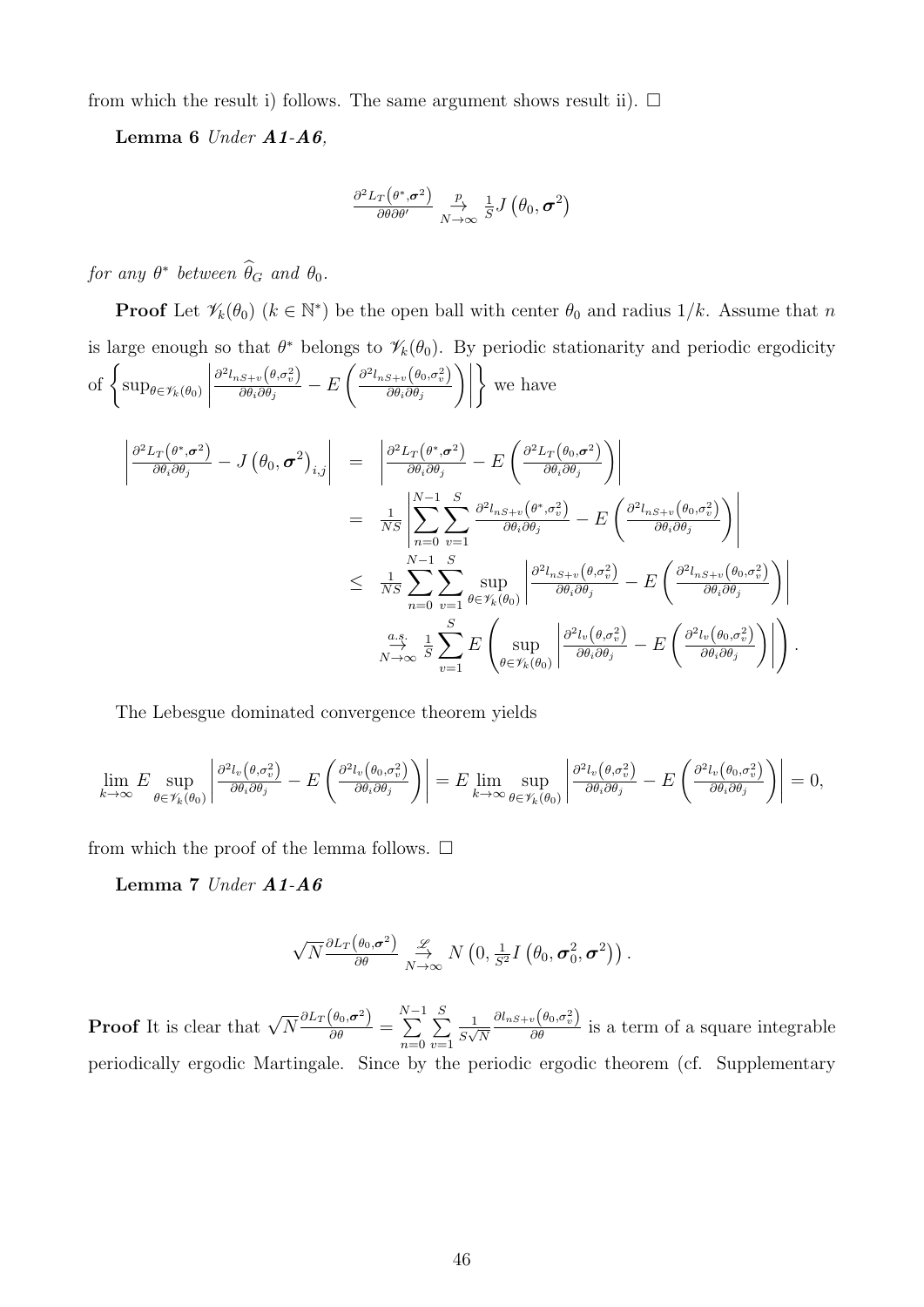from which the result i) follows. The same argument shows result ii). $\square$

**Lemma 6** *Under **A1-A6**,*

$$\frac{\partial^2 L_T\left(\theta^*, \boldsymbol{\sigma}^2\right)}{\partial\theta\partial\theta'} \underset{N\to\infty}{\overset{p}{\to}} \frac{1}{S} J\left(\theta_0, \boldsymbol{\sigma}^2\right)$$

*for any $\theta^*$ between $\widehat{\theta}_G$ and $\theta_0$.*

**Proof** Let $\mathscr{V}_k(\theta_0)$ $(k \in \mathbb{N}^*)$ be the open ball with center $\theta_0$ and radius $1/k$. Assume that $n$ is large enough so that $\theta^*$ belongs to $\mathscr{V}_k(\theta_0)$. By periodic stationarity and periodic ergodicity of $\left\{\sup_{\theta\in\mathscr{V}_k(\theta_0)}\left|\frac{\partial^2 l_{nS+v}\left(\theta,\sigma_v^2\right)}{\partial\theta_i\partial\theta_j} - E\left(\frac{\partial^2 l_{nS+v}\left(\theta_0,\sigma_v^2\right)}{\partial\theta_i\partial\theta_j}\right)\right|\right\}$ we have

$$\begin{aligned}
\left|\frac{\partial^2 L_T\left(\theta^*,\boldsymbol{\sigma}^2\right)}{\partial\theta_i\partial\theta_j} - J\left(\theta_0,\boldsymbol{\sigma}^2\right)_{i,j}\right| &= \left|\frac{\partial^2 L_T\left(\theta^*,\boldsymbol{\sigma}^2\right)}{\partial\theta_i\partial\theta_j} - E\left(\frac{\partial^2 L_T\left(\theta_0,\boldsymbol{\sigma}^2\right)}{\partial\theta_i\partial\theta_j}\right)\right| \\
&= \frac{1}{NS}\left|\sum_{n=0}^{N-1}\sum_{v=1}^{S}\frac{\partial^2 l_{nS+v}\left(\theta^*,\sigma_v^2\right)}{\partial\theta_i\partial\theta_j} - E\left(\frac{\partial^2 l_{nS+v}\left(\theta_0,\sigma_v^2\right)}{\partial\theta_i\partial\theta_j}\right)\right| \\
&\leq \frac{1}{NS}\sum_{n=0}^{N-1}\sum_{v=1}^{S}\sup_{\theta\in\mathscr{V}_k(\theta_0)}\left|\frac{\partial^2 l_{nS+v}\left(\theta,\sigma_v^2\right)}{\partial\theta_i\partial\theta_j} - E\left(\frac{\partial^2 l_{nS+v}\left(\theta_0,\sigma_v^2\right)}{\partial\theta_i\partial\theta_j}\right)\right| \\
&\underset{N\to\infty}{\overset{a.s.}{\to}} \frac{1}{S}\sum_{v=1}^{S} E\left(\sup_{\theta\in\mathscr{V}_k(\theta_0)}\left|\frac{\partial^2 l_v\left(\theta,\sigma_v^2\right)}{\partial\theta_i\partial\theta_j} - E\left(\frac{\partial^2 l_v\left(\theta_0,\sigma_v^2\right)}{\partial\theta_i\partial\theta_j}\right)\right|\right).
\end{aligned}$$

The Lebesgue dominated convergence theorem yields

$$\lim_{k\to\infty} E\sup_{\theta\in\mathscr{V}_k(\theta_0)}\left|\frac{\partial^2 l_v\left(\theta,\sigma_v^2\right)}{\partial\theta_i\partial\theta_j} - E\left(\frac{\partial^2 l_v\left(\theta_0,\sigma_v^2\right)}{\partial\theta_i\partial\theta_j}\right)\right| = E\lim_{k\to\infty}\sup_{\theta\in\mathscr{V}_k(\theta_0)}\left|\frac{\partial^2 l_v\left(\theta,\sigma_v^2\right)}{\partial\theta_i\partial\theta_j} - E\left(\frac{\partial^2 l_v\left(\theta_0,\sigma_v^2\right)}{\partial\theta_i\partial\theta_j}\right)\right| = 0,$$

from which the proof of the lemma follows. $\square$

**Lemma 7** *Under **A1-A6***

$$\sqrt{N}\frac{\partial L_T\left(\theta_0,\boldsymbol{\sigma}^2\right)}{\partial\theta} \underset{N\to\infty}{\overset{\mathscr{L}}{\to}} N\left(0, \tfrac{1}{S^2} I\left(\theta_0, \boldsymbol{\sigma}_0^2, \boldsymbol{\sigma}^2\right)\right).$$

**Proof** It is clear that $\sqrt{N}\frac{\partial L_T\left(\theta_0,\boldsymbol{\sigma}^2\right)}{\partial\theta} = \sum_{n=0}^{N-1}\sum_{v=1}^{S}\frac{1}{S\sqrt{N}}\frac{\partial l_{nS+v}\left(\theta_0,\sigma_v^2\right)}{\partial\theta}$ is a term of a square integrable periodically ergodic Martingale. Since by the periodic ergodic theorem (cf. Supplementary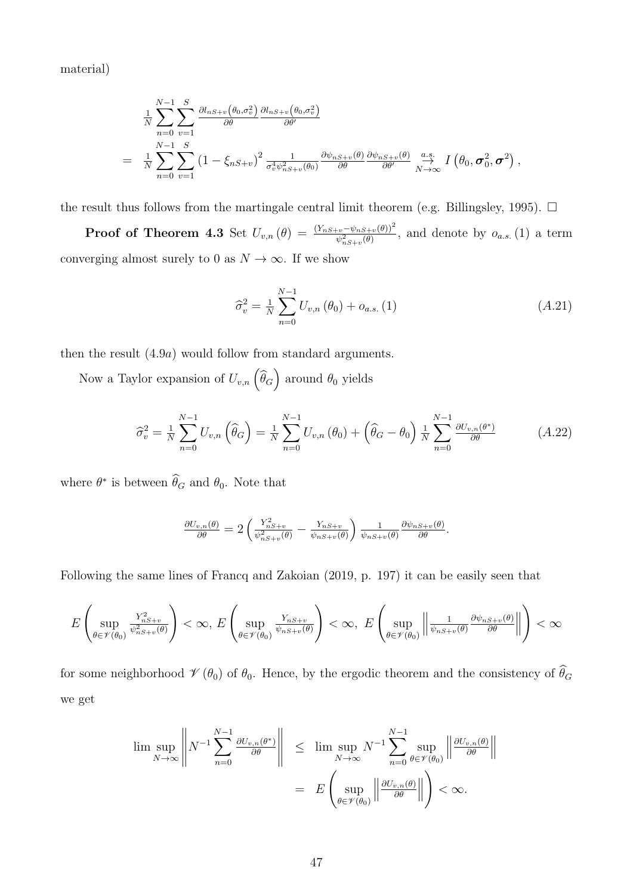material)

$$
\begin{aligned}
& \tfrac{1}{N}\sum_{n=0}^{N-1}\sum_{v=1}^{S} \tfrac{\partial l_{nS+v}\left(\theta_0,\sigma_v^2\right)}{\partial\theta}\tfrac{\partial l_{nS+v}\left(\theta_0,\sigma_v^2\right)}{\partial\theta'} \\
= \; & \tfrac{1}{N}\sum_{n=0}^{N-1}\sum_{v=1}^{S} \left(1-\xi_{nS+v}\right)^2 \tfrac{1}{\sigma_v^4\psi_{nS+v}^2(\theta_0)}\tfrac{\partial\psi_{nS+v}(\theta)}{\partial\theta}\tfrac{\partial\psi_{nS+v}(\theta)}{\partial\theta'} \underset{N\to\infty}{\overset{a.s.}{\to}} I\left(\theta_0,\boldsymbol{\sigma}_0^2,\boldsymbol{\sigma}^2\right),
\end{aligned}
$$

the result thus follows from the martingale central limit theorem (e.g. Billingsley, 1995). $\square$

**Proof of Theorem 4.3** Set $U_{v,n}(\theta) = \frac{\left(Y_{nS+v}-\psi_{nS+v}(\theta)\right)^2}{\psi_{nS+v}^2(\theta)}$, and denote by $o_{a.s.}(1)$ a term converging almost surely to 0 as $N\to\infty$. If we show

$$
\widehat{\sigma}_v^2 = \tfrac{1}{N}\sum_{n=0}^{N-1} U_{v,n}\left(\theta_0\right) + o_{a.s.}(1) \tag{A.21}
$$

then the result $(4.9a)$ would follow from standard arguments.

Now a Taylor expansion of $U_{v,n}\left(\widehat{\theta}_G\right)$ around $\theta_0$ yields

$$
\widehat{\sigma}_v^2 = \tfrac{1}{N}\sum_{n=0}^{N-1} U_{v,n}\left(\widehat{\theta}_G\right) = \tfrac{1}{N}\sum_{n=0}^{N-1} U_{v,n}\left(\theta_0\right) + \left(\widehat{\theta}_G-\theta_0\right)\tfrac{1}{N}\sum_{n=0}^{N-1}\tfrac{\partial U_{v,n}(\theta^*)}{\partial\theta} \tag{A.22}
$$

where $\theta^*$ is between $\widehat{\theta}_G$ and $\theta_0$. Note that

$$
\tfrac{\partial U_{v,n}(\theta)}{\partial\theta} = 2\left(\tfrac{Y_{nS+v}^2}{\psi_{nS+v}^2(\theta)} - \tfrac{Y_{nS+v}}{\psi_{nS+v}(\theta)}\right)\tfrac{1}{\psi_{nS+v}(\theta)}\tfrac{\partial\psi_{nS+v}(\theta)}{\partial\theta}.
$$

Following the same lines of Francq and Zakoian (2019, p. 197) it can be easily seen that

$$
E\left(\sup_{\theta\in\mathscr{V}(\theta_0)}\tfrac{Y_{nS+v}^2}{\psi_{nS+v}^2(\theta)}\right)<\infty,\; E\left(\sup_{\theta\in\mathscr{V}(\theta_0)}\tfrac{Y_{nS+v}}{\psi_{nS+v}(\theta)}\right)<\infty,\; E\left(\sup_{\theta\in\mathscr{V}(\theta_0)}\left\|\tfrac{1}{\psi_{nS+v}(\theta)}\tfrac{\partial\psi_{nS+v}(\theta)}{\partial\theta}\right\|\right)<\infty
$$

for some neighborhood $\mathscr{V}(\theta_0)$ of $\theta_0$. Hence, by the ergodic theorem and the consistency of $\widehat{\theta}_G$ we get

$$
\begin{aligned}
\limsup_{N\to\infty}\left\|N^{-1}\sum_{n=0}^{N-1}\tfrac{\partial U_{v,n}(\theta^*)}{\partial\theta}\right\| &\leq \limsup_{N\to\infty} N^{-1}\sum_{n=0}^{N-1}\sup_{\theta\in\mathscr{V}(\theta_0)}\left\|\tfrac{\partial U_{v,n}(\theta)}{\partial\theta}\right\| \\
&= E\left(\sup_{\theta\in\mathscr{V}(\theta_0)}\left\|\tfrac{\partial U_{v,n}(\theta)}{\partial\theta}\right\|\right)<\infty.
\end{aligned}
$$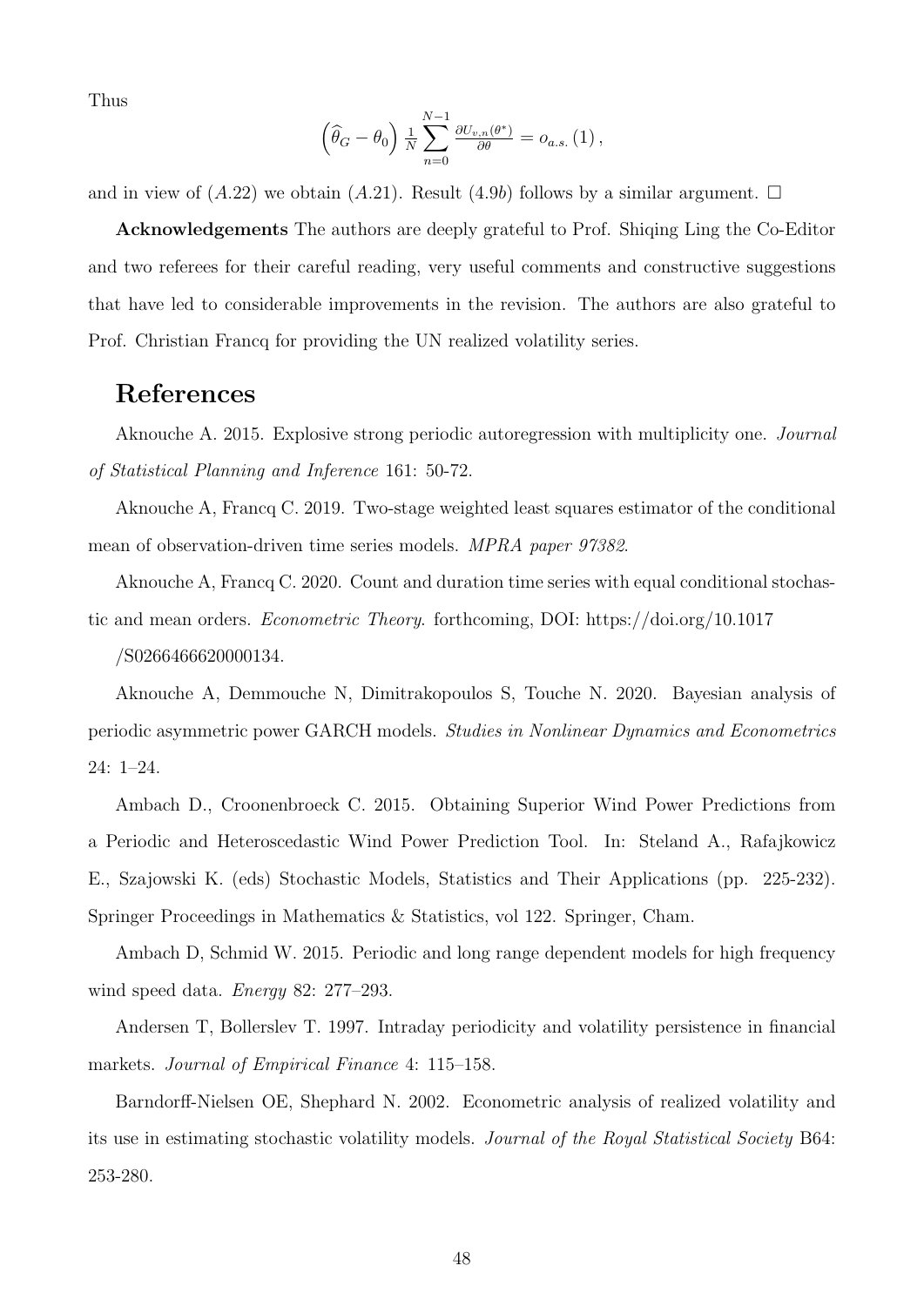Thus

$$\left(\widehat{\theta}_G - \theta_0\right) \frac{1}{N} \sum_{n=0}^{N-1} \frac{\partial U_{v,n}(\theta^*)}{\partial \theta} = o_{a.s.}(1),$$

and in view of $(A.22)$ we obtain $(A.21)$. Result $(4.9b)$ follows by a similar argument. $\square$

**Acknowledgements** The authors are deeply grateful to Prof. Shiqing Ling the Co-Editor and two referees for their careful reading, very useful comments and constructive suggestions that have led to considerable improvements in the revision. The authors are also grateful to Prof. Christian Francq for providing the UN realized volatility series.

## References

Aknouche A. 2015. Explosive strong periodic autoregression with multiplicity one. *Journal of Statistical Planning and Inference* 161: 50-72.

Aknouche A, Francq C. 2019. Two-stage weighted least squares estimator of the conditional mean of observation-driven time series models. *MPRA paper 97382*.

Aknouche A, Francq C. 2020. Count and duration time series with equal conditional stochastic and mean orders. *Econometric Theory*. forthcoming, DOI: https://doi.org/10.1017 /S0266466620000134.

Aknouche A, Demmouche N, Dimitrakopoulos S, Touche N. 2020. Bayesian analysis of periodic asymmetric power GARCH models. *Studies in Nonlinear Dynamics and Econometrics* 24: 1–24.

Ambach D., Croonenbroeck C. 2015. Obtaining Superior Wind Power Predictions from a Periodic and Heteroscedastic Wind Power Prediction Tool. In: Steland A., Rafajkowicz E., Szajowski K. (eds) Stochastic Models, Statistics and Their Applications (pp. 225-232). Springer Proceedings in Mathematics & Statistics, vol 122. Springer, Cham.

Ambach D, Schmid W. 2015. Periodic and long range dependent models for high frequency wind speed data. *Energy* 82: 277–293.

Andersen T, Bollerslev T. 1997. Intraday periodicity and volatility persistence in financial markets. *Journal of Empirical Finance* 4: 115–158.

Barndorff-Nielsen OE, Shephard N. 2002. Econometric analysis of realized volatility and its use in estimating stochastic volatility models. *Journal of the Royal Statistical Society* B64: 253-280.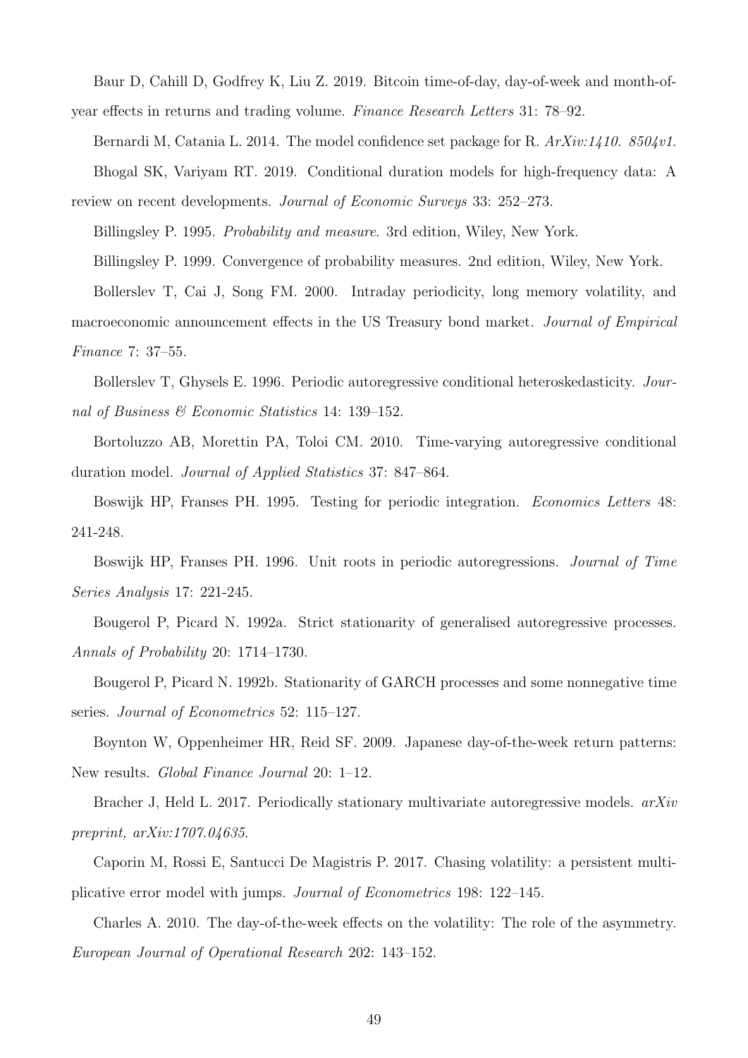Baur D, Cahill D, Godfrey K, Liu Z. 2019. Bitcoin time-of-day, day-of-week and month-of-year effects in returns and trading volume. *Finance Research Letters* 31: 78–92.

Bernardi M, Catania L. 2014. The model confidence set package for R. *ArXiv:1410. 8504v1.*

Bhogal SK, Variyam RT. 2019. Conditional duration models for high-frequency data: A review on recent developments. *Journal of Economic Surveys* 33: 252–273.

Billingsley P. 1995. *Probability and measure*. 3rd edition, Wiley, New York.

Billingsley P. 1999. Convergence of probability measures. 2nd edition, Wiley, New York.

Bollerslev T, Cai J, Song FM. 2000. Intraday periodicity, long memory volatility, and macroeconomic announcement effects in the US Treasury bond market. *Journal of Empirical Finance* 7: 37–55.

Bollerslev T, Ghysels E. 1996. Periodic autoregressive conditional heteroskedasticity. *Journal of Business & Economic Statistics* 14: 139–152.

Bortoluzzo AB, Morettin PA, Toloi CM. 2010. Time-varying autoregressive conditional duration model. *Journal of Applied Statistics* 37: 847–864.

Boswijk HP, Franses PH. 1995. Testing for periodic integration. *Economics Letters* 48: 241-248.

Boswijk HP, Franses PH. 1996. Unit roots in periodic autoregressions. *Journal of Time Series Analysis* 17: 221-245.

Bougerol P, Picard N. 1992a. Strict stationarity of generalised autoregressive processes. *Annals of Probability* 20: 1714–1730.

Bougerol P, Picard N. 1992b. Stationarity of GARCH processes and some nonnegative time series. *Journal of Econometrics* 52: 115–127.

Boynton W, Oppenheimer HR, Reid SF. 2009. Japanese day-of-the-week return patterns: New results. *Global Finance Journal* 20: 1–12.

Bracher J, Held L. 2017. Periodically stationary multivariate autoregressive models. *arXiv preprint, arXiv:1707.04635*.

Caporin M, Rossi E, Santucci De Magistris P. 2017. Chasing volatility: a persistent multiplicative error model with jumps. *Journal of Econometrics* 198: 122–145.

Charles A. 2010. The day-of-the-week effects on the volatility: The role of the asymmetry. *European Journal of Operational Research* 202: 143–152.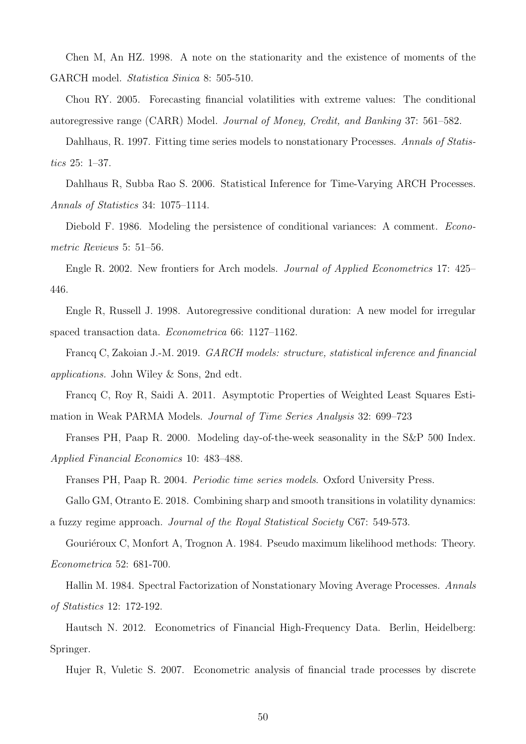Chen M, An HZ. 1998. A note on the stationarity and the existence of moments of the GARCH model. *Statistica Sinica* 8: 505-510.

Chou RY. 2005. Forecasting financial volatilities with extreme values: The conditional autoregressive range (CARR) Model. *Journal of Money, Credit, and Banking* 37: 561–582.

Dahlhaus, R. 1997. Fitting time series models to nonstationary Processes. *Annals of Statistics* 25: 1–37.

Dahlhaus R, Subba Rao S. 2006. Statistical Inference for Time-Varying ARCH Processes. *Annals of Statistics* 34: 1075–1114.

Diebold F. 1986. Modeling the persistence of conditional variances: A comment. *Econometric Reviews* 5: 51–56.

Engle R. 2002. New frontiers for Arch models. *Journal of Applied Econometrics* 17: 425–446.

Engle R, Russell J. 1998. Autoregressive conditional duration: A new model for irregular spaced transaction data. *Econometrica* 66: 1127–1162.

Francq C, Zakoian J.-M. 2019. *GARCH models: structure, statistical inference and financial applications.* John Wiley & Sons, 2nd edt.

Francq C, Roy R, Saidi A. 2011. Asymptotic Properties of Weighted Least Squares Estimation in Weak PARMA Models. *Journal of Time Series Analysis* 32: 699–723

Franses PH, Paap R. 2000. Modeling day-of-the-week seasonality in the S&P 500 Index. *Applied Financial Economics* 10: 483–488.

Franses PH, Paap R. 2004. *Periodic time series models*. Oxford University Press.

Gallo GM, Otranto E. 2018. Combining sharp and smooth transitions in volatility dynamics: a fuzzy regime approach. *Journal of the Royal Statistical Society* C67: 549-573.

Gouriéroux C, Monfort A, Trognon A. 1984. Pseudo maximum likelihood methods: Theory. *Econometrica* 52: 681-700.

Hallin M. 1984. Spectral Factorization of Nonstationary Moving Average Processes. *Annals of Statistics* 12: 172-192.

Hautsch N. 2012. Econometrics of Financial High-Frequency Data. Berlin, Heidelberg: Springer.

Hujer R, Vuletic S. 2007. Econometric analysis of financial trade processes by discrete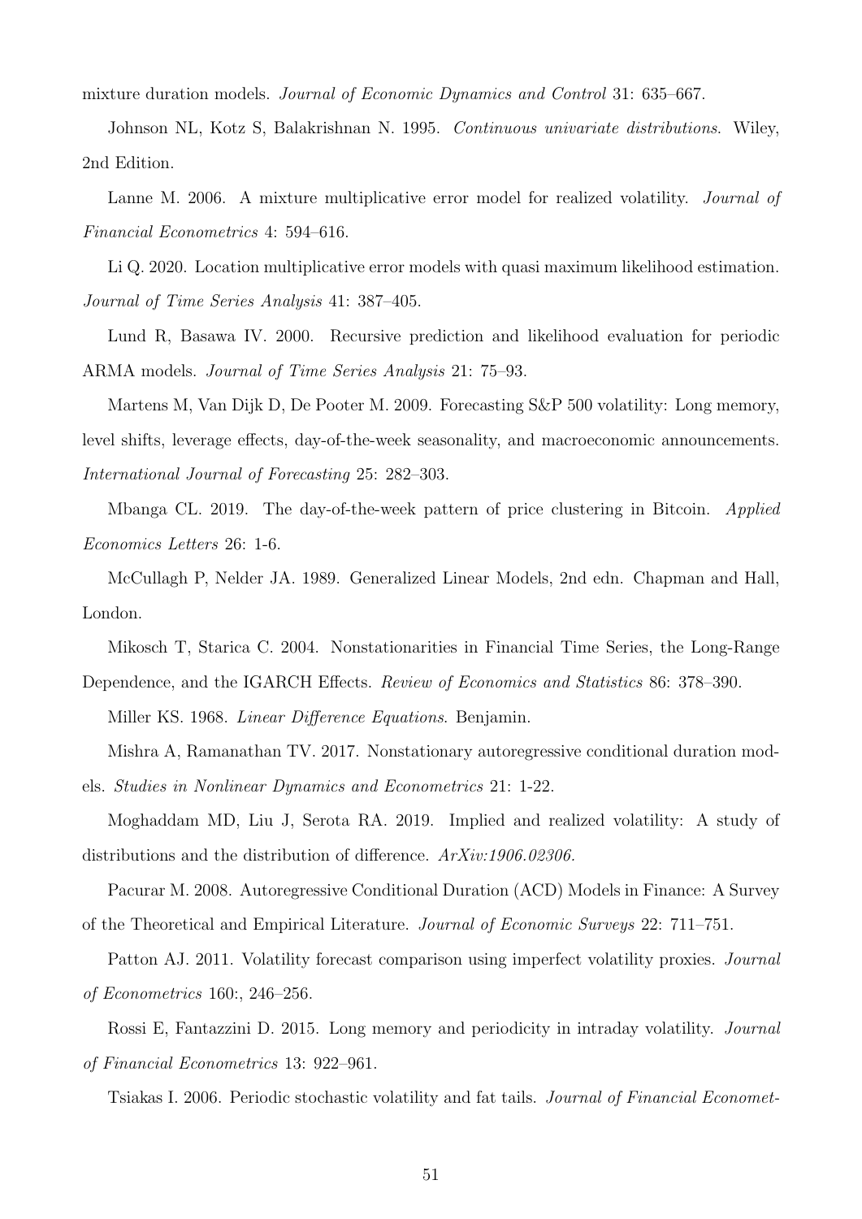mixture duration models. *Journal of Economic Dynamics and Control* 31: 635–667.

Johnson NL, Kotz S, Balakrishnan N. 1995. *Continuous univariate distributions*. Wiley, 2nd Edition.

Lanne M. 2006. A mixture multiplicative error model for realized volatility. *Journal of Financial Econometrics* 4: 594–616.

Li Q. 2020. Location multiplicative error models with quasi maximum likelihood estimation. *Journal of Time Series Analysis* 41: 387–405.

Lund R, Basawa IV. 2000. Recursive prediction and likelihood evaluation for periodic ARMA models. *Journal of Time Series Analysis* 21: 75–93.

Martens M, Van Dijk D, De Pooter M. 2009. Forecasting S&P 500 volatility: Long memory, level shifts, leverage effects, day-of-the-week seasonality, and macroeconomic announcements. *International Journal of Forecasting* 25: 282–303.

Mbanga CL. 2019. The day-of-the-week pattern of price clustering in Bitcoin. *Applied Economics Letters* 26: 1-6.

McCullagh P, Nelder JA. 1989. Generalized Linear Models, 2nd edn. Chapman and Hall, London.

Mikosch T, Starica C. 2004. Nonstationarities in Financial Time Series, the Long-Range Dependence, and the IGARCH Effects. *Review of Economics and Statistics* 86: 378–390.

Miller KS. 1968. *Linear Difference Equations*. Benjamin.

Mishra A, Ramanathan TV. 2017. Nonstationary autoregressive conditional duration models. *Studies in Nonlinear Dynamics and Econometrics* 21: 1-22.

Moghaddam MD, Liu J, Serota RA. 2019. Implied and realized volatility: A study of distributions and the distribution of difference. *ArXiv:1906.02306*.

Pacurar M. 2008. Autoregressive Conditional Duration (ACD) Models in Finance: A Survey of the Theoretical and Empirical Literature. *Journal of Economic Surveys* 22: 711–751.

Patton AJ. 2011. Volatility forecast comparison using imperfect volatility proxies. *Journal of Econometrics* 160:, 246–256.

Rossi E, Fantazzini D. 2015. Long memory and periodicity in intraday volatility. *Journal of Financial Econometrics* 13: 922–961.

Tsiakas I. 2006. Periodic stochastic volatility and fat tails. *Journal of Financial Economet-*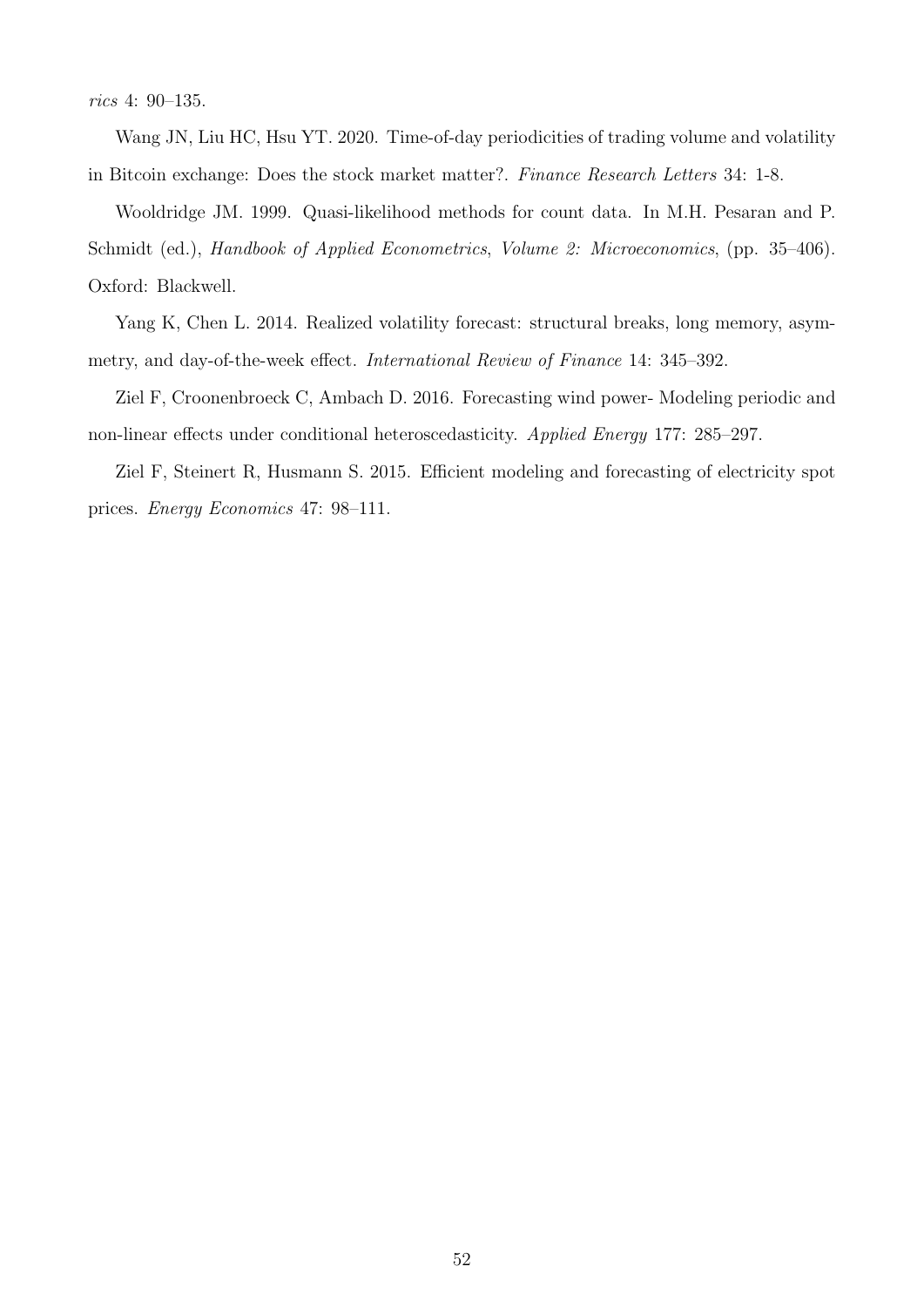*rics* 4: 90–135.

Wang JN, Liu HC, Hsu YT. 2020. Time-of-day periodicities of trading volume and volatility in Bitcoin exchange: Does the stock market matter?. *Finance Research Letters* 34: 1-8.

Wooldridge JM. 1999. Quasi-likelihood methods for count data. In M.H. Pesaran and P. Schmidt (ed.), *Handbook of Applied Econometrics*, *Volume 2: Microeconomics*, (pp. 35–406). Oxford: Blackwell.

Yang K, Chen L. 2014. Realized volatility forecast: structural breaks, long memory, asymmetry, and day-of-the-week effect. *International Review of Finance* 14: 345–392.

Ziel F, Croonenbroeck C, Ambach D. 2016. Forecasting wind power- Modeling periodic and non-linear effects under conditional heteroscedasticity. *Applied Energy* 177: 285–297.

Ziel F, Steinert R, Husmann S. 2015. Efficient modeling and forecasting of electricity spot prices. *Energy Economics* 47: 98–111.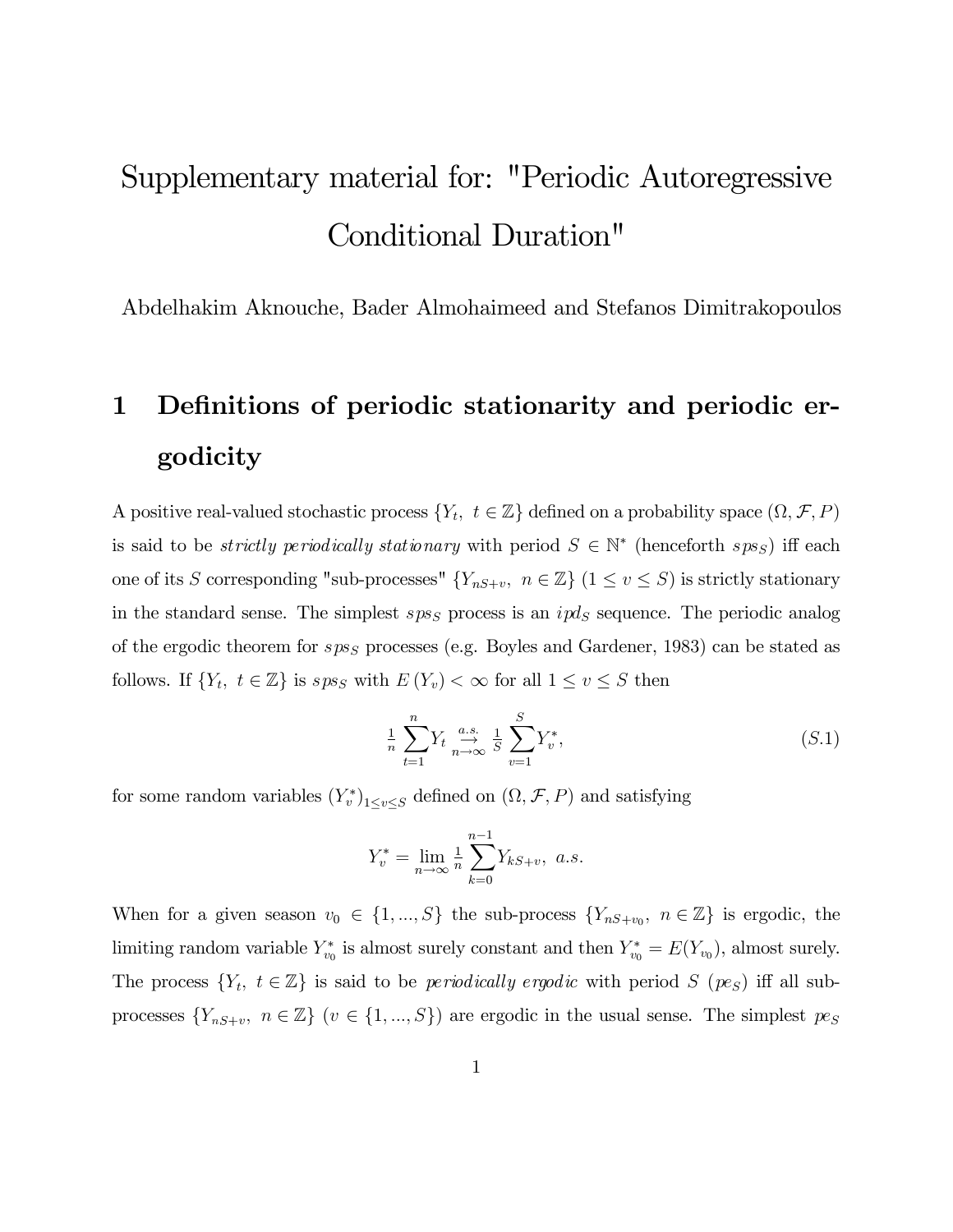# Supplementary material for: "Periodic Autoregressive Conditional Duration"

Abdelhakim Aknouche, Bader Almohaimeed and Stefanos Dimitrakopoulos

## 1 Definitions of periodic stationarity and periodic ergodicity

A positive real-valued stochastic process $\{Y_t,\ t \in \mathbb{Z}\}$ defined on a probability space $(\Omega, \mathcal{F}, P)$ is said to be *strictly periodically stationary* with period $S \in \mathbb{N}^*$ (henceforth $sps_S$) iff each one of its $S$ corresponding "sub-processes" $\{Y_{nS+v},\ n \in \mathbb{Z}\}$ $(1 \leq v \leq S)$ is strictly stationary in the standard sense. The simplest $sps_S$ process is an $ipd_S$ sequence. The periodic analog of the ergodic theorem for $sps_S$ processes (e.g. Boyles and Gardener, 1983) can be stated as follows. If $\{Y_t,\ t \in \mathbb{Z}\}$ is $sps_S$ with $E(Y_v) < \infty$ for all $1 \leq v \leq S$ then

$$\tfrac{1}{n}\sum_{t=1}^{n} Y_t \underset{n \to \infty}{\overset{a.s.}{\to}} \tfrac{1}{S}\sum_{v=1}^{S} Y_v^*, \tag{S.1}$$

for some random variables $(Y_v^*)_{1 \leq v \leq S}$ defined on $(\Omega, \mathcal{F}, P)$ and satisfying

$$Y_v^* = \lim_{n \to \infty} \tfrac{1}{n}\sum_{k=0}^{n-1} Y_{kS+v},\ a.s.$$

When for a given season $v_0 \in \{1, ..., S\}$ the sub-process $\{Y_{nS+v_0},\ n \in \mathbb{Z}\}$ is ergodic, the limiting random variable $Y_{v_0}^*$ is almost surely constant and then $Y_{v_0}^* = E(Y_{v_0})$, almost surely. The process $\{Y_t,\ t \in \mathbb{Z}\}$ is said to be *periodically ergodic* with period $S$ $(pe_S)$ iff all sub-processes $\{Y_{nS+v},\ n \in \mathbb{Z}\}$ $(v \in \{1, ..., S\})$ are ergodic in the usual sense. The simplest $pe_S$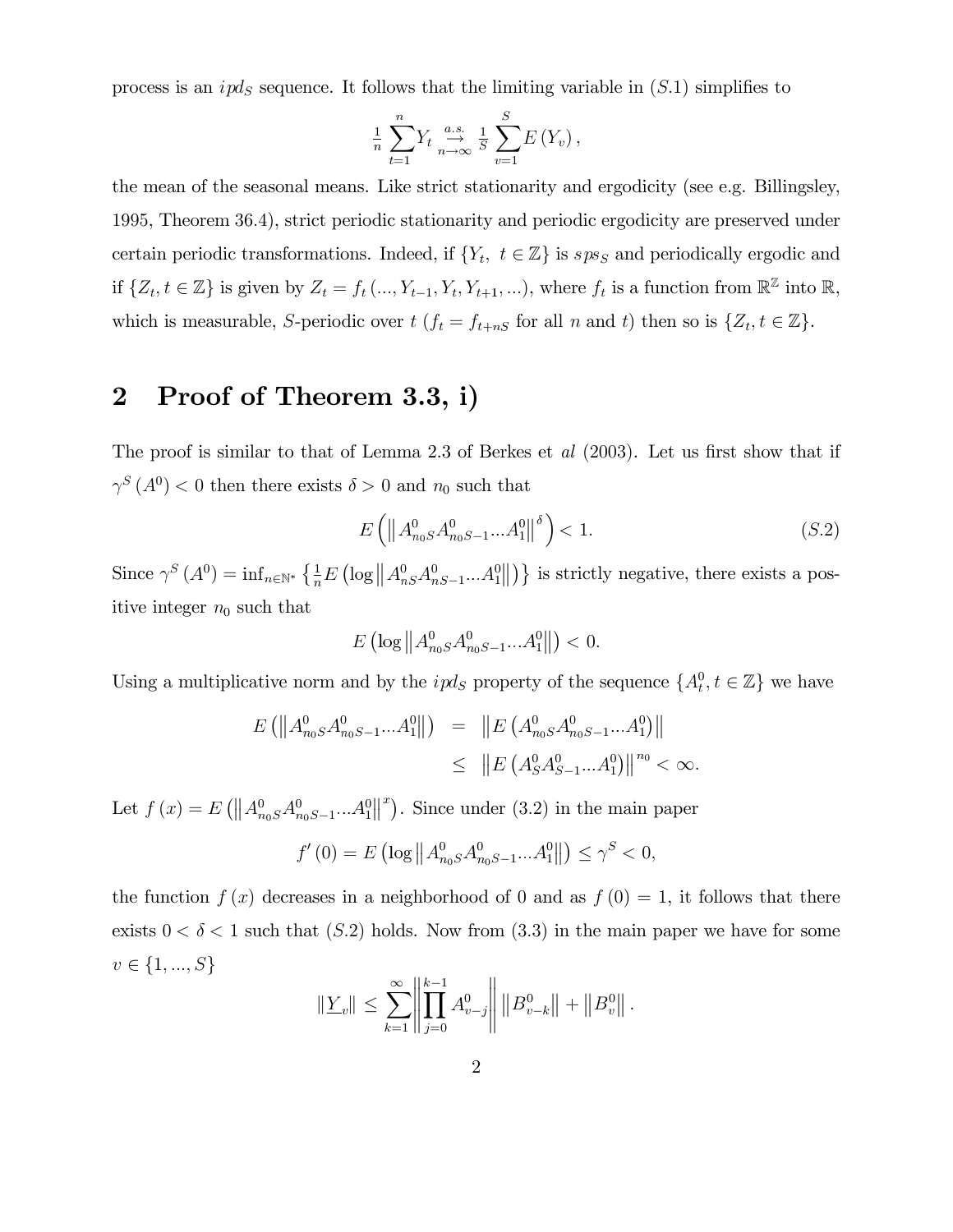process is an $ipd_S$ sequence. It follows that the limiting variable in $(S.1)$ simplifies to

$$\frac{1}{n}\sum_{t=1}^{n} Y_t \underset{n\to\infty}{\overset{a.s.}{\to}} \frac{1}{S}\sum_{v=1}^{S} E\left(Y_v\right),$$

the mean of the seasonal means. Like strict stationarity and ergodicity (see e.g. Billingsley, 1995, Theorem 36.4), strict periodic stationarity and periodic ergodicity are preserved under certain periodic transformations. Indeed, if $\{Y_t,\ t\in\mathbb{Z}\}$ is $sps_S$ and periodically ergodic and if $\{Z_t, t\in\mathbb{Z}\}$ is given by $Z_t = f_t\left(..., Y_{t-1}, Y_t, Y_{t+1}, ...\right)$, where $f_t$ is a function from $\mathbb{R}^{\mathbb{Z}}$ into $\mathbb{R}$, which is measurable, $S$-periodic over $t$ ($f_t = f_{t+nS}$ for all $n$ and $t$) then so is $\{Z_t, t\in\mathbb{Z}\}$.

## 2 Proof of Theorem 3.3, i)

The proof is similar to that of Lemma 2.3 of Berkes et *al* (2003). Let us first show that if $\gamma^S\left(A^0\right) < 0$ then there exists $\delta > 0$ and $n_0$ such that

$$E\left(\left\|A^0_{n_0S}A^0_{n_0S-1}...A^0_1\right\|^{\delta}\right) < 1. \tag{S.2}$$

Since $\gamma^S\left(A^0\right) = \inf_{n\in\mathbb{N}^*}\left\{\frac{1}{n}E\left(\log\left\|A^0_{nS}A^0_{nS-1}...A^0_1\right\|\right)\right\}$ is strictly negative, there exists a positive integer $n_0$ such that

$$E\left(\log\left\|A^0_{n_0S}A^0_{n_0S-1}...A^0_1\right\|\right) < 0.$$

Using a multiplicative norm and by the $ipd_S$ property of the sequence $\{A^0_t, t\in\mathbb{Z}\}$ we have

$$\begin{aligned} E\left(\left\|A^0_{n_0S}A^0_{n_0S-1}...A^0_1\right\|\right) &= \left\|E\left(A^0_{n_0S}A^0_{n_0S-1}...A^0_1\right)\right\| \\ &\leq \left\|E\left(A^0_{S}A^0_{S-1}...A^0_1\right)\right\|^{n_0} < \infty. \end{aligned}$$

Let $f(x) = E\left(\left\|A^0_{n_0S}A^0_{n_0S-1}...A^0_1\right\|^{x}\right)$. Since under (3.2) in the main paper

$$f'(0) = E\left(\log\left\|A^0_{n_0S}A^0_{n_0S-1}...A^0_1\right\|\right) \leq \gamma^S < 0,$$

the function $f(x)$ decreases in a neighborhood of 0 and as $f(0) = 1$, it follows that there exists $0 < \delta < 1$ such that $(S.2)$ holds. Now from (3.3) in the main paper we have for some $v\in\{1, ..., S\}$

$$\left\|\underline{Y}_v\right\| \leq \sum_{k=1}^{\infty}\left\|\prod_{j=0}^{k-1}A^0_{v-j}\right\|\left\|B^0_{v-k}\right\| + \left\|B^0_v\right\|.$$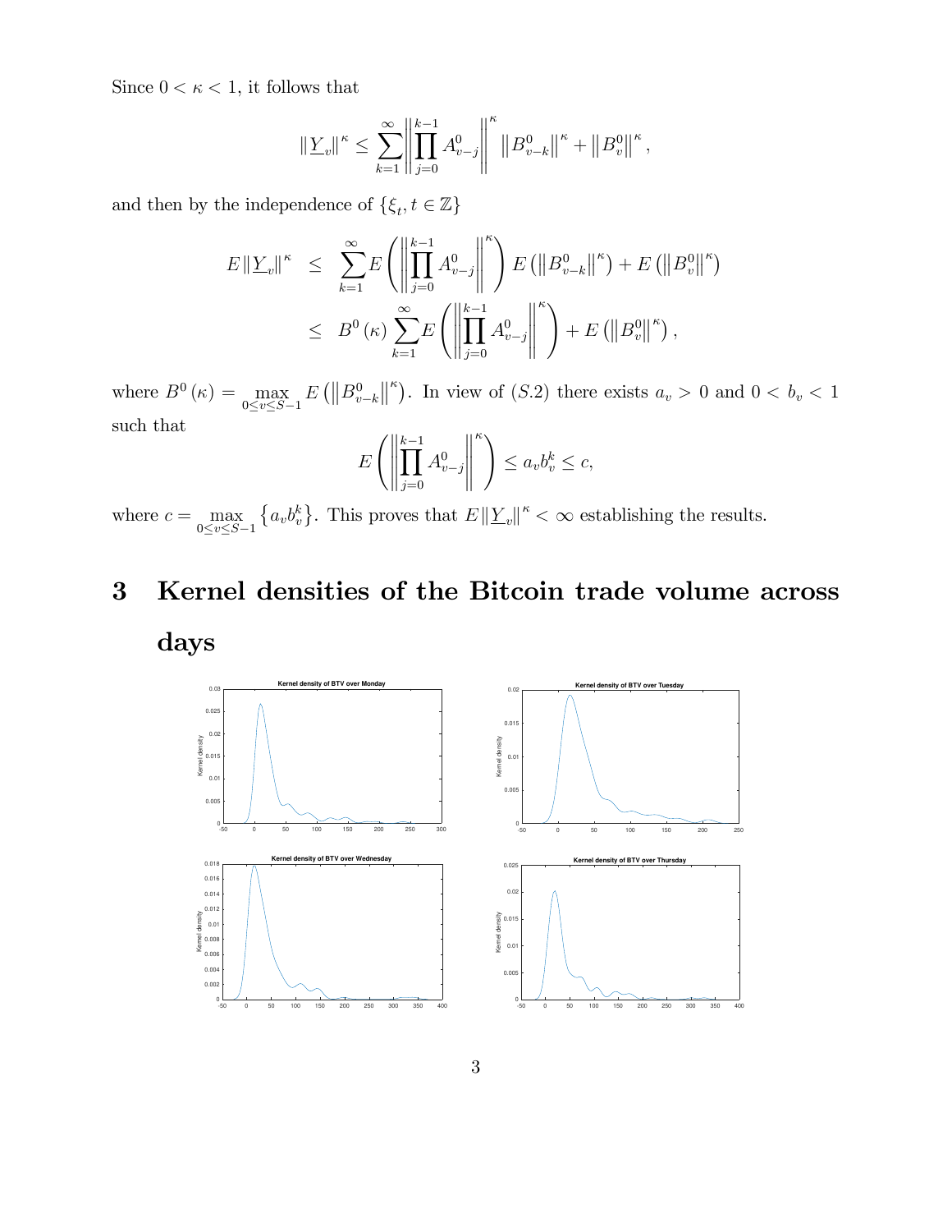Since $0 < \kappa < 1$, it follows that

$$\left\|\underline{Y}_v\right\|^\kappa \leq \sum_{k=1}^{\infty} \left\| \prod_{j=0}^{k-1} A_{v-j}^0 \right\|^\kappa \left\|B_{v-k}^0\right\|^\kappa + \left\|B_v^0\right\|^\kappa,$$

and then by the independence of $\{\xi_t, t \in \mathbb{Z}\}$

$$\begin{aligned}
E\left\|\underline{Y}_v\right\|^\kappa &\leq \sum_{k=1}^{\infty} E\left( \left\| \prod_{j=0}^{k-1} A_{v-j}^0 \right\|^\kappa \right) E\left(\left\|B_{v-k}^0\right\|^\kappa\right) + E\left(\left\|B_v^0\right\|^\kappa\right) \\
&\leq B^0(\kappa) \sum_{k=1}^{\infty} E\left( \left\| \prod_{j=0}^{k-1} A_{v-j}^0 \right\|^\kappa \right) + E\left(\left\|B_v^0\right\|^\kappa\right),
\end{aligned}$$

where $B^0(\kappa) = \max\limits_{0 \leq v \leq S-1} E\left(\left\|B_{v-k}^0\right\|^\kappa\right)$. In view of $(S.2)$ there exists $a_v > 0$ and $0 < b_v < 1$ such that

$$E\left( \left\| \prod_{j=0}^{k-1} A_{v-j}^0 \right\|^\kappa \right) \leq a_v b_v^k \leq c,$$

where $c = \max\limits_{0 \leq v \leq S-1} \left\{a_v b_v^k\right\}$. This proves that $E\left\|\underline{Y}_v\right\|^\kappa < \infty$ establishing the results.

# 3 Kernel densities of the Bitcoin trade volume across days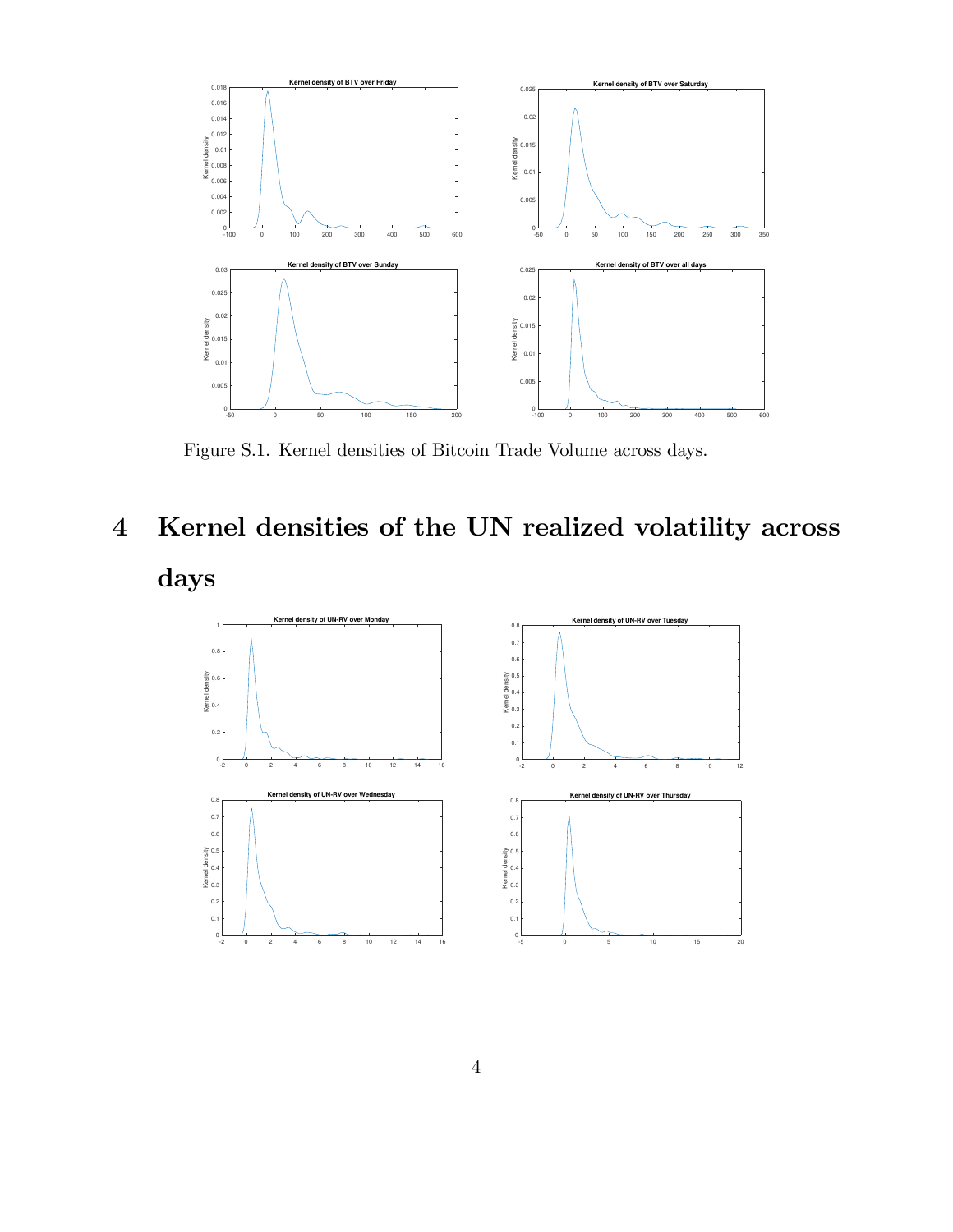Figure S.1. Kernel densities of Bitcoin Trade Volume across days.

# 4 Kernel densities of the UN realized volatility across days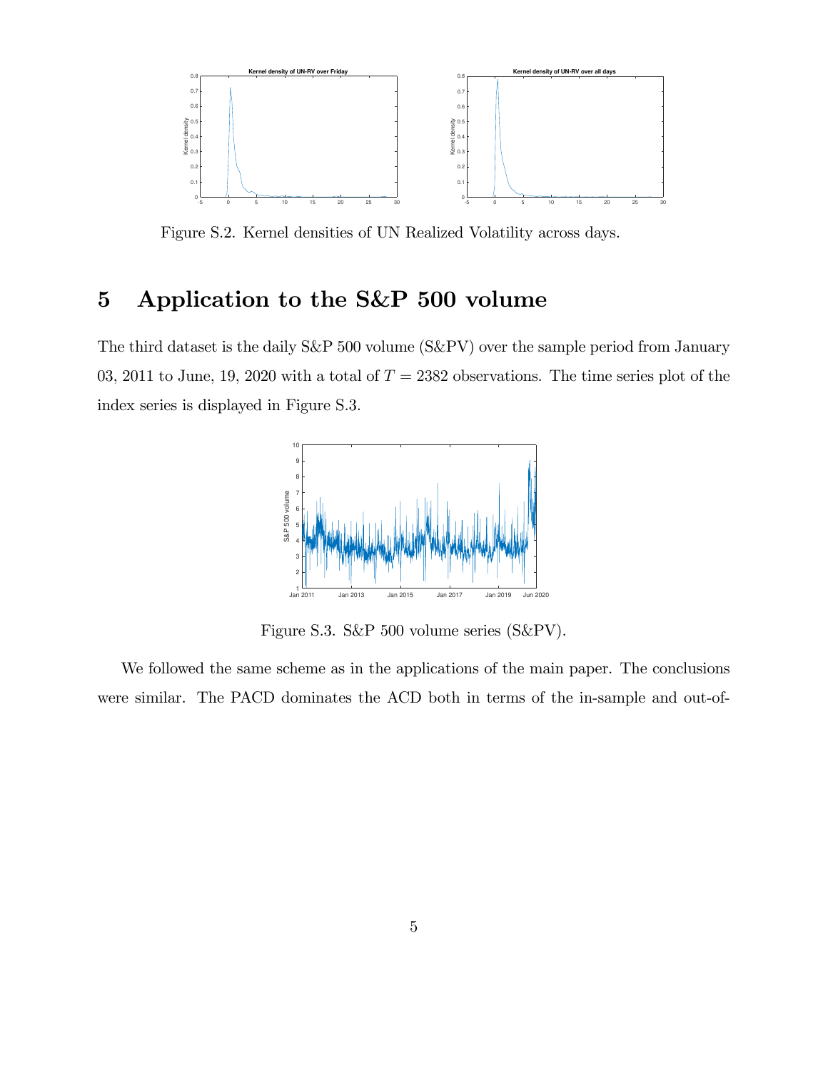Figure S.2. Kernel densities of UN Realized Volatility across days.

## 5 Application to the S&P 500 volume

The third dataset is the daily S&P 500 volume (S&PV) over the sample period from January 03, 2011 to June, 19, 2020 with a total of $T = 2382$ observations. The time series plot of the index series is displayed in Figure S.3.

Figure S.3. S&P 500 volume series (S&PV).

We followed the same scheme as in the applications of the main paper. The conclusions were similar. The PACD dominates the ACD both in terms of the in-sample and out-of-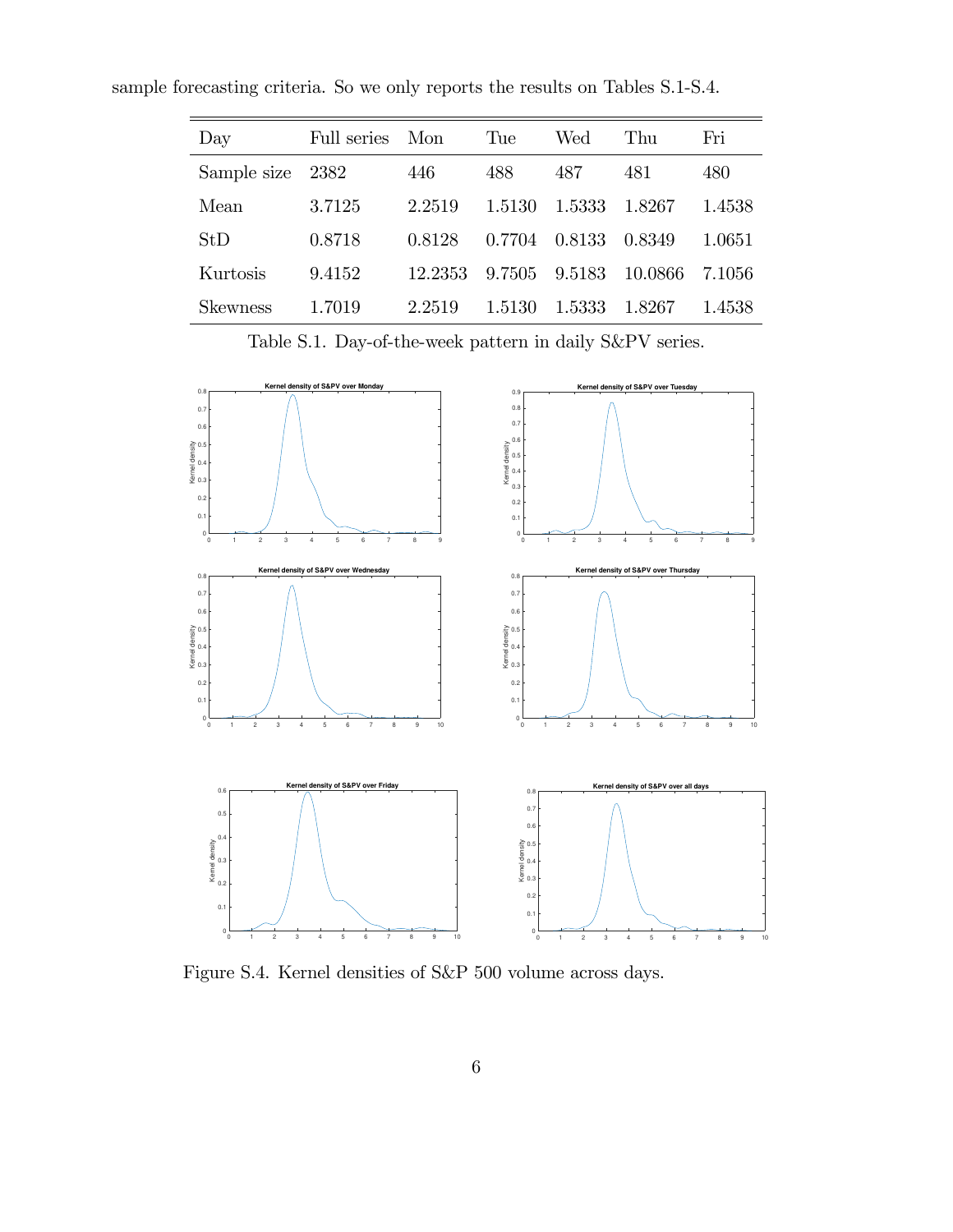sample forecasting criteria. So we only reports the results on Tables S.1-S.4.

| Day | Full series | Mon | Tue | Wed | Thu | Fri |
| --- | --- | --- | --- | --- | --- | --- |
| Sample size | 2382 | 446 | 488 | 487 | 481 | 480 |
| Mean | 3.7125 | 2.2519 | 1.5130 | 1.5333 | 1.8267 | 1.4538 |
| StD | 0.8718 | 0.8128 | 0.7704 | 0.8133 | 0.8349 | 1.0651 |
| Kurtosis | 9.4152 | 12.2353 | 9.7505 | 9.5183 | 10.0866 | 7.1056 |
| Skewness | 1.7019 | 2.2519 | 1.5130 | 1.5333 | 1.8267 | 1.4538 |

Table S.1. Day-of-the-week pattern in daily S&PV series.

Figure S.4. Kernel densities of S&P 500 volume across days.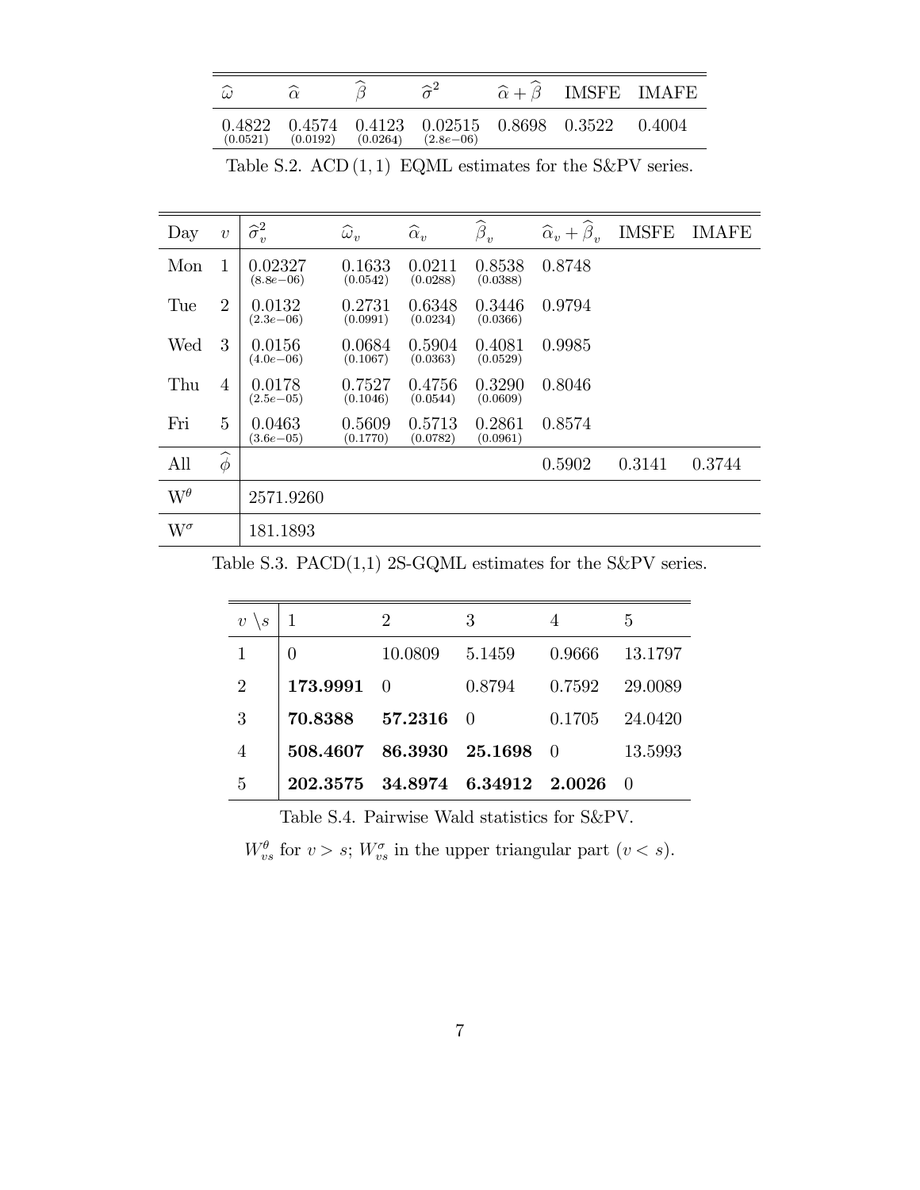| $\widehat{\omega}$ | $\widehat{\alpha}$ | $\widehat{\beta}$ | $\widehat{\sigma}^2$ | $\widehat{\alpha}+\widehat{\beta}$ | IMSFE | IMAFE |
|---|---|---|---|---|---|---|
| 0.4822 (0.0521) | 0.4574 (0.0192) | 0.4123 (0.0264) | 0.02515 (2.8e−06) | 0.8698 | 0.3522 | 0.4004 |

Table S.2. ACD $(1,1)$ EQML estimates for the S&PV series.

| Day | $v$ | $\widehat{\sigma}_v^2$ | $\widehat{\omega}_v$ | $\widehat{\alpha}_v$ | $\widehat{\beta}_v$ | $\widehat{\alpha}_v+\widehat{\beta}_v$ | IMSFE | IMAFE |
|---|---|---|---|---|---|---|---|---|
| Mon | 1 | 0.02327 (8.8e−06) | 0.1633 (0.0542) | 0.0211 (0.0288) | 0.8538 (0.0388) | 0.8748 | | |
| Tue | 2 | 0.0132 (2.3e−06) | 0.2731 (0.0991) | 0.6348 (0.0234) | 0.3446 (0.0366) | 0.9794 | | |
| Wed | 3 | 0.0156 (4.0e−06) | 0.0684 (0.1067) | 0.5904 (0.0363) | 0.4081 (0.0529) | 0.9985 | | |
| Thu | 4 | 0.0178 (2.5e−05) | 0.7527 (0.1046) | 0.4756 (0.0544) | 0.3290 (0.0609) | 0.8046 | | |
| Fri | 5 | 0.0463 (3.6e−05) | 0.5609 (0.1770) | 0.5713 (0.0782) | 0.2861 (0.0961) | 0.8574 | | |
| All | $\widehat{\phi}$ | | | | | 0.5902 | 0.3141 | 0.3744 |
| $W^{\theta}$ | | 2571.9260 | | | | | | |
| $W^{\sigma}$ | | 181.1893 | | | | | | |

Table S.3. PACD(1,1) 2S-GQML estimates for the S&PV series.

| $v \setminus s$ | 1 | 2 | 3 | 4 | 5 |
|---|---|---|---|---|---|
| 1 | 0 | 10.0809 | 5.1459 | 0.9666 | 13.1797 |
| 2 | **173.9991** | 0 | 0.8794 | 0.7592 | 29.0089 |
| 3 | **70.8388** | **57.2316** | 0 | 0.1705 | 24.0420 |
| 4 | **508.4607** | **86.3930** | **25.1698** | 0 | 13.5993 |
| 5 | **202.3575** | **34.8974** | **6.34912** | **2.0026** | 0 |

Table S.4. Pairwise Wald statistics for S&PV.

$W_{vs}^{\theta}$ for $v > s$; $W_{vs}^{\sigma}$ in the upper triangular part ($v < s$).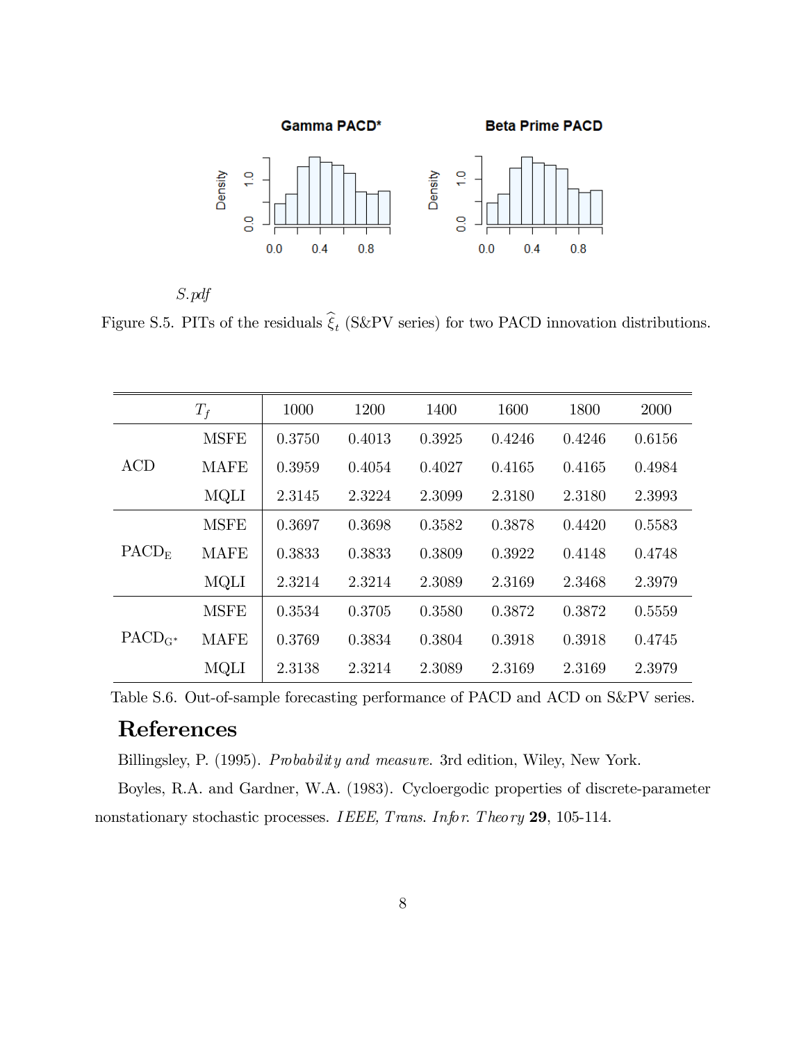Gamma PACD*

Density

1.0

0.0

0.0 0.4 0.8

Beta Prime PACD

Density

1.0

0.0

0.0 0.4 0.8

*S.pdf*

Figure S.5. PITs of the residuals $\widehat{\xi}_t$ (S&PV series) for two PACD innovation distributions.

| | $T_f$ | 1000 | 1200 | 1400 | 1600 | 1800 | 2000 |
|---|---|---|---|---|---|---|---|
| ACD | MSFE | 0.3750 | 0.4013 | 0.3925 | 0.4246 | 0.4246 | 0.6156 |
| | MAFE | 0.3959 | 0.4054 | 0.4027 | 0.4165 | 0.4165 | 0.4984 |
| | MQLI | 2.3145 | 2.3224 | 2.3099 | 2.3180 | 2.3180 | 2.3993 |
| $\text{PACD}_{\text{E}}$ | MSFE | 0.3697 | 0.3698 | 0.3582 | 0.3878 | 0.4420 | 0.5583 |
| | MAFE | 0.3833 | 0.3833 | 0.3809 | 0.3922 | 0.4148 | 0.4748 |
| | MQLI | 2.3214 | 2.3214 | 2.3089 | 2.3169 | 2.3468 | 2.3979 |
| $\text{PACD}_{\text{G}^*}$ | MSFE | 0.3534 | 0.3705 | 0.3580 | 0.3872 | 0.3872 | 0.5559 |
| | MAFE | 0.3769 | 0.3834 | 0.3804 | 0.3918 | 0.3918 | 0.4745 |
| | MQLI | 2.3138 | 2.3214 | 2.3089 | 2.3169 | 2.3169 | 2.3979 |

Table S.6. Out-of-sample forecasting performance of PACD and ACD on S&PV series.

## References

Billingsley, P. (1995). *Probability and measure*. 3rd edition, Wiley, New York.

Boyles, R.A. and Gardner, W.A. (1983). Cycloergodic properties of discrete-parameter nonstationary stochastic processes. *IEEE, Trans. Infor. Theory* **29**, 105-114.